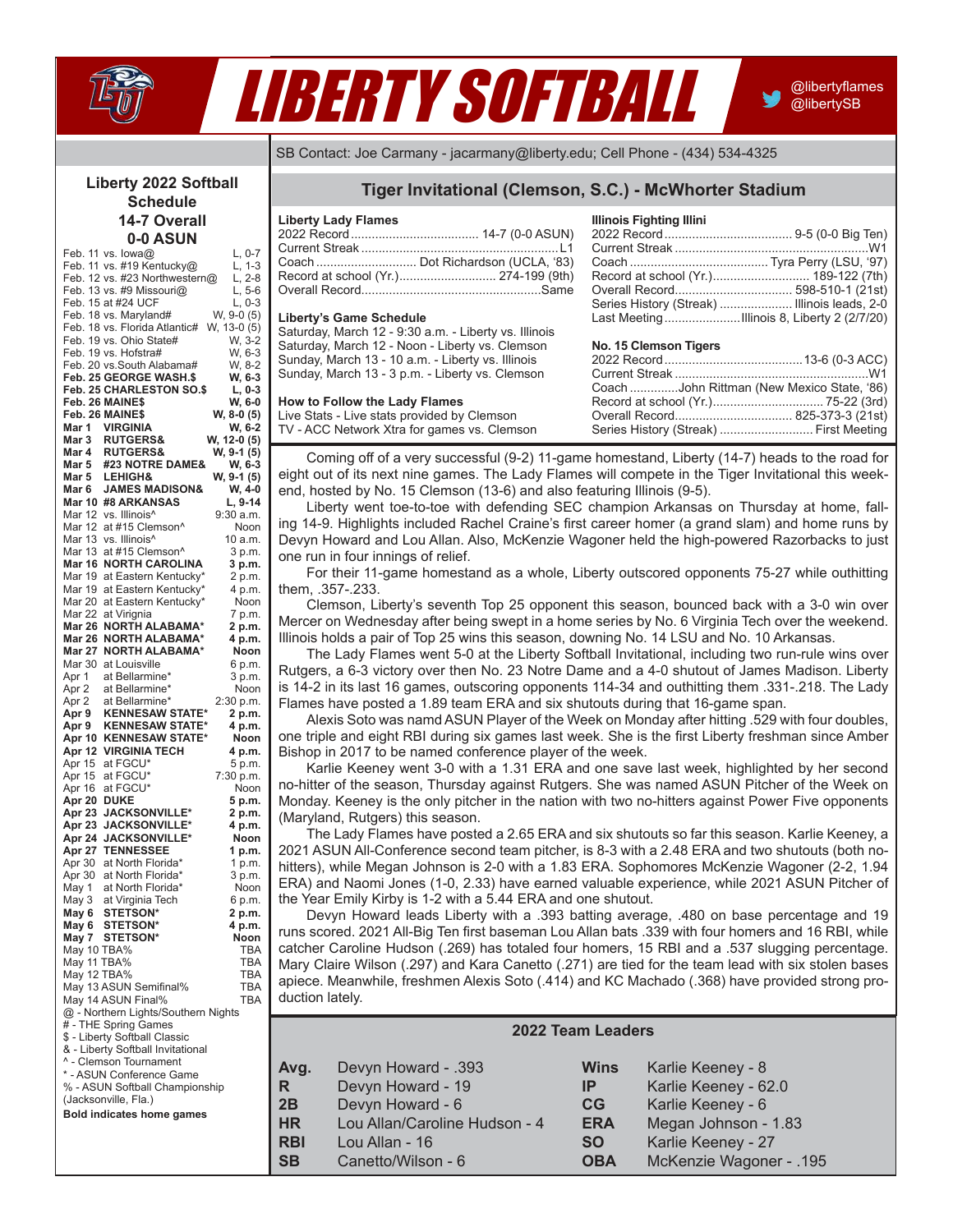# LIBERTY SOFTBALL

@libertyflames
@libertySB

SB Contact: Joe Carmany - jacarmany@liberty.edu; Cell Phone - (434) 534-4325

## Tiger Invitational (Clemson, S.C.) - McWhorter Stadium

**Liberty Lady Flames**
2022 Record .................................. 14-7 (0-0 ASUN)
Current Streak .................................. L1
Coach .................................. Dot Richardson (UCLA, '83)
Record at school (Yr.) .................................. 274-199 (9th)
Overall Record .................................. Same

**Liberty's Game Schedule**
Saturday, March 12 - 9:30 a.m. - Liberty vs. Illinois
Saturday, March 12 - Noon - Liberty vs. Clemson
Sunday, March 13 - 10 a.m. - Liberty vs. Illinois
Sunday, March 13 - 3 p.m. - Liberty vs. Clemson

**How to Follow the Lady Flames**
Live Stats - Live stats provided by Clemson
TV - ACC Network Xtra for games vs. Clemson

**Illinois Fighting Illini**
2022 Record .................................. 9-5 (0-0 Big Ten)
Current Streak .................................. W1
Coach .................................. Tyra Perry (LSU, '97)
Record at school (Yr.) .................................. 189-122 (7th)
Overall Record .................................. 598-510-1 (21st)
Series History (Streak) .................................. Illinois leads, 2-0
Last Meeting .................................. Illinois 8, Liberty 2 (2/7/20)

**No. 15 Clemson Tigers**
2022 Record .................................. 13-6 (0-3 ACC)
Current Streak .................................. W1
Coach .................................. John Rittman (New Mexico State, '86)
Record at school (Yr.) .................................. 75-22 (3rd)
Overall Record .................................. 825-373-3 (21st)
Series History (Streak) .................................. First Meeting

Coming off of a very successful (9-2) 11-game homestand, Liberty (14-7) heads to the road for eight out of its next nine games. The Lady Flames will compete in the Tiger Invitational this weekend, followed by No. 15 Clemson (13-6) and also featuring Illinois (9-5).

Liberty went toe-to-toe with defending SEC champion Arkansas on Thursday at home, falling 14-9. Highlights included Rachel Craine's first career homer (a grand slam) and home runs by Devyn Howard and Lou Allan. Also, McKenzie Wagoner held the high-powered Razorbacks to just one run in four innings of relief.

For their 11-game homestand as a whole, Liberty outscored opponents 75-27 while outhitting them, .357-.233.

Clemson, Liberty's seventh Top 25 opponent this season, bounced back with a 3-0 win over Mercer on Wednesday after being swept in a home series by No. 6 Virginia Tech over the weekend. Illinois holds a pair of Top 25 wins this season, downing No. 14 LSU and No. 10 Arkansas.

The Lady Flames went 5-0 at the Liberty Softball Invitational, including two run-rule wins over Rutgers, a 6-3 victory over then No. 23 Notre Dame and a 4-0 shutout of James Madison. Liberty is 14-2 in its last 16 games, outscoring opponents 114-34 and outhitting them .331-.218. The Lady Flames have posted a 1.89 team ERA and six shutouts during that 16-game span.

Alexis Soto was namd ASUN Player of the Week on Monday after hitting .529 with four doubles, one triple and eight RBI during six games last week. She is the first Liberty freshman since Amber Bishop in 2017 to be named conference player of the week.

Karlie Keeney went 3-0 with a 1.31 ERA and one save last week, highlighted by her second no-hitter of the season, Thursday against Rutgers. She was named ASUN Pitcher of the Week on Monday. Keeney is the only pitcher in the nation with two no-hitters against Power Five opponents (Maryland, Rutgers) this season.

The Lady Flames have posted a 2.65 ERA and six shutouts so far this season. Karlie Keeney, a 2021 ASUN All-Conference second team pitcher, is 8-3 with a 2.48 ERA and two shutouts (both no-hitters), while Megan Johnson is 2-0 with a 1.83 ERA. Sophomores McKenzie Wagoner (2-2, 1.94 ERA) and Naomi Jones (1-0, 2.33) have earned valuable experience, while 2021 ASUN Pitcher of the Year Emily Kirby is 1-2 with a 5.44 ERA and one shutout.

Devyn Howard leads Liberty with a .393 batting average, .480 on base percentage and 19 runs scored. 2021 All-Big Ten first baseman Lou Allan bats .339 with four homers and 16 RBI, while catcher Caroline Hudson (.269) has totaled four homers, 15 RBI and a .537 slugging percentage. Mary Claire Wilson (.297) and Kara Canetto (.271) are tied for the team lead with six stolen bases apiece. Meanwhile, freshmen Alexis Soto (.414) and KC Machado (.368) have provided strong production lately.

## 2022 Team Leaders

| | | | |
|---|---|---|---|
| **Avg.** | Devyn Howard - .393 | **Wins** | Karlie Keeney - 8 |
| **R** | Devyn Howard - 19 | **IP** | Karlie Keeney - 62.0 |
| **2B** | Devyn Howard - 6 | **CG** | Karlie Keeney - 6 |
| **HR** | Lou Allan/Caroline Hudson - 4 | **ERA** | Megan Johnson - 1.83 |
| **RBI** | Lou Allan - 16 | **SO** | Karlie Keeney - 27 |
| **SB** | Canetto/Wilson - 6 | **OBA** | McKenzie Wagoner - .195 |

## Liberty 2022 Softball Schedule
## 14-7 Overall
## 0-0 ASUN

| Date | Opponent | Result/Time |
|---|---|---|
| Feb. 11 | vs. Iowa@ | L, 0-7 |
| Feb. 11 | vs. #19 Kentucky@ | L, 1-3 |
| Feb. 12 | vs. #23 Northwestern@ | L, 2-8 |
| Feb. 13 | vs. #9 Missouri@ | L, 5-6 |
| Feb. 15 | at #24 UCF | L, 0-3 |
| Feb. 18 | vs. Maryland# | W, 9-0 (5) |
| Feb. 18 | vs. Florida Atlantic# | W, 13-0 (5) |
| Feb. 19 | vs. Ohio State# | W, 3-2 |
| Feb. 19 | vs. Hofstra# | W, 6-3 |
| Feb. 20 | vs.South Alabama# | W, 8-2 |
| **Feb. 25** | **GEORGE WASH.$** | **W, 6-3** |
| **Feb. 25** | **CHARLESTON SO.$** | **L, 0-3** |
| **Feb. 26** | **MAINE$** | **W, 6-0** |
| **Feb. 26** | **MAINE$** | **W, 8-0 (5)** |
| **Mar 1** | **VIRGINIA** | **W, 6-2** |
| **Mar 3** | **RUTGERS&** | **W, 12-0 (5)** |
| **Mar 4** | **RUTGERS&** | **W, 9-1 (5)** |
| **Mar 5** | **#23 NOTRE DAME&** | **W, 6-3** |
| **Mar 5** | **LEHIGH&** | **W, 9-1 (5)** |
| **Mar 6** | **JAMES MADISON&** | **W, 4-0** |
| **Mar 10** | **#8 ARKANSAS** | **L, 9-14** |
| Mar 12 | vs. Illinois^ | 9:30 a.m. |
| Mar 12 | at #15 Clemson^ | Noon |
| Mar 13 | vs. Illinois^ | 10 a.m. |
| Mar 13 | at #15 Clemson^ | 3 p.m. |
| **Mar 16** | **NORTH CAROLINA** | **3 p.m.** |
| Mar 19 | at Eastern Kentucky* | 2 p.m. |
| Mar 19 | at Eastern Kentucky* | 4 p.m. |
| Mar 20 | at Eastern Kentucky* | Noon |
| Mar 22 | at Virgina | 7 p.m. |
| **Mar 26** | **NORTH ALABAMA*** | **2 p.m.** |
| **Mar 26** | **NORTH ALABAMA*** | **4 p.m.** |
| **Mar 27** | **NORTH ALABAMA*** | **Noon** |
| Mar 30 | at Louisville | 6 p.m. |
| Apr 1 | at Bellarmine* | 3 p.m. |
| Apr 2 | at Bellarmine* | Noon |
| Apr 2 | at Bellarmine* | 2:30 p.m. |
| **Apr 9** | **KENNESAW STATE*** | **2 p.m.** |
| **Apr 9** | **KENNESAW STATE*** | **4 p.m.** |
| **Apr 10** | **KENNESAW STATE*** | **Noon** |
| **Apr 12** | **VIRGINIA TECH** | **4 p.m.** |
| Apr 15 | at FGCU* | 5 p.m. |
| Apr 15 | at FGCU* | 7:30 p.m. |
| Apr 16 | at FGCU* | Noon |
| **Apr 20** | **DUKE** | **5 p.m.** |
| **Apr 23** | **JACKSONVILLE*** | **2 p.m.** |
| **Apr 23** | **JACKSONVILLE*** | **4 p.m.** |
| **Apr 24** | **JACKSONVILLE*** | **Noon** |
| **Apr 27** | **TENNESSEE** | **1 p.m.** |
| Apr 30 | at North Florida* | 1 p.m. |
| Apr 30 | at North Florida* | 3 p.m. |
| May 1 | at North Florida* | Noon |
| May 3 | at Virginia Tech | 6 p.m. |
| **May 6** | **STETSON*** | **2 p.m.** |
| **May 6** | **STETSON*** | **4 p.m.** |
| **May 7** | **STETSON*** | **Noon** |
| May 10 | TBA% | TBA |
| May 11 | TBA% | TBA |
| May 12 | TBA% | TBA |
| May 13 | ASUN Semifinal% | TBA |
| May 14 | ASUN Final% | TBA |

@ - Northern Lights/Southern Nights
# - THE Spring Games
$ - Liberty Softball Classic
& - Liberty Softball Invitational
^ - Clemson Tournament
* - ASUN Conference Game
% - ASUN Softball Championship (Jacksonville, Fla.)
**Bold indicates home games**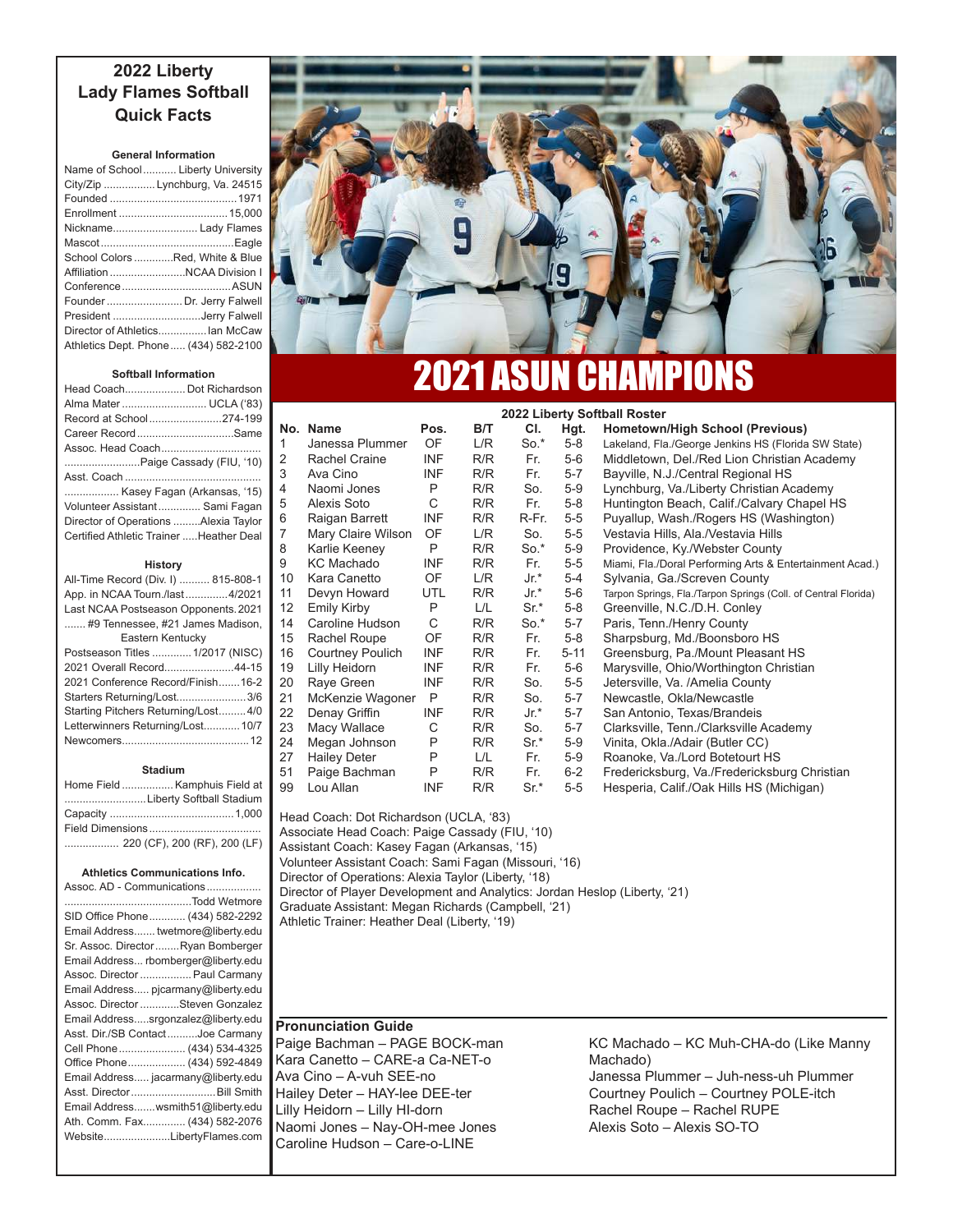# 2022 Liberty Lady Flames Softball Quick Facts

### General Information

Name of School........... Liberty University
City/Zip ................. Lynchburg, Va. 24515
Founded .......................................... 1971
Enrollment .................................... 15,000
Nickname............................ Lady Flames
Mascot ............................................Eagle
School Colors .............Red, White & Blue
Affiliation .........................NCAA Division I
Conference ....................................ASUN
Founder ......................... Dr. Jerry Falwell
President ............................. Jerry Falwell
Director of Athletics................Ian McCaw
Athletics Dept. Phone..... (434) 582-2100

### Softball Information

Head Coach.................... Dot Richardson
Alma Mater ............................ UCLA ('83)
Record at School........................274-199
Career Record ................................Same
Assoc. Head Coach................................ .........................Paige Cassady (FIU, '10)
Asst. Coach ............................................. ................. Kasey Fagan (Arkansas, '15)
Volunteer Assistant............. Sami Fagan
Director of Operations .........Alexia Taylor
Certified Athletic Trainer .....Heather Deal

### History

All-Time Record (Div. I) .......... 815-808-1
App. in NCAA Tourn./last..............4/2021
Last NCAA Postseason Opponents. 2021 ....... #9 Tennessee, #21 James Madison, Eastern Kentucky
Postseason Titles ............. 1/2017 (NISC)
2021 Overall Record.......................44-15
2021 Conference Record/Finish.......16-2
Starters Returning/Lost.......................3/6
Starting Pitchers Returning/Lost.........4/0
Letterwinners Returning/Lost............10/7
Newcomers..........................................12

### Stadium

Home Field ................. Kamphuis Field at ...........................Liberty Softball Stadium
Capacity ......................................... 1,000
Field Dimensions .................................... ................. 220 (CF), 200 (RF), 200 (LF)

### Athletics Communications Info.

Assoc. AD - Communications.................. ..........................................Todd Wetmore
SID Office Phone............ (434) 582-2292
Email Address....... twetmore@liberty.edu
Sr. Assoc. Director........Ryan Bomberger
Email Address... rbomberger@liberty.edu
Assoc. Director ................. Paul Carmany
Email Address..... pjcarmany@liberty.edu
Assoc. Director .............Steven Gonzalez
Email Address.....srgonzalez@liberty.edu
Asst. Dir./SB Contact..........Joe Carmany
Cell Phone...................... (434) 534-4325
Office Phone................... (434) 592-4849
Email Address..... jacarmany@liberty.edu
Asst. Director............................Bill Smith
Email Address.......wsmith51@liberty.edu
Ath. Comm. Fax.............. (434) 582-2076
Website......................LibertyFlames.com

# 2021 ASUN CHAMPIONS

### 2022 Liberty Softball Roster

| No. | Name | Pos. | B/T | Cl. | Hgt. | Hometown/High School (Previous) |
|---|---|---|---|---|---|---|
| 1 | Janessa Plummer | OF | L/R | So.* | 5-8 | Lakeland, Fla./George Jenkins HS (Florida SW State) |
| 2 | Rachel Craine | INF | R/R | Fr. | 5-6 | Middletown, Del./Red Lion Christian Academy |
| 3 | Ava Cino | INF | R/R | Fr. | 5-7 | Bayville, N.J./Central Regional HS |
| 4 | Naomi Jones | P | R/R | So. | 5-9 | Lynchburg, Va./Liberty Christian Academy |
| 5 | Alexis Soto | C | R/R | Fr. | 5-8 | Huntington Beach, Calif./Calvary Chapel HS |
| 6 | Raigan Barrett | INF | R/R | R-Fr. | 5-5 | Puyallup, Wash./Rogers HS (Washington) |
| 7 | Mary Claire Wilson | OF | L/R | So. | 5-5 | Vestavia Hills, Ala./Vestavia Hills |
| 8 | Karlie Keeney | P | R/R | So.* | 5-9 | Providence, Ky./Webster County |
| 9 | KC Machado | INF | R/R | Fr. | 5-5 | Miami, Fla./Doral Performing Arts & Entertainment Acad.) |
| 10 | Kara Canetto | OF | L/R | Jr.* | 5-4 | Sylvania, Ga./Screven County |
| 11 | Devyn Howard | UTL | R/R | Jr.* | 5-6 | Tarpon Springs, Fla./Tarpon Springs (Coll. of Central Florida) |
| 12 | Emily Kirby | P | L/L | Sr.* | 5-8 | Greenville, N.C./D.H. Conley |
| 14 | Caroline Hudson | C | R/R | So.* | 5-7 | Paris, Tenn./Henry County |
| 15 | Rachel Roupe | OF | R/R | Fr. | 5-8 | Sharpsburg, Md./Boonsboro HS |
| 16 | Courtney Poulich | INF | R/R | Fr. | 5-11 | Greensburg, Pa./Mount Pleasant HS |
| 19 | Lilly Heidorn | INF | R/R | Fr. | 5-6 | Marysville, Ohio/Worthington Christian |
| 20 | Raye Green | INF | R/R | So. | 5-5 | Jetersville, Va. /Amelia County |
| 21 | McKenzie Wagoner | P | R/R | So. | 5-7 | Newcastle, Okla/Newcastle |
| 22 | Denay Griffin | INF | R/R | Jr.* | 5-7 | San Antonio, Texas/Brandeis |
| 23 | Macy Wallace | C | R/R | So. | 5-7 | Clarksville, Tenn./Clarksville Academy |
| 24 | Megan Johnson | P | R/R | Sr.* | 5-9 | Vinita, Okla./Adair (Butler CC) |
| 27 | Hailey Deter | P | L/L | Fr. | 5-9 | Roanoke, Va./Lord Botetourt HS |
| 51 | Paige Bachman | P | R/R | Fr. | 6-2 | Fredericksburg, Va./Fredericksburg Christian |
| 99 | Lou Allan | INF | R/R | Sr.* | 5-5 | Hesperia, Calif./Oak Hills HS (Michigan) |

Head Coach: Dot Richardson (UCLA, '83)
Associate Head Coach: Paige Cassady (FIU, '10)
Assistant Coach: Kasey Fagan (Arkansas, '15)
Volunteer Assistant Coach: Sami Fagan (Missouri, '16)
Director of Operations: Alexia Taylor (Liberty, '18)
Director of Player Development and Analytics: Jordan Heslop (Liberty, '21)
Graduate Assistant: Megan Richards (Campbell, '21)
Athletic Trainer: Heather Deal (Liberty, '19)

### Pronunciation Guide

Paige Bachman – PAGE BOCK-man
Kara Canetto – CARE-a Ca-NET-o
Ava Cino – A-vuh SEE-no
Hailey Deter – HAY-lee DEE-ter
Lilly Heidorn – Lilly HI-dorn
Naomi Jones – Nay-OH-mee Jones
Caroline Hudson – Care-o-LINE
KC Machado – KC Muh-CHA-do (Like Manny Machado)
Janessa Plummer – Juh-ness-uh Plummer
Courtney Poulich – Courtney POLE-itch
Rachel Roupe – Rachel RUPE
Alexis Soto – Alexis SO-TO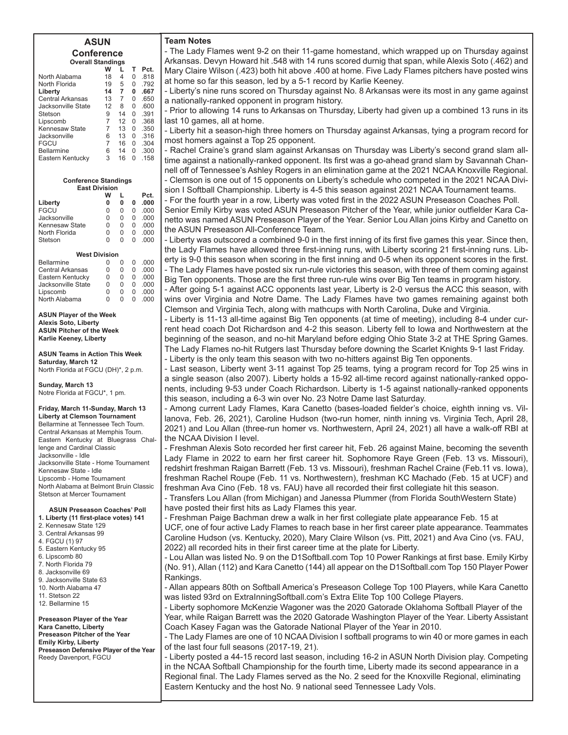## ASUN Conference

### Overall Standings

| | W | L | T | Pct. |
|---|---|---|---|---|
| North Alabama | 18 | 4 | 0 | .818 |
| North Florida | 19 | 5 | 0 | .792 |
| **Liberty** | **14** | **7** | **0** | **.667** |
| Central Arkansas | 13 | 7 | 0 | .650 |
| Jacksonville State | 12 | 8 | 0 | .600 |
| Stetson | 9 | 14 | 0 | .391 |
| Lipscomb | 7 | 12 | 0 | .368 |
| Kennesaw State | 7 | 13 | 0 | .350 |
| Jacksonville | 6 | 13 | 0 | .316 |
| FGCU | 7 | 16 | 0 | .304 |
| Bellarmine | 6 | 14 | 0 | .300 |
| Eastern Kentucky | 3 | 16 | 0 | .158 |

### Conference Standings

**East Division**

| | W | L | | Pct. |
|---|---|---|---|---|
| **Liberty** | **0** | **0** | **0** | **.000** |
| FGCU | 0 | 0 | 0 | .000 |
| Jacksonville | 0 | 0 | 0 | .000 |
| Kennesaw State | 0 | 0 | 0 | .000 |
| North Florida | 0 | 0 | 0 | .000 |
| Stetson | 0 | 0 | 0 | .000 |

**West Division**

| | | | | |
|---|---|---|---|---|
| Bellarmine | 0 | 0 | 0 | .000 |
| Central Arkansas | 0 | 0 | 0 | .000 |
| Eastern Kentucky | 0 | 0 | 0 | .000 |
| Jacksonville State | 0 | 0 | 0 | .000 |
| Lipscomb | 0 | 0 | 0 | .000 |
| North Alabama | 0 | 0 | 0 | .000 |

**ASUN Player of the Week**
**Alexis Soto, Liberty**
**ASUN Pitcher of the Week**
**Karlie Keeney, Liberty**

**ASUN Teams in Action This Week**
**Saturday, March 12**
North Florida at FGCU (DH)*, 2 p.m.

**Sunday, March 13**
Notre Florida at FGCU*, 1 pm.

**Friday, March 11-Sunday, March 13**
**Liberty at Clemson Tournament**
Bellarmine at Tennessee Tech Tourn.
Central Arkansas at Memphis Tourn.
Eastern Kentucky at Bluegrass Challenge and Cardinal Classic
Jacksonville - Idle
Jacksonville State - Home Tournament
Kennesaw State - Idle
Lipscomb - Home Tournament
North Alabama at Belmont Bruin Classic
Stetson at Mercer Tournament

**ASUN Preseason Coaches' Poll**
1. **Liberty (11 first-place votes) 141**
2. Kennesaw State 129
3. Central Arkansas 99
4. FGCU (1) 97
5. Eastern Kentucky 95
6. Lipscomb 80
7. North Florida 79
8. Jacksonville 69
9. Jacksonville State 63
10. North Alabama 47
11. Stetson 22
12. Bellarmine 15

**Preseason Player of the Year**
**Kara Canetto, Liberty**
**Preseason Pitcher of the Year**
**Emily Kirby, Liberty**
**Preseason Defensive Player of the Year**
Reedy Davenport, FGCU

### Team Notes

- The Lady Flames went 9-2 on their 11-game homestand, which wrapped up on Thursday against Arkansas. Devyn Howard hit .548 with 14 runs scored durnig that span, while Alexis Soto (.462) and Mary Claire Wilson (.423) both hit above .400 at home. Five Lady Flames pitchers have posted wins at home so far this season, led by a 5-1 record by Karlie Keeney.
- Liberty's nine runs scored on Thursday against No. 8 Arkansas were its most in any game against a nationally-ranked opponent in program history.
- Prior to allowing 14 runs to Arkansas on Thursday, Liberty had given up a combined 13 runs in its last 10 games, all at home.
- Liberty hit a season-high three homers on Thursday against Arkansas, tying a program record for most homers against a Top 25 opponent.
- Rachel Craine's grand slam against Arkansas on Thursday was Liberty's second grand slam all-time against a nationally-ranked opponent. Its first was a go-ahead grand slam by Savannah Channell off of Tennessee's Ashley Rogers in an elimination game at the 2021 NCAA Knoxville Regional.
- Clemson is one out of 15 opponents on Liberty's schedule who competed in the 2021 NCAA Division I Softball Championship. Liberty is 4-5 this season against 2021 NCAA Tournament teams.
- For the fourth year in a row, Liberty was voted first in the 2022 ASUN Preseason Coaches Poll. Senior Emily Kirby was voted ASUN Preseason Pitcher of the Year, while junior outfielder Kara Canetto was named ASUN Preseason Player of the Year. Senior Lou Allan joins Kirby and Canetto on the ASUN Preseason All-Conference Team.
- Liberty was outscored a combined 9-0 in the first inning of its first five games this year. Since then, the Lady Flames have allowed three first-inning runs, with Liberty scoring 21 first-inning runs. Liberty is 9-0 this season when scoring in the first inning and 0-5 when its opponent scores in the first.
- The Lady Flames have posted six run-rule victories this season, with three of them coming against Big Ten opponents. Those are the first three run-rule wins over Big Ten teams in program history.
- After going 5-1 against ACC opponents last year, Liberty is 2-0 versus the ACC this season, with wins over Virginia and Notre Dame. The Lady Flames have two games remaining against both Clemson and Virginia Tech, along with mathcups with North Carolina, Duke and Virginia.
- Liberty is 11-13 all-time against Big Ten opponents (at time of meeting), including 8-4 under current head coach Dot Richardson and 4-2 this season. Liberty fell to Iowa and Northwestern at the beginning of the season, and no-hit Maryland before edging Ohio State 3-2 at THE Spring Games. The Lady Flames no-hit Rutgers last Thursday before downing the Scarlet Knights 9-1 last Friday.
- Liberty is the only team this season with two no-hitters against Big Ten opponents.
- Last season, Liberty went 3-11 against Top 25 teams, tying a program record for Top 25 wins in a single season (also 2007). Liberty holds a 15-92 all-time record against nationally-ranked opponents, including 9-53 under Coach Richardson. Liberty is 1-5 against nationally-ranked opponents this season, including a 6-3 win over No. 23 Notre Dame last Saturday.
- Among current Lady Flames, Kara Canetto (bases-loaded fielder's choice, eighth inning vs. Villanova, Feb. 26, 2021), Caroline Hudson (two-run homer, ninth inning vs. Virginia Tech, April 28, 2021) and Lou Allan (three-run homer vs. Northwestern, April 24, 2021) all have a walk-off RBI at the NCAA Division I level.
- Freshman Alexis Soto recorded her first career hit, Feb. 26 against Maine, becoming the seventh Lady Flame in 2022 to earn her first career hit. Sophomore Raye Green (Feb. 13 vs. Missouri), redshirt freshman Raigan Barrett (Feb. 13 vs. Missouri), freshman Rachel Craine (Feb.11 vs. Iowa), freshman Rachel Roupe (Feb. 11 vs. Northwestern), freshman KC Machado (Feb. 15 at UCF) and freshman Ava Cino (Feb. 18 vs. FAU) have all recorded their first collegiate hit this season.
- Transfers Lou Allan (from Michigan) and Janessa Plummer (from Florida SouthWestern State) have posted their first hits as Lady Flames this year.
- Freshman Paige Bachman drew a walk in her first collegiate plate appearance Feb. 15 at UCF, one of four active Lady Flames to reach base in her first career plate appearance. Teammates Caroline Hudson (vs. Kentucky, 2020), Mary Claire Wilson (vs. Pitt, 2021) and Ava Cino (vs. FAU, 2022) all recorded hits in their first career time at the plate for Liberty.
- Lou Allan was listed No. 9 on the D1Softball.com Top 10 Power Rankings at first base. Emily Kirby (No. 91), Allan (112) and Kara Canetto (144) all appear on the D1Softball.com Top 150 Player Power Rankings.
- Allan appears 80th on Softball America's Preseason College Top 100 Players, while Kara Canetto was listed 93rd on ExtraInningSoftball.com's Extra Elite Top 100 College Players.
- Liberty sophomore McKenzie Wagoner was the 2020 Gatorade Oklahoma Softball Player of the Year, while Raigan Barrett was the 2020 Gatorade Washington Player of the Year. Liberty Assistant Coach Kasey Fagan was the Gatorade National Player of the Year in 2010.
- The Lady Flames are one of 10 NCAA Division I softball programs to win 40 or more games in each of the last four full seasons (2017-19, 21).
- Liberty posted a 44-15 record last season, including 16-2 in ASUN North Division play. Competing in the NCAA Softball Championship for the fourth time, Liberty made its second appearance in a Regional final. The Lady Flames served as the No. 2 seed for the Knoxville Regional, eliminating Eastern Kentucky and the host No. 9 national seed Tennessee Lady Vols.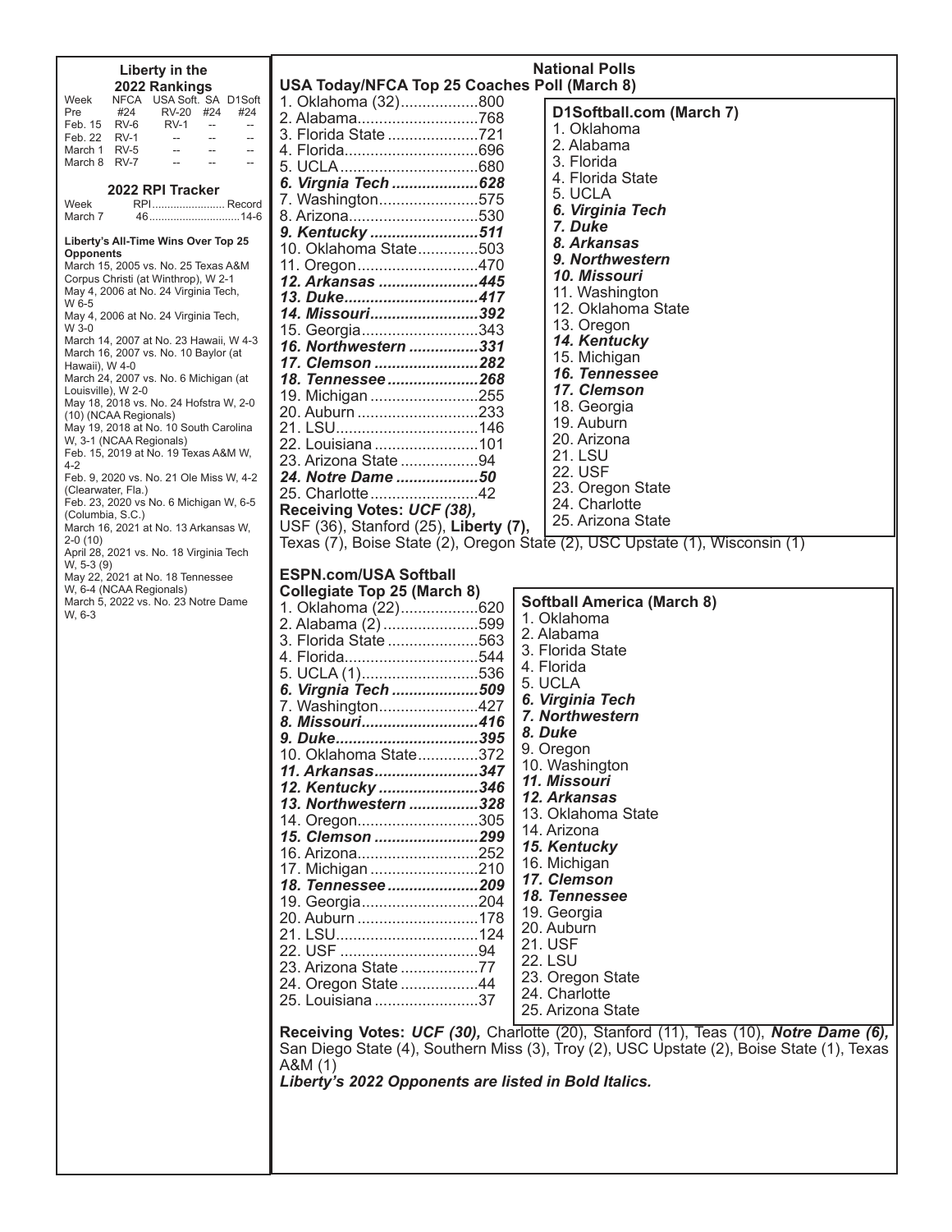## Liberty in the 2022 Rankings

| Week | NFCA | USA Soft. | SA | D1Soft |
|---|---|---|---|---|
| Pre | #24 | RV-20 | #24 | #24 |
| Feb. 15 | RV-6 | RV-1 | -- | -- |
| Feb. 22 | RV-1 | -- | -- | -- |
| March 1 | RV-5 | -- | -- | -- |
| March 8 | RV-7 | -- | -- | -- |

## 2022 RPI Tracker

| Week | RPI | Record |
|---|---|---|
| March 7 | 46 | 14-6 |

**Liberty's All-Time Wins Over Top 25 Opponents**

March 15, 2005 vs. No. 25 Texas A&M Corpus Christi (at Winthrop), W 2-1
May 4, 2006 at No. 24 Virginia Tech, W 6-5
May 4, 2006 at No. 24 Virginia Tech, W 3-0
March 14, 2007 at No. 23 Hawaii, W 4-3
March 16, 2007 vs. No. 10 Baylor (at Hawaii), W 4-0
March 24, 2007 vs. No. 6 Michigan (at Louisville), W 2-0
May 18, 2018 vs. No. 24 Hofstra W, 2-0 (10) (NCAA Regionals)
May 19, 2018 at No. 10 South Carolina W, 3-1 (NCAA Regionals)
Feb. 15, 2019 at No. 19 Texas A&M W, 4-2
Feb. 9, 2020 vs. No. 21 Ole Miss W, 4-2 (Clearwater, Fla.)
Feb. 23, 2020 vs No. 6 Michigan W, 6-5 (Columbia, S.C.)
March 16, 2021 at No. 13 Arkansas W, 2-0 (10)
April 28, 2021 vs. No. 18 Virginia Tech W, 5-3 (9)
May 22, 2021 at No. 18 Tennessee W, 6-4 (NCAA Regionals)
March 5, 2022 vs. No. 23 Notre Dame W, 6-3

# National Polls

## USA Today/NFCA Top 25 Coaches Poll (March 8)

1. Oklahoma (32)..................800
2. Alabama............................768
3. Florida State .....................721
4. Florida...............................696
5. UCLA ................................680
6. ***Virgnia Tech ....................628***
7. Washington.......................575
8. Arizona..............................530
9. ***Kentucky .........................511***
10. Oklahoma State..............503
11. Oregon............................470
12. ***Arkansas .......................445***
13. ***Duke...............................417***
14. ***Missouri.........................392***
15. Georgia...........................343
16. ***Northwestern ................331***
17. ***Clemson ........................282***
18. ***Tennessee.....................268***
19. Michigan .........................255
20. Auburn ............................233
21. LSU.................................146
22. Louisiana ........................101
23. Arizona State ..................94
24. ***Notre Dame ...................50***
25. Charlotte.........................42

**Receiving Votes:** ***UCF (38),*** USF (36), Stanford (25), **Liberty (7)**, Texas (7), Boise State (2), Oregon State (2), USC Upstate (1), Wisconsin (1)

## D1Softball.com (March 7)

1. Oklahoma
2. Alabama
3. Florida
4. Florida State
5. UCLA
6. ***Virginia Tech***
7. ***Duke***
8. ***Arkansas***
9. ***Northwestern***
10. ***Missouri***
11. Washington
12. Oklahoma State
13. Oregon
14. ***Kentucky***
15. Michigan
16. ***Tennessee***
17. ***Clemson***
18. Georgia
19. Auburn
20. Arizona
21. LSU
22. USF
23. Oregon State
24. Charlotte
25. Arizona State

## ESPN.com/USA Softball Collegiate Top 25 (March 8)

1. Oklahoma (22)..................620
2. Alabama (2) ......................599
3. Florida State .....................563
4. Florida...............................544
5. UCLA (1)...........................536
6. ***Virgnia Tech ....................509***
7. Washington.......................427
8. ***Missouri...........................416***
9. ***Duke.................................395***
10. Oklahoma State..............372
11. ***Arkansas........................347***
12. ***Kentucky .......................346***
13. ***Northwestern ................328***
14. Oregon............................305
15. ***Clemson ........................299***
16. Arizona............................252
17. Michigan .........................210
18. ***Tennessee.....................209***
19. Georgia...........................204
20. Auburn ............................178
21. LSU.................................124
22. USF ................................94
23. Arizona State ..................77
24. Oregon State ..................44
25. Louisiana ........................37

## Softball America (March 8)

1. Oklahoma
2. Alabama
3. Florida State
4. Florida
5. UCLA
6. ***Virginia Tech***
7. ***Northwestern***
8. ***Duke***
9. Oregon
10. Washington
11. ***Missouri***
12. ***Arkansas***
13. Oklahoma State
14. Arizona
15. ***Kentucky***
16. Michigan
17. ***Clemson***
18. ***Tennessee***
19. Georgia
20. Auburn
21. USF
22. LSU
23. Oregon State
24. Charlotte
25. Arizona State

**Receiving Votes:** ***UCF (30),*** Charlotte (20), Stanford (11), Teas (10), ***Notre Dame (6),*** San Diego State (4), Southern Miss (3), Troy (2), USC Upstate (2), Boise State (1), Texas A&M (1)

***Liberty's 2022 Opponents are listed in Bold Italics.***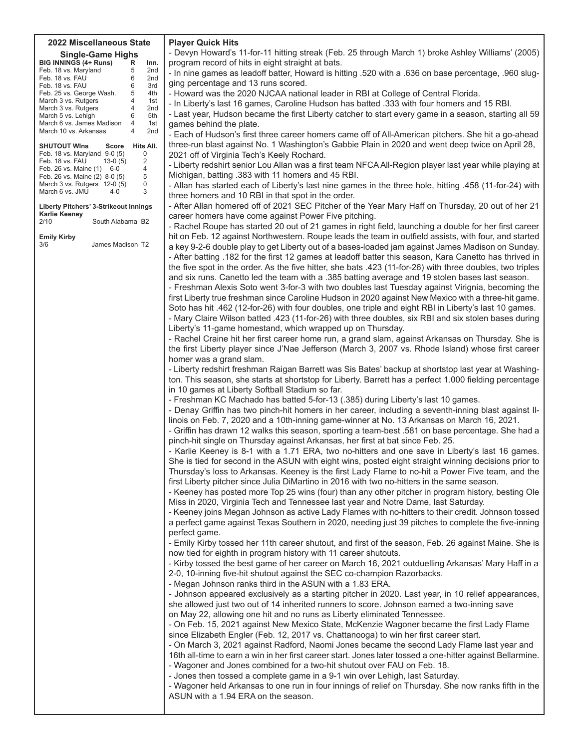## 2022 Miscellaneous State

### Single-Game Highs

| BIG INNINGS (4+ Runs) | R | Inn. |
|---|---|---|
| Feb. 18 vs. Maryland | 5 | 2nd |
| Feb. 18 vs. FAU | 6 | 2nd |
| Feb. 18 vs. FAU | 6 | 3rd |
| Feb. 25 vs. George Wash. | 5 | 4th |
| March 3 vs. Rutgers | 4 | 1st |
| March 3 vs. Rutgers | 4 | 2nd |
| March 5 vs. Lehigh | 6 | 5th |
| March 6 vs. James Madison | 4 | 1st |
| March 10 vs. Arkansas | 4 | 2nd |

| SHUTOUT WIns | Score | Hits All. |
|---|---|---|
| Feb. 18 vs. Maryland | 9-0 (5) | 0 |
| Feb. 18 vs. FAU | 13-0 (5) | 2 |
| Feb. 26 vs. Maine (1) | 6-0 | 4 |
| Feb. 26 vs. Maine (2) | 8-0 (5) | 5 |
| March 3 vs. Rutgers | 12-0 (5) | 0 |
| March 6 vs. JMU | 4-0 | 3 |

**Liberty Pitchers' 3-Strikeout Innings**

**Karlie Keeney**
2/10 South Alabama B2

**Emily Kirby**
3/6 James Madison T2

## Player Quick Hits

- Devyn Howard's 11-for-11 hitting streak (Feb. 25 through March 1) broke Ashley Williams' (2005) program record of hits in eight straight at bats.
- In nine games as leadoff batter, Howard is hitting .520 with a .636 on base percentage, .960 slugging percentage and 13 runs scored.
- Howard was the 2020 NJCAA national leader in RBI at College of Central Florida.
- In Liberty's last 16 games, Caroline Hudson has batted .333 with four homers and 15 RBI.
- Last year, Hudson became the first Liberty catcher to start every game in a season, starting all 59 games behind the plate.
- Each of Hudson's first three career homers came off of All-American pitchers. She hit a go-ahead three-run blast against No. 1 Washington's Gabbie Plain in 2020 and went deep twice on April 28, 2021 off of Virginia Tech's Keely Rochard.
- Liberty redshirt senior Lou Allan was a first team NFCA All-Region player last year while playing at Michigan, batting .383 with 11 homers and 45 RBI.
- Allan has started each of Liberty's last nine games in the three hole, hitting .458 (11-for-24) with three homers and 10 RBI in that spot in the order.
- After Allan homered off of 2021 SEC Pitcher of the Year Mary Haff on Thursday, 20 out of her 21 career homers have come against Power Five pitching.
- Rachel Roupe has started 20 out of 21 games in right field, launching a double for her first career hit on Feb. 12 against Northwestern. Roupe leads the team in outfield assists, with four, and started a key 9-2-6 double play to get Liberty out of a bases-loaded jam against James Madison on Sunday.
- After batting .182 for the first 12 games at leadoff batter this season, Kara Canetto has thrived in the five spot in the order. As the five hitter, she bats .423 (11-for-26) with three doubles, two triples and six runs. Canetto led the team with a .385 batting average and 19 stolen bases last season.
- Freshman Alexis Soto went 3-for-3 with two doubles last Tuesday against Virignia, becoming the first Liberty true freshman since Caroline Hudson in 2020 against New Mexico with a three-hit game. Soto has hit .462 (12-for-26) with four doubles, one triple and eight RBI in Liberty's last 10 games.
- Mary Claire Wilson batted .423 (11-for-26) with three doubles, six RBI and six stolen bases during Liberty's 11-game homestand, which wrapped up on Thursday.
- Rachel Craine hit her first career home run, a grand slam, against Arkansas on Thursday. She is the first Liberty player since J'Nae Jefferson (March 3, 2007 vs. Rhode Island) whose first career homer was a grand slam.
- Liberty redshirt freshman Raigan Barrett was Sis Bates' backup at shortstop last year at Washington. This season, she starts at shortstop for Liberty. Barrett has a perfect 1.000 fielding percentage in 10 games at Liberty Softball Stadium so far.
- Freshman KC Machado has batted 5-for-13 (.385) during Liberty's last 10 games.
- Denay Griffin has two pinch-hit homers in her career, including a seventh-inning blast against Illinois on Feb. 7, 2020 and a 10th-inning game-winner at No. 13 Arkansas on March 16, 2021.
- Griffin has drawn 12 walks this season, sporting a team-best .581 on base percentage. She had a pinch-hit single on Thursday against Arkansas, her first at bat since Feb. 25.
- Karlie Keeney is 8-1 with a 1.71 ERA, two no-hitters and one save in Liberty's last 16 games. She is tied for second in the ASUN with eight wins, posted eight straight winning decisions prior to Thursday's loss to Arkansas. Keeney is the first Lady Flame to no-hit a Power Five team, and the first Liberty pitcher since Julia DiMartino in 2016 with two no-hitters in the same season.
- Keeney has posted more Top 25 wins (four) than any other pitcher in program history, besting Ole Miss in 2020, Virginia Tech and Tennessee last year and Notre Dame, last Saturday.
- Keeney joins Megan Johnson as active Lady Flames with no-hitters to their credit. Johnson tossed a perfect game against Texas Southern in 2020, needing just 39 pitches to complete the five-inning perfect game.
- Emily Kirby tossed her 11th career shutout, and first of the season, Feb. 26 against Maine. She is now tied for eighth in program history with 11 career shutouts.
- Kirby tossed the best game of her career on March 16, 2021 outduelling Arkansas' Mary Haff in a 2-0, 10-inning five-hit shutout against the SEC co-champion Razorbacks.
- Megan Johnson ranks third in the ASUN with a 1.83 ERA.
- Johnson appeared exclusively as a starting pitcher in 2020. Last year, in 10 relief appearances, she allowed just two out of 14 inherited runners to score. Johnson earned a two-inning save on May 22, allowing one hit and no runs as Liberty eliminated Tennessee.
- On Feb. 15, 2021 against New Mexico State, McKenzie Wagoner became the first Lady Flame since Elizabeth Engler (Feb. 12, 2017 vs. Chattanooga) to win her first career start.
- On March 3, 2021 against Radford, Naomi Jones became the second Lady Flame last year and 16th all-time to earn a win in her first career start. Jones later tossed a one-hitter against Bellarmine.
- Wagoner and Jones combined for a two-hit shutout over FAU on Feb. 18.
- Jones then tossed a complete game in a 9-1 win over Lehigh, last Saturday.
- Wagoner held Arkansas to one run in four innings of relief on Thursday. She now ranks fifth in the ASUN with a 1.94 ERA on the season.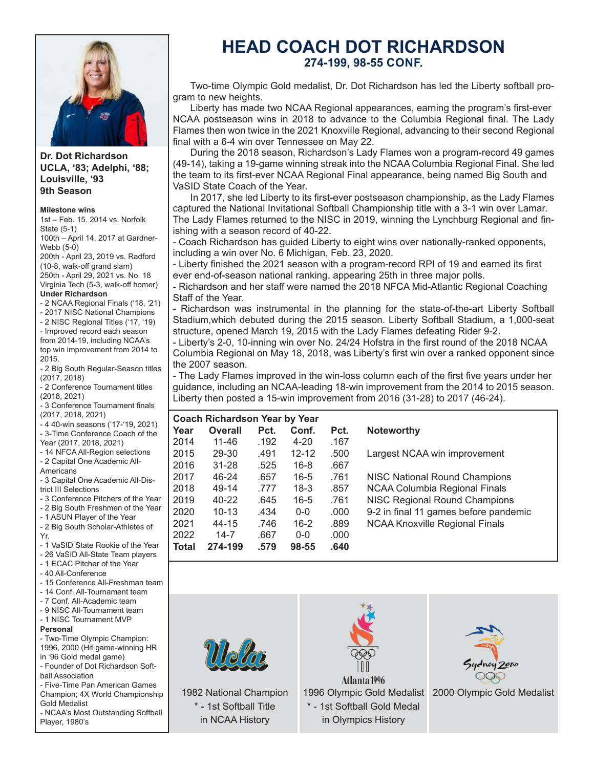# HEAD COACH DOT RICHARDSON

**274-199, 98-55 CONF.**

Two-time Olympic Gold medalist, Dr. Dot Richardson has led the Liberty softball program to new heights.

Liberty has made two NCAA Regional appearances, earning the program's first-ever NCAA postseason wins in 2018 to advance to the Columbia Regional final. The Lady Flames then won twice in the 2021 Knoxville Regional, advancing to their second Regional final with a 6-4 win over Tennessee on May 22.

During the 2018 season, Richardson's Lady Flames won a program-record 49 games (49-14), taking a 19-game winning streak into the NCAA Columbia Regional Final. She led the team to its first-ever NCAA Regional Final appearance, being named Big South and VaSID State Coach of the Year.

In 2017, she led Liberty to its first-ever postseason championship, as the Lady Flames captured the National Invitational Softball Championship title with a 3-1 win over Lamar. The Lady Flames returned to the NISC in 2019, winning the Lynchburg Regional and finishing with a season record of 40-22.

- Coach Richardson has guided Liberty to eight wins over nationally-ranked opponents, including a win over No. 6 Michigan, Feb. 23, 2020.
- Liberty finished the 2021 season with a program-record RPI of 19 and earned its first ever end-of-season national ranking, appearing 25th in three major polls.
- Richardson and her staff were named the 2018 NFCA Mid-Atlantic Regional Coaching Staff of the Year.
- Richardson was instrumental in the planning for the state-of-the-art Liberty Softball Stadium,which debuted during the 2015 season. Liberty Softball Stadium, a 1,000-seat structure, opened March 19, 2015 with the Lady Flames defeating Rider 9-2.
- Liberty's 2-0, 10-inning win over No. 24/24 Hofstra in the first round of the 2018 NCAA Columbia Regional on May 18, 2018, was Liberty's first win over a ranked opponent since the 2007 season.
- The Lady Flames improved in the win-loss column each of the first five years under her guidance, including an NCAA-leading 18-win improvement from the 2014 to 2015 season. Liberty then posted a 15-win improvement from 2016 (31-28) to 2017 (46-24).

**Coach Richardson Year by Year**

| Year | Overall | Pct. | Conf. | Pct. | Noteworthy |
|---|---|---|---|---|---|
| 2014 | 11-46 | .192 | 4-20 | .167 | |
| 2015 | 29-30 | .491 | 12-12 | .500 | Largest NCAA win improvement |
| 2016 | 31-28 | .525 | 16-8 | .667 | |
| 2017 | 46-24 | .657 | 16-5 | .761 | NISC National Round Champions |
| 2018 | 49-14 | .777 | 18-3 | .857 | NCAA Columbia Regional Finals |
| 2019 | 40-22 | .645 | 16-5 | .761 | NISC Regional Round Champions |
| 2020 | 10-13 | .434 | 0-0 | .000 | 9-2 in final 11 games before pandemic |
| 2021 | 44-15 | .746 | 16-2 | .889 | NCAA Knoxville Regional Finals |
| 2022 | 14-7 | .667 | 0-0 | .000 | |
| **Total** | **274-199** | **.579** | **98-55** | **.640** | |

1982 National Champion
* - 1st Softball Title in NCAA History

1996 Olympic Gold Medalist
* - 1st Softball Gold Medal in Olympics History

2000 Olympic Gold Medalist

**Dr. Dot Richardson**
**UCLA, '83; Adelphi, '88; Louisville, '93**
**9th Season**

**Milestone wins**

1st – Feb. 15, 2014 vs. Norfolk State (5-1)
100th – April 14, 2017 at Gardner-Webb (5-0)
200th - April 23, 2019 vs. Radford (10-8, walk-off grand slam)
250th - April 29, 2021 vs. No. 18 Virginia Tech (5-3, walk-off homer)

**Under Richardson**

- 2 NCAA Regional Finals ('18, '21)
- 2017 NISC National Champions
- 2 NISC Regional Titles ('17, '19)
- Improved record each season from 2014-19, including NCAA's top win improvement from 2014 to 2015.
- 2 Big South Regular-Season titles (2017, 2018)
- 2 Conference Tournament titles (2018, 2021)
- 3 Conference Tournament finals (2017, 2018, 2021)
- 4 40-win seasons ('17-'19, 2021)
- 3-Time Conference Coach of the Year (2017, 2018, 2021)
- 14 NFCA All-Region selections
- 2 Capital One Academic All-Americans
- 3 Capital One Academic All-District III Selections
- 3 Conference Pitchers of the Year
- 2 Big South Freshmen of the Year
- 1 ASUN Player of the Year
- 2 Big South Scholar-Athletes of Yr.
- 1 VaSID State Rookie of the Year
- 26 VaSID All-State Team players
- 1 ECAC Pitcher of the Year
- 40 All-Conference
- 15 Conference All-Freshman team
- 14 Conf. All-Tournament team
- 7 Conf. All-Academic team
- 9 NISC All-Tournament team
- 1 NISC Tournament MVP

**Personal**

- Two-Time Olympic Champion: 1996, 2000 (Hit game-winning HR in '96 Gold medal game)
- Founder of Dot Richardson Softball Association
- Five-Time Pan American Games Champion; 4X World Championship Gold Medalist
- NCAA's Most Outstanding Softball Player, 1980's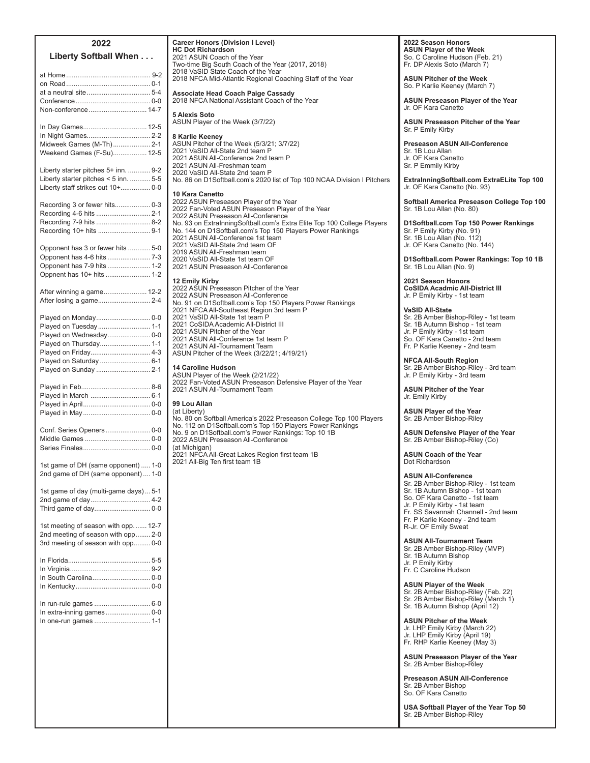## 2022 Liberty Softball When . . .

| Situation | Record |
|---|---|
| at Home | 9-2 |
| on Road | 0-1 |
| at a neutral site | 5-4 |
| Conference | 0-0 |
| Non-conference | 14-7 |
| In Day Games | 12-5 |
| In Night Games | 2-2 |
| Midweek Games (M-Th) | 2-1 |
| Weekend Games (F-Su) | 12-5 |
| Liberty starter pitches 5+ inn. | 9-2 |
| Liberty starter pitches < 5 inn. | 5-5 |
| Liberty staff strikes out 10+ | 0-0 |
| Recording 3 or fewer hits | 0-3 |
| Recording 4-6 hits | 2-1 |
| Recording 7-9 hits | 8-2 |
| Recording 10+ hits | 9-1 |
| Opponent has 3 or fewer hits | 5-0 |
| Opponent has 4-6 hits | 7-3 |
| Opponent has 7-9 hits | 1-2 |
| Oppnent has 10+ hits | 1-2 |
| After winning a game | 12-2 |
| After losing a game | 2-4 |
| Played on Monday | 0-0 |
| Played on Tuesday | 1-1 |
| Played on Wednesday | 0-0 |
| Played on Thursday | 1-1 |
| Played on Friday | 4-3 |
| Played on Saturday | 6-1 |
| Played on Sunday | 2-1 |
| Played in Feb. | 8-6 |
| Played in March | 6-1 |
| Played in April | 0-0 |
| Played in May | 0-0 |
| Conf. Series Openers | 0-0 |
| Middle Games | 0-0 |
| Series Finales | 0-0 |
| 1st game of DH (same opponent) | 1-0 |
| 2nd game of DH (same opponent) | 1-0 |
| 1st game of day (multi-game days) | 5-1 |
| 2nd game of day | 4-2 |
| Third game of day | 0-0 |
| 1st meeting of season with opp. | 12-7 |
| 2nd meeting of season with opp | 2-0 |
| 3rd meeting of season with opp | 0-0 |
| In Florida | 5-5 |
| In Virginia | 9-2 |
| In South Carolina | 0-0 |
| In Kentucky | 0-0 |
| In run-rule games | 6-0 |
| In extra-inning games | 0-0 |
| In one-run games | 1-1 |

## Career Honors (Division I Level)

**HC Dot Richardson**
2021 ASUN Coach of the Year
Two-time Big South Coach of the Year (2017, 2018)
2018 VaSID State Coach of the Year
2018 NFCA Mid-Atlantic Regional Coaching Staff of the Year

**Associate Head Coach Paige Cassady**
2018 NFCA National Assistant Coach of the Year

**5 Alexis Soto**
ASUN Player of the Week (3/7/22)

**8 Karlie Keeney**
ASUN Pitcher of the Week (5/3/21; 3/7/22)
2021 VaSID All-State 2nd team P
2021 ASUN All-Conference 2nd team P
2021 ASUN All-Freshman team
2020 VaSID All-State 2nd team P
No. 86 on D1Softball.com's 2020 list of Top 100 NCAA Division I Pitchers

**10 Kara Canetto**
2022 ASUN Preseason Player of the Year
2022 Fan-Voted ASUN Preseason Player of the Year
2022 ASUN Preseason All-Conference
No. 93 on ExtraInningSoftball.com's Extra Elite Top 100 College Players
No. 144 on D1Softball.com's Top 150 Players Power Rankings
2021 ASUN All-Conference 1st team
2021 VaSID All-State 2nd team OF
2019 ASUN All-Freshman team
2020 VaSID All-State 1st team OF
2021 ASUN Preseason All-Conference

**12 Emily Kirby**
2022 ASUN Preseason Pitcher of the Year
2022 ASUN Preseason All-Conference
No. 91 on D1Softball.com's Top 150 Players Power Rankings
2021 NFCA All-Southeast Region 3rd team P
2021 VaSID All-State 1st team P
2021 CoSIDA Academic All-District III
2021 ASUN Pitcher of the Year
2021 ASUN All-Conference 1st team P
2021 ASUN All-Tournament Team
ASUN Pitcher of the Week (3/22/21; 4/19/21)

**14 Caroline Hudson**
ASUN Player of the Week (2/21/22)
2022 Fan-Voted ASUN Preseason Defensive Player of the Year
2021 ASUN All-Tournament Team

**99 Lou Allan**
(at Liberty)
No. 80 on Softball America's 2022 Preseason College Top 100 Players
No. 112 on D1Softball.com's Top 150 Players Power Rankings
No. 9 on D1Softball.com's Power Rankings: Top 10 1B
2022 ASUN Preseason All-Conference
(at Michigan)
2021 NFCA All-Great Lakes Region first team 1B
2021 All-Big Ten first team 1B

## 2022 Season Honors

**ASUN Player of the Week**
So. C Caroline Hudson (Feb. 21)
Fr. DP Alexis Soto (March 7)

**ASUN Pitcher of the Week**
So. P Karlie Keeney (March 7)

**ASUN Preseason Player of the Year**
Jr. OF Kara Canetto

**ASUN Preseason Pitcher of the Year**
Sr. P Emily Kirby

**Preseason ASUN All-Conference**
Sr. 1B Lou Allan
Jr. OF Kara Canetto
Sr. P Emmily Kirby

**ExtraInningSoftball.com ExtraELite Top 100**
Jr. OF Kara Canetto (No. 93)

**Softball America Preseason College Top 100**
Sr. 1B Lou Allan (No. 80)

**D1Softball.com Top 150 Power Rankings**
Sr. P Emily Kirby (No. 91)
Sr. 1B Lou Allan (No. 112)
Jr. OF Kara Canetto (No. 144)

**D1Softball.com Power Rankings: Top 10 1B**
Sr. 1B Lou Allan (No. 9)

## 2021 Season Honors

**CoSIDA Acadmic All-District III**
Jr. P Emily Kirby - 1st team

**VaSID All-State**
Sr. 2B Amber Bishop-Riley - 1st team
Sr. 1B Autumn Bishop - 1st team
Jr. P Emily Kirby - 1st team
So. OF Kara Canetto - 2nd team
Fr. P Karlie Keeney - 2nd team

**NFCA All-South Region**
Sr. 2B Amber Bishop-Riley - 3rd team
Jr. P Emily Kirby - 3rd team

**ASUN Pitcher of the Year**
Jr. Emily Kirby

**ASUN Player of the Year**
Sr. 2B Amber Bishop-Riley

**ASUN Defensive Player of the Year**
Sr. 2B Amber Bishop-Riley (Co)

**ASUN Coach of the Year**
Dot Richardson

**ASUN All-Conference**
Sr. 2B Amber Bishop-Riley - 1st team
Sr. 1B Autumn Bishop - 1st team
So. OF Kara Canetto - 1st team
Jr. P Emily Kirby - 1st team
Fr. SS Savannah Channell - 2nd team
Fr. P Karlie Keeney - 2nd team
R-Jr. OF Emily Sweat

**ASUN All-Tournament Team**
Sr. 2B Amber Bishop-Riley (MVP)
Sr. 1B Autumn Bishop
Jr. P Emily Kirby
Fr. C Caroline Hudson

**ASUN Player of the Week**
Sr. 2B Amber Bishop-Riley (Feb. 22)
Sr. 2B Amber Bishop-Riley (March 1)
Sr. 1B Autumn Bishop (April 12)

**ASUN Pitcher of the Week**
Jr. LHP Emily Kirby (March 22)
Jr. LHP Emily Kirby (April 19)
Fr. RHP Karlie Keeney (May 3)

**ASUN Preseason Player of the Year**
Sr. 2B Amber Bishop-Riley

**Preseason ASUN All-Conference**
Sr. 2B Amber Bishop
So. OF Kara Canetto

**USA Softball Player of the Year Top 50**
Sr. 2B Amber Bishop-Riley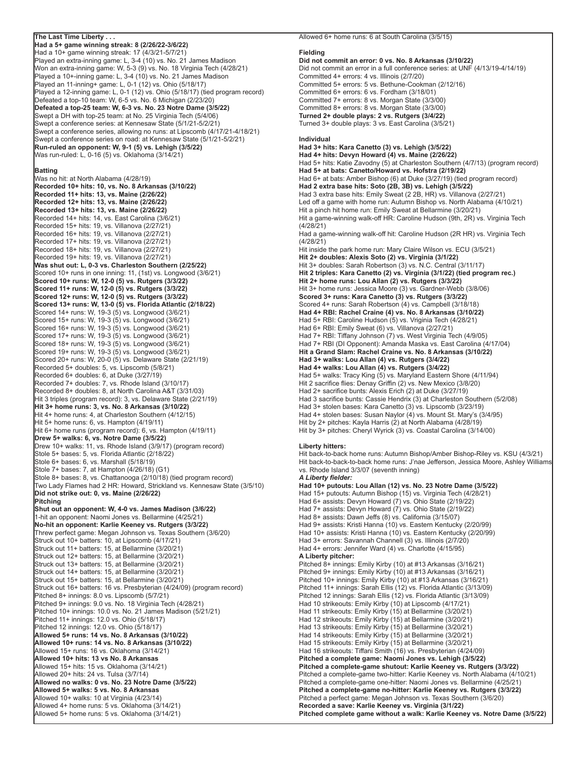**The Last Time Liberty . . .**

**Had a 5+ game winning streak: 8 (2/26/22-3/6/22)**
Had a 10+ game winning streak: 17 (4/3/21-5/7/21)
Played an extra-inning game: L, 3-4 (10) vs. No. 21 James Madison
Won an extra-inning game: W, 5-3 (9) vs. No. 18 Virginia Tech (4/28/21)
Played a 10+-inning game: L, 3-4 (10) vs. No. 21 James Madison
Played an 11-inning+ game: L, 0-1 (12) vs. Ohio (5/18/17)
Played a 12-inning game: L, 0-1 (12) vs. Ohio (5/18/17) (tied program record)
Defeated a top-10 team: W, 6-5 vs. No. 6 Michigan (2/23/20)
**Defeated a top-25 team: W, 6-3 vs. No. 23 Notre Dame (3/5/22)**
Swept a DH with top-25 team: at No. 25 Virginia Tech (5/4/06)
Swept a conference series: at Kennesaw State (5/1/21-5/2/21)
Swept a conference series, allowing no runs: at Lipscomb (4/17/21-4/18/21)
Swept a conference series on road: at Kennesaw State (5/1/21-5/2/21)
**Run-ruled an opponent: W, 9-1 (5) vs. Lehigh (3/5/22)**
Was run-ruled: L, 0-16 (5) vs. Oklahoma (3/14/21)

**Batting**
Was no hit: at North Alabama (4/28/19)
**Recorded 10+ hits: 10, vs. No. 8 Arkansas (3/10/22)**
**Recorded 11+ hits: 13, vs. Maine (2/26/22)**
**Recorded 12+ hits: 13, vs. Maine (2/26/22)**
**Recorded 13+ hits: 13, vs. Maine (2/26/22)**
Recorded 14+ hits: 14, vs. East Carolina (3/6/21)
Recorded 15+ hits: 19, vs. Villanova (2/27/21)
Recorded 16+ hits: 19, vs. Villanova (2/27/21)
Recorded 17+ hits: 19, vs. Villanova (2/27/21)
Recorded 18+ hits: 19, vs. Villanova (2/27/21)
Recorded 19+ hits: 19, vs. Villanova (2/27/21)
**Was shut out: L, 0-3 vs. Charleston Southern (2/25/22)**
Scored 10+ runs in one inning: 11, (1st) vs. Longwood (3/6/21)
**Scored 10+ runs: W, 12-0 (5) vs. Rutgers (3/3/22)**
**Scored 11+ runs: W, 12-0 (5) vs. Rutgers (3/3/22)**
**Scored 12+ runs: W, 12-0 (5) vs. Rutgers (3/3/22)**
**Scored 13+ runs: W, 13-0 (5) vs. Florida Atlantic (2/18/22)**
Scored 14+ runs: W, 19-3 (5) vs. Longwood (3/6/21)
Scored 15+ runs: W, 19-3 (5) vs. Longwood (3/6/21)
Scored 16+ runs: W, 19-3 (5) vs. Longwood (3/6/21)
Scored 17+ runs: W, 19-3 (5) vs. Longwood (3/6/21)
Scored 18+ runs: W, 19-3 (5) vs. Longwood (3/6/21)
Scored 19+ runs: W, 19-3 (5) vs. Longwood (3/6/21)
Scored 20+ runs: W, 20-0 (5) vs. Delaware State (2/21/19)
Recorded 5+ doubles: 5, vs. Lipscomb (5/8/21)
Recorded 6+ doubles: 6, at Duke (3/27/19)
Recorded 7+ doubles: 7, vs. Rhode Island (3/10/17)
Recorded 8+ doubles: 8, at North Carolina A&T (3/31/03)
Hit 3 triples (program record): 3, vs. Delaware State (2/21/19)
**Hit 3+ home runs: 3, vs. No. 8 Arkansas (3/10/22)**
Hit 4+ home runs: 4, at Charleston Southern (4/12/15)
Hit 5+ home runs: 6, vs. Hampton (4/19/11)
Hit 6+ home runs (program record): 6, vs. Hampton (4/19/11)
**Drew 5+ walks: 6, vs. Notre Dame (3/5/22)**
Drew 10+ walks: 11, vs. Rhode Island (3/9/17) (program record)
Stole 5+ bases: 5, vs. Florida Atlantic (2/18/22)
Stole 6+ bases: 6, vs. Marshall (5/18/19)
Stole 7+ bases: 7, at Hampton (4/26/18) (G1)
Stole 8+ bases: 8, vs. Chattanooga (2/10/18) (tied program record)
Two Lady Flames had 2 HR: Howard, Strickland vs. Kennesaw State (3/5/10)
**Did not strike out: 0, vs. Maine (2/26/22)**

**Pitching**
**Shut out an opponent: W, 4-0 vs. James Madison (3/6/22)**
1-hit an opponent: Naomi Jones vs. Bellarmine (4/25/21)
**No-hit an opponent: Karlie Keeney vs. Rutgers (3/3/22)**
Threw perfect game: Megan Johnson vs. Texas Southern (3/6/20)
Struck out 10+ batters: 10, at Lipscomb (4/17/21)
Struck out 11+ batters: 15, at Bellarmine (3/20/21)
Struck out 12+ batters: 15, at Bellarmine (3/20/21)
Struck out 13+ batters: 15, at Bellarmine (3/20/21)
Struck out 14+ batters: 15, at Bellarmine (3/20/21)
Struck out 15+ batters: 15, at Bellarmine (3/20/21)
Struck out 16+ batters: 16 vs. Presbyterian (4/24/09) (program record)
Pitched 8+ innings: 8.0 vs. Lipscomb (5/7/21)
Pitched 9+ innings: 9.0 vs. No. 18 Virginia Tech (4/28/21)
Pitched 10+ innings: 10.0 vs. No. 21 James Madison (5/21/21)
Pitched 11+ innings: 12.0 vs. Ohio (5/18/17)
Pitched 12 innings: 12.0 vs. Ohio (5/18/17)
**Allowed 5+ runs: 14 vs. No. 8 Arkansas (3/10/22)**
**Allowed 10+ runs: 14 vs. No. 8 Arkansas (3/10/22)**
Allowed 15+ runs: 16 vs. Oklahoma (3/14/21)
**Allowed 10+ hits: 13 vs No. 8 Arkansas**
Allowed 15+ hits: 15 vs. Oklahoma (3/14/21)
Allowed 20+ hits: 24 vs. Tulsa (3/7/14)
**Allowed no walks: 0 vs. No. 23 Notre Dame (3/5/22)**
**Allowed 5+ walks: 5 vs. No. 8 Arkansas**
Allowed 10+ walks: 10 at Virginia (4/23/14)
Allowed 4+ home runs: 5 vs. Oklahoma (3/14/21)
Allowed 5+ home runs: 5 vs. Oklahoma (3/14/21)
Allowed 6+ home runs: 6 at South Carolina (3/5/15)

**Fielding**
**Did not commit an error: 0 vs. No. 8 Arkansas (3/10/22)**
Did not commit an error in a full conference series: at UNF (4/13/19-4/14/19)
Committed 4+ errors: 4 vs. Illinois (2/7/20)
Committed 5+ errors: 5 vs. Bethune-Cookman (2/12/16)
Committed 6+ errors: 6 vs. Fordham (3/18/01)
Committed 7+ errors: 8 vs. Morgan State (3/3/00)
Committed 8+ errors: 8 vs. Morgan State (3/3/00)
**Turned 2+ double plays: 2 vs. Rutgers (3/4/22)**
Turned 3+ double plays: 3 vs. East Carolina (3/5/21)

**Individual**
**Had 3+ hits: Kara Canetto (3) vs. Lehigh (3/5/22)**
**Had 4+ hits: Devyn Howard (4) vs. Maine (2/26/22)**
Had 5+ hits: Katie Zavodny (5) at Charleston Southern (4/7/13) (program record)
**Had 5+ at bats: Canetto/Howard vs. Hofstra (2/19/22)**
Had 6+ at bats: Amber Bishop (6) at Duke (3/27/19) (tied program record)
**Had 2 extra base hits: Soto (2B, 3B) vs. Lehigh (3/5/22)**
Had 3 extra base hits: Emily Sweat (2 2B, HR) vs. Villanova (2/27/21)
Led off a game with home run: Autumn Bishop vs. North Alabama (4/10/21)
Hit a pinch hit home run: Emily Sweat at Bellarmine (3/20/21)
Hit a game-winning walk-off HR: Caroline Hudson (9th, 2R) vs. Virginia Tech (4/28/21)
Had a game-winning walk-off hit: Caroline Hudson (2R HR) vs. Virginia Tech (4/28/21)
Hit inside the park home run: Mary Claire Wilson vs. ECU (3/5/21)
**Hit 2+ doubles: Alexis Soto (2) vs. Virginia (3/1/22)**
Hit 3+ doubles: Sarah Robertson (3) vs. N.C. Central (3/11/17)
**Hit 2 triples: Kara Canetto (2) vs. Virginia (3/1/22) (tied program rec.)**
**Hit 2+ home runs: Lou Allan (2) vs. Rutgers (3/3/22)**
Hit 3+ home runs: Jessica Moore (3) vs. Gardner-Webb (3/8/06)
**Scored 3+ runs: Kara Canetto (3) vs. Rutgers (3/3/22)**
Scored 4+ runs: Sarah Robertson (4) vs. Campbell (3/18/18)
**Had 4+ RBI: Rachel Craine (4) vs. No. 8 Arkansas (3/10/22)**
Had 5+ RBI: Caroline Hudson (5) vs. Vrginia Tech (4/28/21)
Had 6+ RBI: Emily Sweat (6) vs. Villanova (2/27/21)
Had 7+ RBI: Tiffany Johnson (7) vs. West Virginia Tech (4/9/05)
Had 7+ RBI (DI Opponent): Amanda Maska vs. East Carolina (4/17/04)
**Hit a Grand Slam: Rachel Craine vs. No. 8 Arkansas (3/10/22)**
**Had 3+ walks: Lou Allan (4) vs. Rutgers (3/4/22)**
**Had 4+ walks: Lou Allan (4) vs. Rutgers (3/4/22)**
Had 5+ walks: Tracy King (5) vs. Maryland Eastern Shore (4/11/94)
Hit 2 sacrifice flies: Denay Griffin (2) vs. New Mexico (3/8/20)
Had 2+ sacrifice bunts: Alexis Erich (2) at Duke (3/27/19)
Had 3 sacrifice bunts: Cassie Hendrix (3) at Charleston Southern (5/2/08)
Had 3+ stolen bases: Kara Canetto (3) vs. Lipscomb (3/23/19)
Had 4+ stolen bases: Susan Naylor (4) vs. Mount St. Mary's (3/4/95)
Hit by 2+ pitches: Kayla Harris (2) at North Alabama (4/28/19)
Hit by 3+ pitches: Cheryl Wyrick (3) vs. Coastal Carolina (3/14/00)

**Liberty hitters:**
Hit back-to-back home runs: Autumn Bishop/Amber Bishop-Riley vs. KSU (4/3/21)
Hit back-to-back-to-back home runs: J'nae Jefferson, Jessica Moore, Ashley Williams vs. Rhode Island 3/3/07 (seventh inning)

***A Liberty fielder:***
**Had 10+ putouts: Lou Allan (12) vs. No. 23 Notre Dame (3/5/22)**
Had 15+ putouts: Autumn Bishop (15) vs. Virginia Tech (4/28/21)
Had 6+ assists: Devyn Howard (7) vs. Ohio State (2/19/22)
Had 7+ assists: Devyn Howard (7) vs. Ohio State (2/19/22)
Had 8+ assists: Dawn Jeffs (8) vs. California (3/15/07)
Had 9+ assists: Kristi Hanna (10) vs. Eastern Kentucky (2/20/99)
Had 10+ assists: Kristi Hanna (10) vs. Eastern Kentucky (2/20/99)
Had 3+ errors: Savannah Channell (3) vs. Illinois (2/7/20)
Had 4+ errors: Jennifer Ward (4) vs. Charlotte (4/15/95)

**A Liberty pitcher:**
Pitched 8+ innings: Emily Kirby (10) at #13 Arkansas (3/16/21)
Pitched 9+ innings: Emily Kirby (10) at #13 Arkansas (3/16/21)
Pitched 10+ innings: Emily Kirby (10) at #13 Arkansas (3/16/21)
Pitched 11+ innings: Sarah Ellis (12) vs. Florida Atlantic (3/13/09)
Pitched 12 innings: Sarah Ellis (12) vs. Florida Atlantic (3/13/09)
Had 10 strikeouts: Emily Kirby (10) at Lipscomb (4/17/21)
Had 11 strikeouts: Emily Kirby (15) at Bellarmine (3/20/21)
Had 12 strikeouts: Emily Kirby (15) at Bellarmine (3/20/21)
Had 13 strikeouts: Emily Kirby (15) at Bellarmine (3/20/21)
Had 14 strikeouts: Emily Kirby (15) at Bellarmine (3/20/21)
Had 15 strikeouts: Emily Kirby (15) at Bellarmine (3/20/21)
Had 16 strikeouts: Tiffani Smith (16) vs. Presbyterian (4/24/09)
**Pitched a complete game: Naomi Jones vs. Lehigh (3/5/22)**
**Pitched a complete-game shutout: Karlie Keeney vs. Rutgers (3/3/22)**
Pitched a complete-game two-hitter: Karlie Keeney vs. North Alabama (4/10/21)
Pitched a complete-game one-hitter: Naomi Jones vs. Bellarmine (4/25/21)
**Pitched a complete-game no-hitter: Karlie Keeney vs. Rutgers (3/3/22)**
Pitched a perfect game: Megan Johnson vs. Texas Southern (3/6/20)
**Recorded a save: Karlie Keeney vs. Virginia (3/1/22)**
**Pitched complete game without a walk: Karlie Keeney vs. Notre Dame (3/5/22)**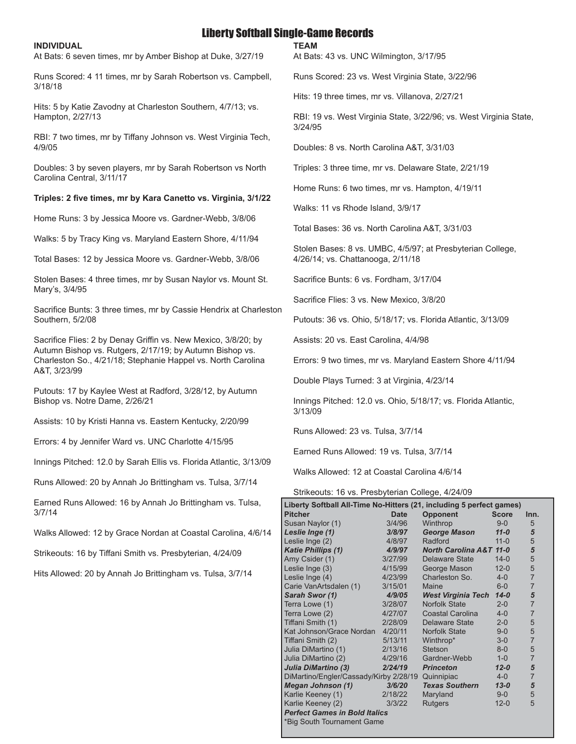# Liberty Softball Single-Game Records

## INDIVIDUAL

At Bats: 6 seven times, mr by Amber Bishop at Duke, 3/27/19

Runs Scored: 4 11 times, mr by Sarah Robertson vs. Campbell, 3/18/18

Hits: 5 by Katie Zavodny at Charleston Southern, 4/7/13; vs. Hampton, 2/27/13

RBI: 7 two times, mr by Tiffany Johnson vs. West Virginia Tech, 4/9/05

Doubles: 3 by seven players, mr by Sarah Robertson vs North Carolina Central, 3/11/17

**Triples: 2 five times, mr by Kara Canetto vs. Virginia, 3/1/22**

Home Runs: 3 by Jessica Moore vs. Gardner-Webb, 3/8/06

Walks: 5 by Tracy King vs. Maryland Eastern Shore, 4/11/94

Total Bases: 12 by Jessica Moore vs. Gardner-Webb, 3/8/06

Stolen Bases: 4 three times, mr by Susan Naylor vs. Mount St. Mary's, 3/4/95

Sacrifice Bunts: 3 three times, mr by Cassie Hendrix at Charleston Southern, 5/2/08

Sacrifice Flies: 2 by Denay Griffin vs. New Mexico, 3/8/20; by Autumn Bishop vs. Rutgers, 2/17/19; by Autumn Bishop vs. Charleston So., 4/21/18; Stephanie Happel vs. North Carolina A&T, 3/23/99

Putouts: 17 by Kaylee West at Radford, 3/28/12, by Autumn Bishop vs. Notre Dame, 2/26/21

Assists: 10 by Kristi Hanna vs. Eastern Kentucky, 2/20/99

Errors: 4 by Jennifer Ward vs. UNC Charlotte 4/15/95

Innings Pitched: 12.0 by Sarah Ellis vs. Florida Atlantic, 3/13/09

Runs Allowed: 20 by Annah Jo Brittingham vs. Tulsa, 3/7/14

Earned Runs Allowed: 16 by Annah Jo Brittingham vs. Tulsa, 3/7/14

Walks Allowed: 12 by Grace Nordan at Coastal Carolina, 4/6/14

Strikeouts: 16 by Tiffani Smith vs. Presbyterian, 4/24/09

Hits Allowed: 20 by Annah Jo Brittingham vs. Tulsa, 3/7/14

## TEAM

At Bats: 43 vs. UNC Wilmington, 3/17/95

Runs Scored: 23 vs. West Virginia State, 3/22/96

Hits: 19 three times, mr vs. Villanova, 2/27/21

RBI: 19 vs. West Virginia State, 3/22/96; vs. West Virginia State, 3/24/95

Doubles: 8 vs. North Carolina A&T, 3/31/03

Triples: 3 three time, mr vs. Delaware State, 2/21/19

Home Runs: 6 two times, mr vs. Hampton, 4/19/11

Walks: 11 vs Rhode Island, 3/9/17

Total Bases: 36 vs. North Carolina A&T, 3/31/03

Stolen Bases: 8 vs. UMBC, 4/5/97; at Presbyterian College, 4/26/14; vs. Chattanooga, 2/11/18

Sacrifice Bunts: 6 vs. Fordham, 3/17/04

Sacrifice Flies: 3 vs. New Mexico, 3/8/20

Putouts: 36 vs. Ohio, 5/18/17; vs. Florida Atlantic, 3/13/09

Assists: 20 vs. East Carolina, 4/4/98

Errors: 9 two times, mr vs. Maryland Eastern Shore 4/11/94

Double Plays Turned: 3 at Virginia, 4/23/14

Innings Pitched: 12.0 vs. Ohio, 5/18/17; vs. Florida Atlantic, 3/13/09

Runs Allowed: 23 vs. Tulsa, 3/7/14

Earned Runs Allowed: 19 vs. Tulsa, 3/7/14

Walks Allowed: 12 at Coastal Carolina 4/6/14

Strikeouts: 16 vs. Presbyterian College, 4/24/09

**Liberty Softball All-Time No-Hitters (21, including 5 perfect games)**

| Pitcher | Date | Opponent | Score | Inn. |
|---|---|---|---|---|
| Susan Naylor (1) | 3/4/96 | Winthrop | 9-0 | 5 |
| ***Leslie Inge (1)*** | ***3/8/97*** | ***George Mason*** | ***11-0*** | ***5*** |
| Leslie Inge (2) | 4/8/97 | Radford | 11-0 | 5 |
| ***Katie Phillips (1)*** | ***4/9/97*** | ***North Carolina A&T*** | ***11-0*** | ***5*** |
| Amy Csider (1) | 3/27/99 | Delaware State | 14-0 | 5 |
| Leslie Inge (3) | 4/15/99 | George Mason | 12-0 | 5 |
| Leslie Inge (4) | 4/23/99 | Charleston So. | 4-0 | 7 |
| Carie VanArtsdalen (1) | 3/15/01 | Maine | 6-0 | 7 |
| ***Sarah Swor (1)*** | ***4/9/05*** | ***West Virginia Tech*** | ***14-0*** | ***5*** |
| Terra Lowe (1) | 3/28/07 | Norfolk State | 2-0 | 7 |
| Terra Lowe (2) | 4/27/07 | Coastal Carolina | 4-0 | 7 |
| Tiffani Smith (1) | 2/28/09 | Delaware State | 2-0 | 5 |
| Kat Johnson/Grace Nordan | 4/20/11 | Norfolk State | 9-0 | 5 |
| Tiffani Smith (2) | 5/13/11 | Winthrop* | 3-0 | 7 |
| Julia DiMartino (1) | 2/13/16 | Stetson | 8-0 | 5 |
| Julia DiMartino (2) | 4/29/16 | Gardner-Webb | 1-0 | 7 |
| ***Julia DiMartino (3)*** | ***2/24/19*** | ***Princeton*** | ***12-0*** | ***5*** |
| DiMartino/Engler/Cassady/Kirby | 2/28/19 | Quinnipiac | 4-0 | 7 |
| ***Megan Johnson (1)*** | ***3/6/20*** | ***Texas Southern*** | ***13-0*** | ***5*** |
| Karlie Keeney (1) | 2/18/22 | Maryland | 9-0 | 5 |
| Karlie Keeney (2) | 3/3/22 | Rutgers | 12-0 | 5 |

***Perfect Games in Bold Italics***

*Big South Tournament Game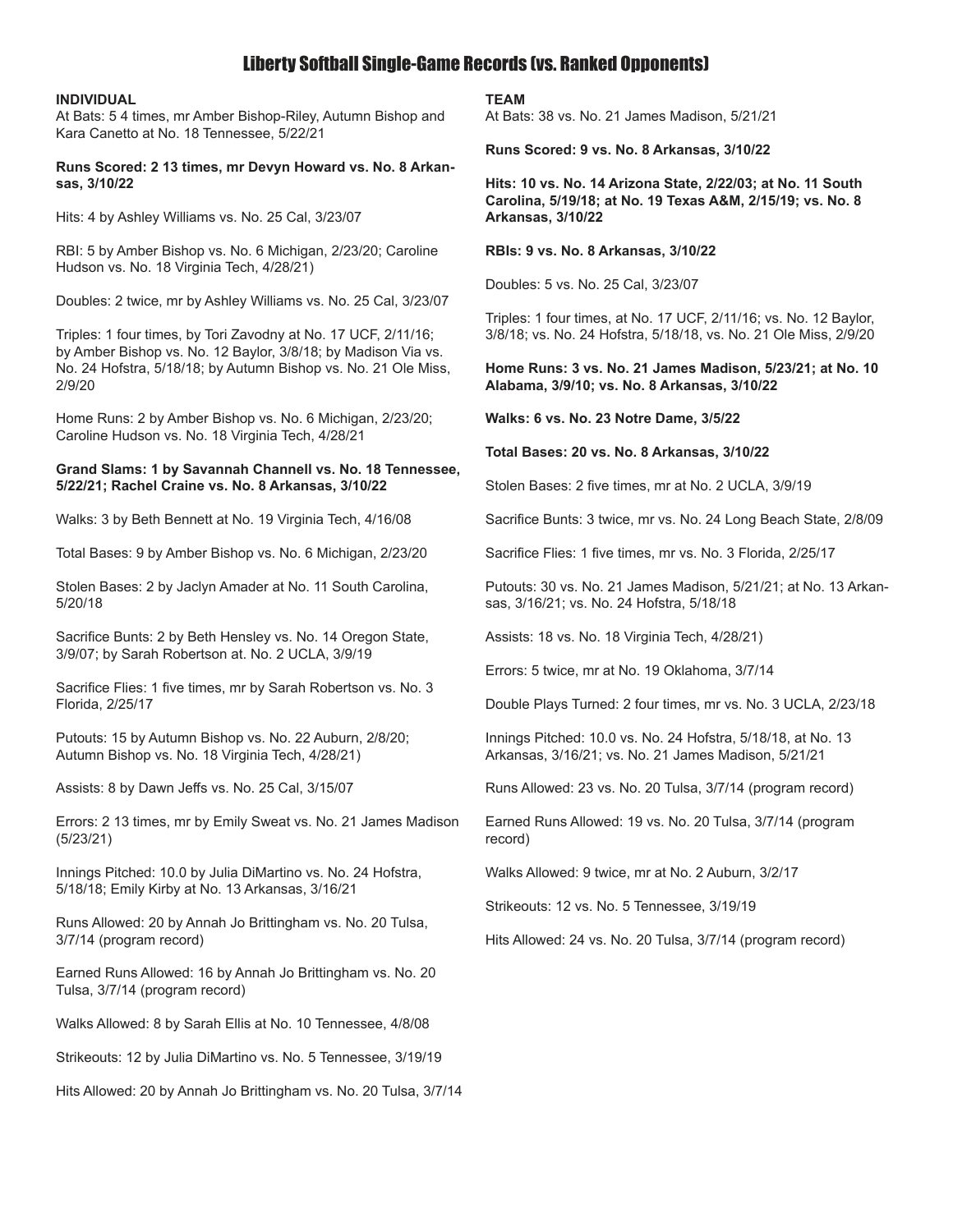# Liberty Softball Single-Game Records (vs. Ranked Opponents)

**INDIVIDUAL**

At Bats: 5 4 times, mr Amber Bishop-Riley, Autumn Bishop and Kara Canetto at No. 18 Tennessee, 5/22/21

**Runs Scored: 2 13 times, mr Devyn Howard vs. No. 8 Arkansas, 3/10/22**

Hits: 4 by Ashley Williams vs. No. 25 Cal, 3/23/07

RBI: 5 by Amber Bishop vs. No. 6 Michigan, 2/23/20; Caroline Hudson vs. No. 18 Virginia Tech, 4/28/21)

Doubles: 2 twice, mr by Ashley Williams vs. No. 25 Cal, 3/23/07

Triples: 1 four times, by Tori Zavodny at No. 17 UCF, 2/11/16; by Amber Bishop vs. No. 12 Baylor, 3/8/18; by Madison Via vs. No. 24 Hofstra, 5/18/18; by Autumn Bishop vs. No. 21 Ole Miss, 2/9/20

Home Runs: 2 by Amber Bishop vs. No. 6 Michigan, 2/23/20; Caroline Hudson vs. No. 18 Virginia Tech, 4/28/21

**Grand Slams: 1 by Savannah Channell vs. No. 18 Tennessee, 5/22/21; Rachel Craine vs. No. 8 Arkansas, 3/10/22**

Walks: 3 by Beth Bennett at No. 19 Virginia Tech, 4/16/08

Total Bases: 9 by Amber Bishop vs. No. 6 Michigan, 2/23/20

Stolen Bases: 2 by Jaclyn Amader at No. 11 South Carolina, 5/20/18

Sacrifice Bunts: 2 by Beth Hensley vs. No. 14 Oregon State, 3/9/07; by Sarah Robertson at. No. 2 UCLA, 3/9/19

Sacrifice Flies: 1 five times, mr by Sarah Robertson vs. No. 3 Florida, 2/25/17

Putouts: 15 by Autumn Bishop vs. No. 22 Auburn, 2/8/20; Autumn Bishop vs. No. 18 Virginia Tech, 4/28/21)

Assists: 8 by Dawn Jeffs vs. No. 25 Cal, 3/15/07

Errors: 2 13 times, mr by Emily Sweat vs. No. 21 James Madison (5/23/21)

Innings Pitched: 10.0 by Julia DiMartino vs. No. 24 Hofstra, 5/18/18; Emily Kirby at No. 13 Arkansas, 3/16/21

Runs Allowed: 20 by Annah Jo Brittingham vs. No. 20 Tulsa, 3/7/14 (program record)

Earned Runs Allowed: 16 by Annah Jo Brittingham vs. No. 20 Tulsa, 3/7/14 (program record)

Walks Allowed: 8 by Sarah Ellis at No. 10 Tennessee, 4/8/08

Strikeouts: 12 by Julia DiMartino vs. No. 5 Tennessee, 3/19/19

Hits Allowed: 20 by Annah Jo Brittingham vs. No. 20 Tulsa, 3/7/14

**TEAM**

At Bats: 38 vs. No. 21 James Madison, 5/21/21

**Runs Scored: 9 vs. No. 8 Arkansas, 3/10/22**

**Hits: 10 vs. No. 14 Arizona State, 2/22/03; at No. 11 South Carolina, 5/19/18; at No. 19 Texas A&M, 2/15/19; vs. No. 8 Arkansas, 3/10/22**

**RBIs: 9 vs. No. 8 Arkansas, 3/10/22**

Doubles: 5 vs. No. 25 Cal, 3/23/07

Triples: 1 four times, at No. 17 UCF, 2/11/16; vs. No. 12 Baylor, 3/8/18; vs. No. 24 Hofstra, 5/18/18, vs. No. 21 Ole Miss, 2/9/20

**Home Runs: 3 vs. No. 21 James Madison, 5/23/21; at No. 10 Alabama, 3/9/10; vs. No. 8 Arkansas, 3/10/22**

**Walks: 6 vs. No. 23 Notre Dame, 3/5/22**

**Total Bases: 20 vs. No. 8 Arkansas, 3/10/22**

Stolen Bases: 2 five times, mr at No. 2 UCLA, 3/9/19

Sacrifice Bunts: 3 twice, mr vs. No. 24 Long Beach State, 2/8/09

Sacrifice Flies: 1 five times, mr vs. No. 3 Florida, 2/25/17

Putouts: 30 vs. No. 21 James Madison, 5/21/21; at No. 13 Arkansas, 3/16/21; vs. No. 24 Hofstra, 5/18/18

Assists: 18 vs. No. 18 Virginia Tech, 4/28/21)

Errors: 5 twice, mr at No. 19 Oklahoma, 3/7/14

Double Plays Turned: 2 four times, mr vs. No. 3 UCLA, 2/23/18

Innings Pitched: 10.0 vs. No. 24 Hofstra, 5/18/18, at No. 13 Arkansas, 3/16/21; vs. No. 21 James Madison, 5/21/21

Runs Allowed: 23 vs. No. 20 Tulsa, 3/7/14 (program record)

Earned Runs Allowed: 19 vs. No. 20 Tulsa, 3/7/14 (program record)

Walks Allowed: 9 twice, mr at No. 2 Auburn, 3/2/17

Strikeouts: 12 vs. No. 5 Tennessee, 3/19/19

Hits Allowed: 24 vs. No. 20 Tulsa, 3/7/14 (program record)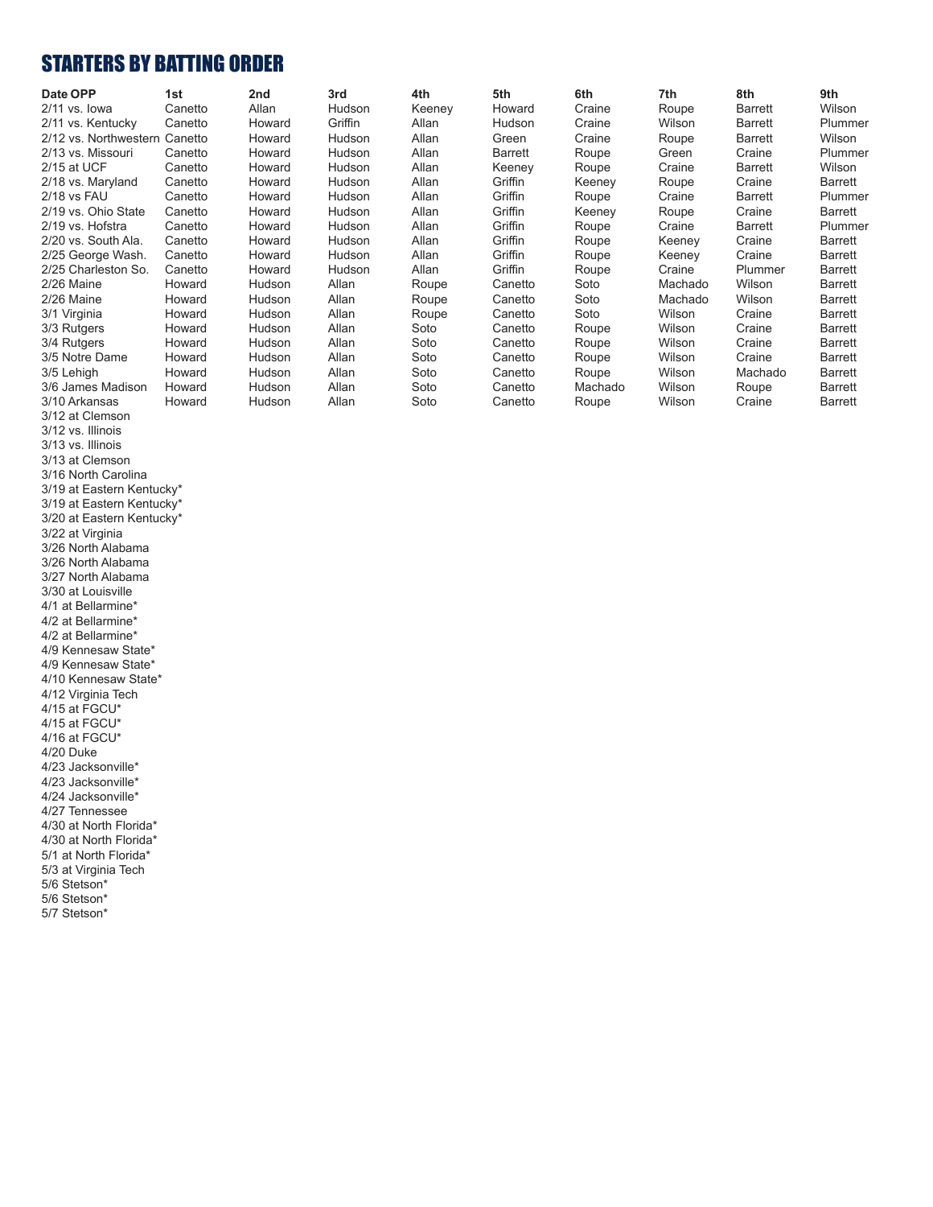## STARTERS BY BATTING ORDER

| Date OPP | 1st | 2nd | 3rd | 4th | 5th | 6th | 7th | 8th | 9th |
|---|---|---|---|---|---|---|---|---|---|
| 2/11 vs. Iowa | Canetto | Allan | Hudson | Keeney | Howard | Craine | Roupe | Barrett | Wilson |
| 2/11 vs. Kentucky | Canetto | Howard | Griffin | Allan | Hudson | Craine | Wilson | Barrett | Plummer |
| 2/12 vs. Northwestern | Canetto | Howard | Hudson | Allan | Green | Craine | Roupe | Barrett | Wilson |
| 2/13 vs. Missouri | Canetto | Howard | Hudson | Allan | Barrett | Roupe | Green | Craine | Plummer |
| 2/15 at UCF | Canetto | Howard | Hudson | Allan | Keeney | Roupe | Craine | Barrett | Wilson |
| 2/18 vs. Maryland | Canetto | Howard | Hudson | Allan | Griffin | Keeney | Roupe | Craine | Barrett |
| 2/18 vs FAU | Canetto | Howard | Hudson | Allan | Griffin | Roupe | Craine | Barrett | Plummer |
| 2/19 vs. Ohio State | Canetto | Howard | Hudson | Allan | Griffin | Keeney | Roupe | Craine | Barrett |
| 2/19 vs. Hofstra | Canetto | Howard | Hudson | Allan | Griffin | Roupe | Craine | Barrett | Plummer |
| 2/20 vs. South Ala. | Canetto | Howard | Hudson | Allan | Griffin | Roupe | Keeney | Craine | Barrett |
| 2/25 George Wash. | Canetto | Howard | Hudson | Allan | Griffin | Roupe | Keeney | Craine | Barrett |
| 2/25 Charleston So. | Canetto | Howard | Hudson | Allan | Griffin | Roupe | Craine | Plummer | Barrett |
| 2/26 Maine | Howard | Hudson | Allan | Roupe | Canetto | Soto | Machado | Wilson | Barrett |
| 2/26 Maine | Howard | Hudson | Allan | Roupe | Canetto | Soto | Machado | Wilson | Barrett |
| 3/1 Virginia | Howard | Hudson | Allan | Roupe | Canetto | Soto | Wilson | Craine | Barrett |
| 3/3 Rutgers | Howard | Hudson | Allan | Soto | Canetto | Roupe | Wilson | Craine | Barrett |
| 3/4 Rutgers | Howard | Hudson | Allan | Soto | Canetto | Roupe | Wilson | Craine | Barrett |
| 3/5 Notre Dame | Howard | Hudson | Allan | Soto | Canetto | Roupe | Wilson | Craine | Barrett |
| 3/5 Lehigh | Howard | Hudson | Allan | Soto | Canetto | Roupe | Wilson | Machado | Barrett |
| 3/6 James Madison | Howard | Hudson | Allan | Soto | Canetto | Machado | Wilson | Roupe | Barrett |
| 3/10 Arkansas | Howard | Hudson | Allan | Soto | Canetto | Roupe | Wilson | Craine | Barrett |
| 3/12 at Clemson | | | | | | | | | |
| 3/12 vs. Illinois | | | | | | | | | |
| 3/13 vs. Illinois | | | | | | | | | |
| 3/13 at Clemson | | | | | | | | | |
| 3/16 North Carolina | | | | | | | | | |
| 3/19 at Eastern Kentucky* | | | | | | | | | |
| 3/19 at Eastern Kentucky* | | | | | | | | | |
| 3/20 at Eastern Kentucky* | | | | | | | | | |
| 3/22 at Virginia | | | | | | | | | |
| 3/26 North Alabama | | | | | | | | | |
| 3/26 North Alabama | | | | | | | | | |
| 3/27 North Alabama | | | | | | | | | |
| 3/30 at Louisville | | | | | | | | | |
| 4/1 at Bellarmine* | | | | | | | | | |
| 4/2 at Bellarmine* | | | | | | | | | |
| 4/2 at Bellarmine* | | | | | | | | | |
| 4/9 Kennesaw State* | | | | | | | | | |
| 4/9 Kennesaw State* | | | | | | | | | |
| 4/10 Kennesaw State* | | | | | | | | | |
| 4/12 Virginia Tech | | | | | | | | | |
| 4/15 at FGCU* | | | | | | | | | |
| 4/15 at FGCU* | | | | | | | | | |
| 4/16 at FGCU* | | | | | | | | | |
| 4/20 Duke | | | | | | | | | |
| 4/23 Jacksonville* | | | | | | | | | |
| 4/23 Jacksonville* | | | | | | | | | |
| 4/24 Jacksonville* | | | | | | | | | |
| 4/27 Tennessee | | | | | | | | | |
| 4/30 at North Florida* | | | | | | | | | |
| 4/30 at North Florida* | | | | | | | | | |
| 5/1 at North Florida* | | | | | | | | | |
| 5/3 at Virginia Tech | | | | | | | | | |
| 5/6 Stetson* | | | | | | | | | |
| 5/6 Stetson* | | | | | | | | | |
| 5/7 Stetson* | | | | | | | | | |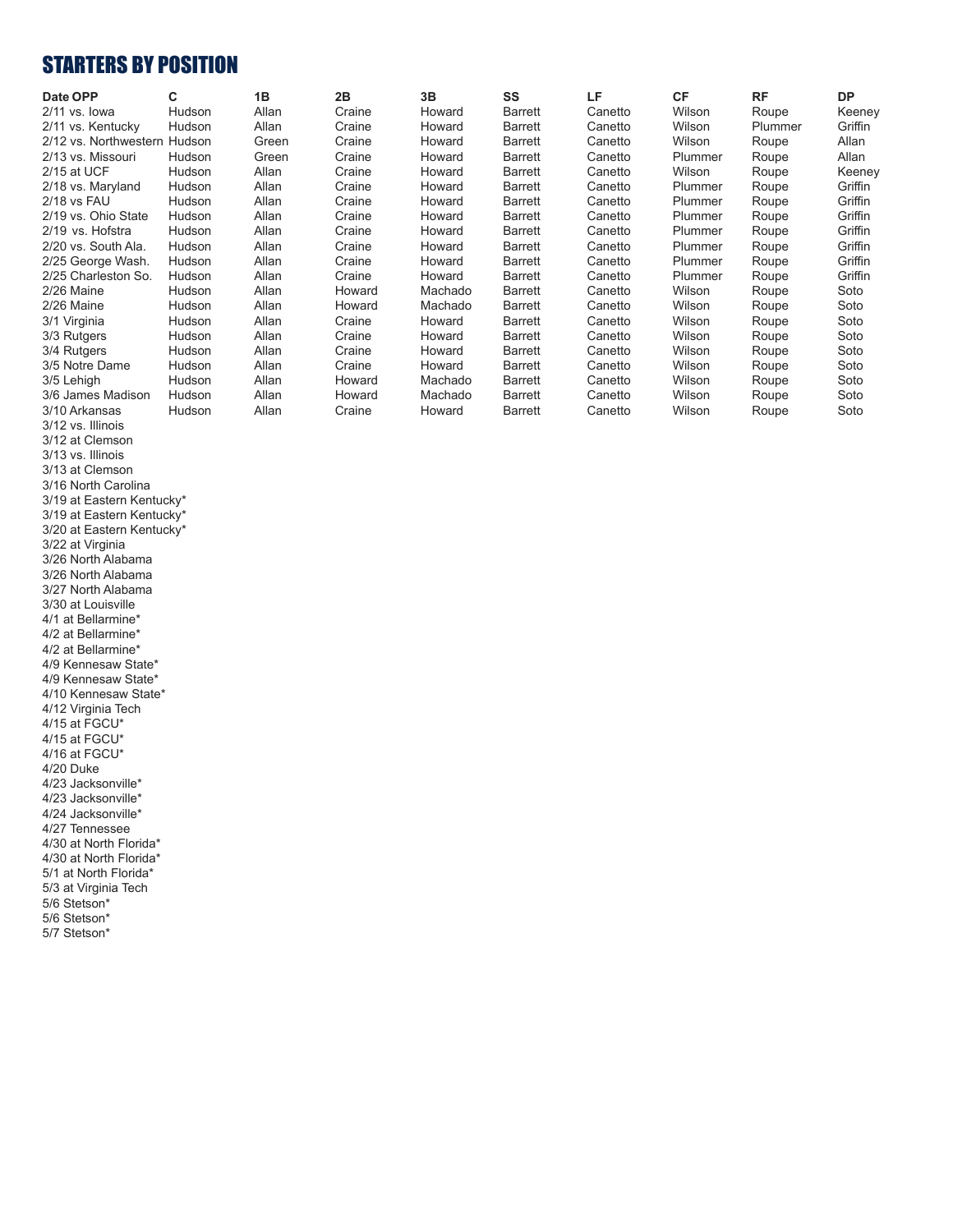## STARTERS BY POSITION

| Date OPP | C | 1B | 2B | 3B | SS | LF | CF | RF | DP |
|---|---|---|---|---|---|---|---|---|---|
| 2/11 vs. Iowa | Hudson | Allan | Craine | Howard | Barrett | Canetto | Wilson | Roupe | Keeney |
| 2/11 vs. Kentucky | Hudson | Allan | Craine | Howard | Barrett | Canetto | Wilson | Plummer | Griffin |
| 2/12 vs. Northwestern | Hudson | Green | Craine | Howard | Barrett | Canetto | Wilson | Roupe | Allan |
| 2/13 vs. Missouri | Hudson | Green | Craine | Howard | Barrett | Canetto | Plummer | Roupe | Allan |
| 2/15 at UCF | Hudson | Allan | Craine | Howard | Barrett | Canetto | Wilson | Roupe | Keeney |
| 2/18 vs. Maryland | Hudson | Allan | Craine | Howard | Barrett | Canetto | Plummer | Roupe | Griffin |
| 2/18 vs FAU | Hudson | Allan | Craine | Howard | Barrett | Canetto | Plummer | Roupe | Griffin |
| 2/19 vs. Ohio State | Hudson | Allan | Craine | Howard | Barrett | Canetto | Plummer | Roupe | Griffin |
| 2/19 vs. Hofstra | Hudson | Allan | Craine | Howard | Barrett | Canetto | Plummer | Roupe | Griffin |
| 2/20 vs. South Ala. | Hudson | Allan | Craine | Howard | Barrett | Canetto | Plummer | Roupe | Griffin |
| 2/25 George Wash. | Hudson | Allan | Craine | Howard | Barrett | Canetto | Plummer | Roupe | Griffin |
| 2/25 Charleston So. | Hudson | Allan | Craine | Howard | Barrett | Canetto | Plummer | Roupe | Griffin |
| 2/26 Maine | Hudson | Allan | Howard | Machado | Barrett | Canetto | Wilson | Roupe | Soto |
| 2/26 Maine | Hudson | Allan | Howard | Machado | Barrett | Canetto | Wilson | Roupe | Soto |
| 3/1 Virginia | Hudson | Allan | Craine | Howard | Barrett | Canetto | Wilson | Roupe | Soto |
| 3/3 Rutgers | Hudson | Allan | Craine | Howard | Barrett | Canetto | Wilson | Roupe | Soto |
| 3/4 Rutgers | Hudson | Allan | Craine | Howard | Barrett | Canetto | Wilson | Roupe | Soto |
| 3/5 Notre Dame | Hudson | Allan | Craine | Howard | Barrett | Canetto | Wilson | Roupe | Soto |
| 3/5 Lehigh | Hudson | Allan | Howard | Machado | Barrett | Canetto | Wilson | Roupe | Soto |
| 3/6 James Madison | Hudson | Allan | Howard | Machado | Barrett | Canetto | Wilson | Roupe | Soto |
| 3/10 Arkansas | Hudson | Allan | Craine | Howard | Barrett | Canetto | Wilson | Roupe | Soto |
| 3/12 vs. Illinois | | | | | | | | | |
| 3/12 at Clemson | | | | | | | | | |
| 3/13 vs. Illinois | | | | | | | | | |
| 3/13 at Clemson | | | | | | | | | |
| 3/16 North Carolina | | | | | | | | | |
| 3/19 at Eastern Kentucky* | | | | | | | | | |
| 3/19 at Eastern Kentucky* | | | | | | | | | |
| 3/20 at Eastern Kentucky* | | | | | | | | | |
| 3/22 at Virginia | | | | | | | | | |
| 3/26 North Alabama | | | | | | | | | |
| 3/26 North Alabama | | | | | | | | | |
| 3/27 North Alabama | | | | | | | | | |
| 3/30 at Louisville | | | | | | | | | |
| 4/1 at Bellarmine* | | | | | | | | | |
| 4/2 at Bellarmine* | | | | | | | | | |
| 4/2 at Bellarmine* | | | | | | | | | |
| 4/9 Kennesaw State* | | | | | | | | | |
| 4/9 Kennesaw State* | | | | | | | | | |
| 4/10 Kennesaw State* | | | | | | | | | |
| 4/12 Virginia Tech | | | | | | | | | |
| 4/15 at FGCU* | | | | | | | | | |
| 4/15 at FGCU* | | | | | | | | | |
| 4/16 at FGCU* | | | | | | | | | |
| 4/20 Duke | | | | | | | | | |
| 4/23 Jacksonville* | | | | | | | | | |
| 4/23 Jacksonville* | | | | | | | | | |
| 4/24 Jacksonville* | | | | | | | | | |
| 4/27 Tennessee | | | | | | | | | |
| 4/30 at North Florida* | | | | | | | | | |
| 4/30 at North Florida* | | | | | | | | | |
| 5/1 at North Florida* | | | | | | | | | |
| 5/3 at Virginia Tech | | | | | | | | | |
| 5/6 Stetson* | | | | | | | | | |
| 5/6 Stetson* | | | | | | | | | |
| 5/7 Stetson* | | | | | | | | | |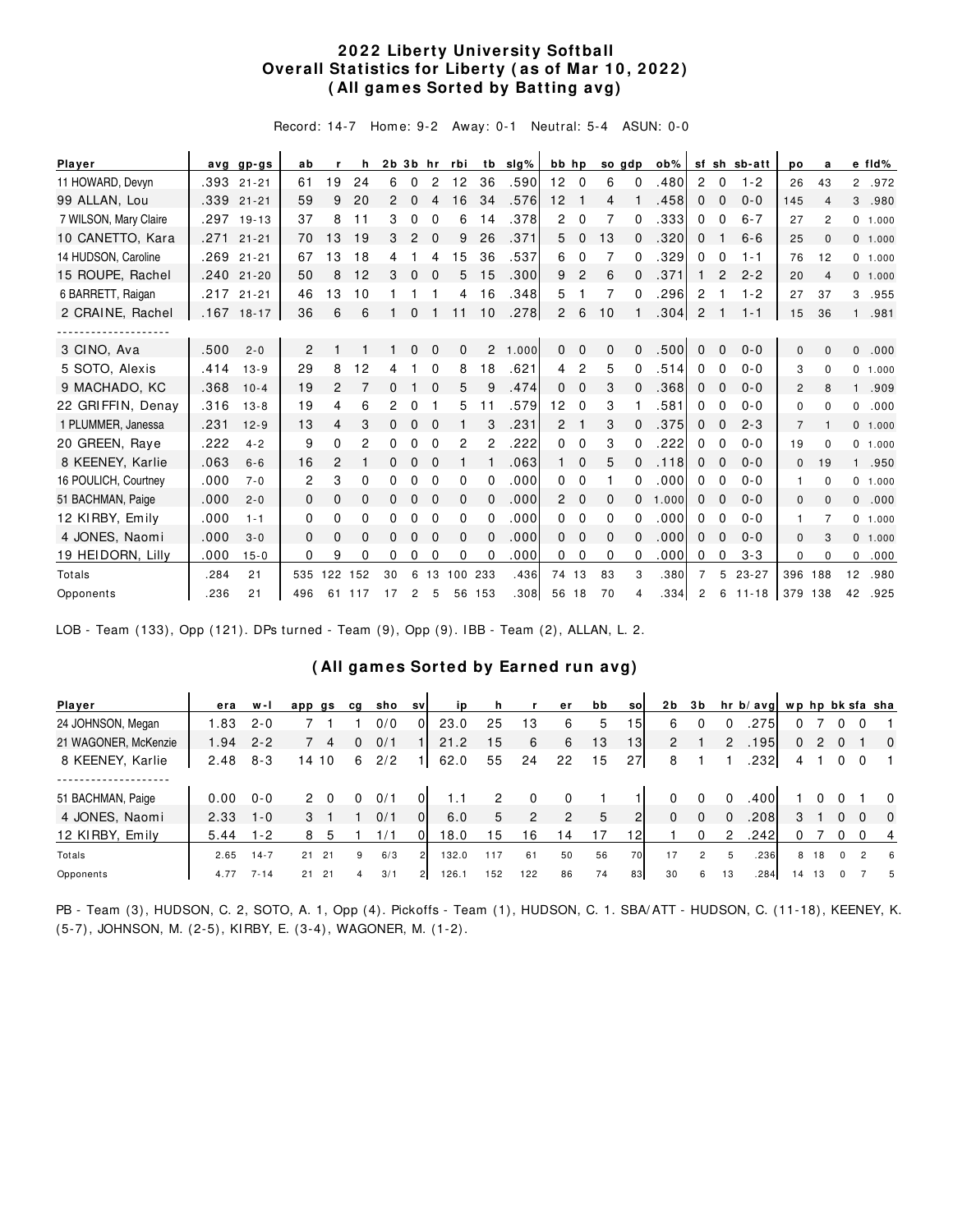# 2022 Liberty University Softball
## Overall Statistics for Liberty (as of Mar 10, 2022)
### (All games Sorted by Batting avg)

Record: 14-7 Home: 9-2 Away: 0-1 Neutral: 5-4 ASUN: 0-0

| Player | avg | gp-gs | ab | r | h | 2b | 3b | hr | rbi | tb | slg% | bb | hp | so | gdp | ob% | sf | sh | sb-att | po | a | e | fld% |
|---|---|---|---|---|---|---|---|---|---|---|---|---|---|---|---|---|---|---|---|---|---|---|---|
| 11 HOWARD, Devyn | .393 | 21-21 | 61 | 19 | 24 | 6 | 0 | 2 | 12 | 36 | .590 | 12 | 0 | 6 | 0 | .480 | 2 | 0 | 1-2 | 26 | 43 | 2 | .972 |
| 99 ALLAN, Lou | .339 | 21-21 | 59 | 9 | 20 | 2 | 0 | 4 | 16 | 34 | .576 | 12 | 1 | 4 | 1 | .458 | 0 | 0 | 0-0 | 145 | 4 | 3 | .980 |
| 7 WILSON, Mary Claire | .297 | 19-13 | 37 | 8 | 11 | 3 | 0 | 0 | 6 | 14 | .378 | 2 | 0 | 7 | 0 | .333 | 0 | 0 | 6-7 | 27 | 2 | 0 | 1.000 |
| 10 CANETTO, Kara | .271 | 21-21 | 70 | 13 | 19 | 3 | 2 | 0 | 9 | 26 | .371 | 5 | 0 | 13 | 0 | .320 | 0 | 1 | 6-6 | 25 | 0 | 0 | 1.000 |
| 14 HUDSON, Caroline | .269 | 21-21 | 67 | 13 | 18 | 4 | 1 | 4 | 15 | 36 | .537 | 6 | 0 | 7 | 0 | .329 | 0 | 0 | 1-1 | 76 | 12 | 0 | 1.000 |
| 15 ROUPE, Rachel | .240 | 21-20 | 50 | 8 | 12 | 3 | 0 | 0 | 5 | 15 | .300 | 9 | 2 | 6 | 0 | .371 | 1 | 2 | 2-2 | 20 | 4 | 0 | 1.000 |
| 6 BARRETT, Raigan | .217 | 21-21 | 46 | 13 | 10 | 1 | 1 | 1 | 4 | 16 | .348 | 5 | 1 | 7 | 0 | .296 | 2 | 1 | 1-2 | 27 | 37 | 3 | .955 |
| 2 CRAINE, Rachel | .167 | 18-17 | 36 | 6 | 6 | 1 | 0 | 1 | 11 | 10 | .278 | 2 | 6 | 10 | 1 | .304 | 2 | 1 | 1-1 | 15 | 36 | 1 | .981 |
| -------------------- | | | | | | | | | | | | | | | | | | | | | | | |
| 3 CINO, Ava | .500 | 2-0 | 2 | 1 | 1 | 1 | 0 | 0 | 0 | 2 | 1.000 | 0 | 0 | 0 | 0 | .500 | 0 | 0 | 0-0 | 0 | 0 | 0 | .000 |
| 5 SOTO, Alexis | .414 | 13-9 | 29 | 8 | 12 | 4 | 1 | 0 | 8 | 18 | .621 | 4 | 2 | 5 | 0 | .514 | 0 | 0 | 0-0 | 3 | 0 | 0 | 1.000 |
| 9 MACHADO, KC | .368 | 10-4 | 19 | 2 | 7 | 0 | 1 | 0 | 5 | 9 | .474 | 0 | 0 | 3 | 0 | .368 | 0 | 0 | 0-0 | 2 | 8 | 1 | .909 |
| 22 GRIFFIN, Denay | .316 | 13-8 | 19 | 4 | 6 | 2 | 0 | 1 | 5 | 11 | .579 | 12 | 0 | 3 | 1 | .581 | 0 | 0 | 0-0 | 0 | 0 | 0 | .000 |
| 1 PLUMMER, Janessa | .231 | 12-9 | 13 | 4 | 3 | 0 | 0 | 0 | 1 | 3 | .231 | 2 | 1 | 3 | 0 | .375 | 0 | 0 | 2-3 | 7 | 1 | 0 | 1.000 |
| 20 GREEN, Raye | .222 | 4-2 | 9 | 0 | 2 | 0 | 0 | 0 | 2 | 2 | .222 | 0 | 0 | 3 | 0 | .222 | 0 | 0 | 0-0 | 19 | 0 | 0 | 1.000 |
| 8 KEENEY, Karlie | .063 | 6-6 | 16 | 2 | 1 | 0 | 0 | 0 | 1 | 1 | .063 | 1 | 0 | 5 | 0 | .118 | 0 | 0 | 0-0 | 0 | 19 | 1 | .950 |
| 16 POULICH, Courtney | .000 | 7-0 | 2 | 3 | 0 | 0 | 0 | 0 | 0 | 0 | .000 | 0 | 0 | 1 | 0 | .000 | 0 | 0 | 0-0 | 1 | 0 | 0 | 1.000 |
| 51 BACHMAN, Paige | .000 | 2-0 | 0 | 0 | 0 | 0 | 0 | 0 | 0 | 0 | .000 | 2 | 0 | 0 | 0 | 1.000 | 0 | 0 | 0-0 | 0 | 0 | 0 | .000 |
| 12 KIRBY, Emily | .000 | 1-1 | 0 | 0 | 0 | 0 | 0 | 0 | 0 | 0 | .000 | 0 | 0 | 0 | 0 | .000 | 0 | 0 | 0-0 | 1 | 7 | 0 | 1.000 |
| 4 JONES, Naomi | .000 | 3-0 | 0 | 0 | 0 | 0 | 0 | 0 | 0 | 0 | .000 | 0 | 0 | 0 | 0 | .000 | 0 | 0 | 0-0 | 0 | 3 | 0 | 1.000 |
| 19 HEIDORN, Lilly | .000 | 15-0 | 0 | 9 | 0 | 0 | 0 | 0 | 0 | 0 | .000 | 0 | 0 | 0 | 0 | .000 | 0 | 0 | 3-3 | 0 | 0 | 0 | .000 |
| Totals | .284 | 21 | 535 | 122 | 152 | 30 | 6 | 13 | 100 | 233 | .436 | 74 | 13 | 83 | 3 | .380 | 7 | 5 | 23-27 | 396 | 188 | 12 | .980 |
| Opponents | .236 | 21 | 496 | 61 | 117 | 17 | 2 | 5 | 56 | 153 | .308 | 56 | 18 | 70 | 4 | .334 | 2 | 6 | 11-18 | 379 | 138 | 42 | .925 |

LOB - Team (133), Opp (121). DPs turned - Team (9), Opp (9). IBB - Team (2), ALLAN, L. 2.

### (All games Sorted by Earned run avg)

| Player | era | w-l | app | gs | cg | sho | sv | ip | h | r | er | bb | so | 2b | 3b | hr | b/avg | wp | hp | bk | sfa | sha |
|---|---|---|---|---|---|---|---|---|---|---|---|---|---|---|---|---|---|---|---|---|---|---|
| 24 JOHNSON, Megan | 1.83 | 2-0 | 7 | 1 | 1 | 0/0 | 0 | 23.0 | 25 | 13 | 6 | 5 | 15 | 6 | 0 | 0 | .275 | 0 | 7 | 0 | 0 | 1 |
| 21 WAGONER, McKenzie | 1.94 | 2-2 | 7 | 4 | 0 | 0/1 | 1 | 21.2 | 15 | 6 | 6 | 13 | 13 | 2 | 1 | 2 | .195 | 0 | 2 | 0 | 1 | 0 |
| 8 KEENEY, Karlie | 2.48 | 8-3 | 14 | 10 | 6 | 2/2 | 1 | 62.0 | 55 | 24 | 22 | 15 | 27 | 8 | 1 | 1 | .232 | 4 | 1 | 0 | 0 | 1 |
| -------------------- | | | | | | | | | | | | | | | | | | | | | | |
| 51 BACHMAN, Paige | 0.00 | 0-0 | 2 | 0 | 0 | 0/1 | 0 | 1.1 | 2 | 0 | 0 | 1 | 1 | 0 | 0 | 0 | .400 | 1 | 0 | 0 | 1 | 0 |
| 4 JONES, Naomi | 2.33 | 1-0 | 3 | 1 | 1 | 0/1 | 0 | 6.0 | 5 | 2 | 2 | 5 | 2 | 0 | 0 | 0 | .208 | 3 | 1 | 0 | 0 | 0 |
| 12 KIRBY, Emily | 5.44 | 1-2 | 8 | 5 | 1 | 1/1 | 0 | 18.0 | 15 | 16 | 14 | 17 | 12 | 1 | 0 | 2 | .242 | 0 | 7 | 0 | 0 | 4 |
| Totals | 2.65 | 14-7 | 21 | 21 | 9 | 6/3 | 2 | 132.0 | 117 | 61 | 50 | 56 | 70 | 17 | 2 | 5 | .236 | 8 | 18 | 0 | 2 | 6 |
| Opponents | 4.77 | 7-14 | 21 | 21 | 4 | 3/1 | 2 | 126.1 | 152 | 122 | 86 | 74 | 83 | 30 | 6 | 13 | .284 | 14 | 13 | 0 | 7 | 5 |

PB - Team (3), HUDSON, C. 2, SOTO, A. 1, Opp (4). Pickoffs - Team (1), HUDSON, C. 1. SBA/ATT - HUDSON, C. (11-18), KEENEY, K. (5-7), JOHNSON, M. (2-5), KIRBY, E. (3-4), WAGONER, M. (1-2).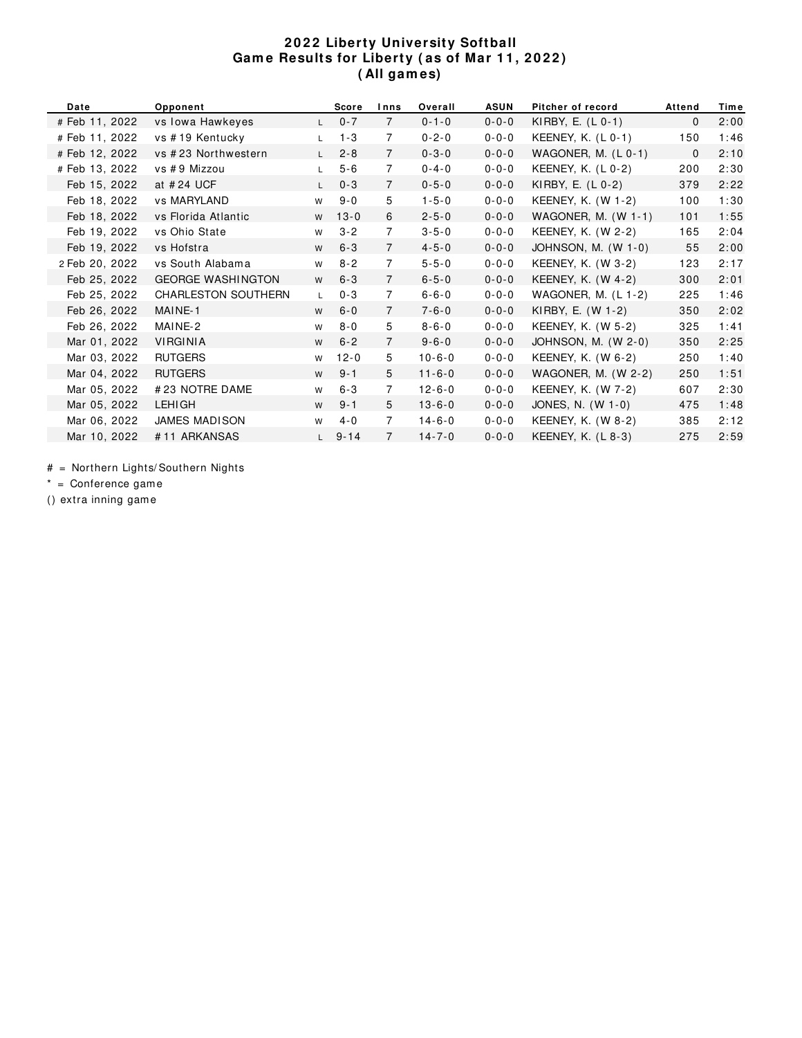## 2022 Liberty University Softball
## Game Results for Liberty (as of Mar 11, 2022)
## (All games)

| Date | Opponent | | Score | Inns | Overall | ASUN | Pitcher of record | Attend | Time |
|---|---|---|---|---|---|---|---|---|---|
| # Feb 11, 2022 | vs Iowa Hawkeyes | L | 0-7 | 7 | 0-1-0 | 0-0-0 | KIRBY, E. (L 0-1) | 0 | 2:00 |
| # Feb 11, 2022 | vs #19 Kentucky | L | 1-3 | 7 | 0-2-0 | 0-0-0 | KEENEY, K. (L 0-1) | 150 | 1:46 |
| # Feb 12, 2022 | vs #23 Northwestern | L | 2-8 | 7 | 0-3-0 | 0-0-0 | WAGONER, M. (L 0-1) | 0 | 2:10 |
| # Feb 13, 2022 | vs #9 Mizzou | L | 5-6 | 7 | 0-4-0 | 0-0-0 | KEENEY, K. (L 0-2) | 200 | 2:30 |
| Feb 15, 2022 | at #24 UCF | L | 0-3 | 7 | 0-5-0 | 0-0-0 | KIRBY, E. (L 0-2) | 379 | 2:22 |
| Feb 18, 2022 | vs MARYLAND | W | 9-0 | 5 | 1-5-0 | 0-0-0 | KEENEY, K. (W 1-2) | 100 | 1:30 |
| Feb 18, 2022 | vs Florida Atlantic | W | 13-0 | 6 | 2-5-0 | 0-0-0 | WAGONER, M. (W 1-1) | 101 | 1:55 |
| Feb 19, 2022 | vs Ohio State | W | 3-2 | 7 | 3-5-0 | 0-0-0 | KEENEY, K. (W 2-2) | 165 | 2:04 |
| Feb 19, 2022 | vs Hofstra | W | 6-3 | 7 | 4-5-0 | 0-0-0 | JOHNSON, M. (W 1-0) | 55 | 2:00 |
| 2 Feb 20, 2022 | vs South Alabama | W | 8-2 | 7 | 5-5-0 | 0-0-0 | KEENEY, K. (W 3-2) | 123 | 2:17 |
| Feb 25, 2022 | GEORGE WASHINGTON | W | 6-3 | 7 | 6-5-0 | 0-0-0 | KEENEY, K. (W 4-2) | 300 | 2:01 |
| Feb 25, 2022 | CHARLESTON SOUTHERN | L | 0-3 | 7 | 6-6-0 | 0-0-0 | WAGONER, M. (L 1-2) | 225 | 1:46 |
| Feb 26, 2022 | MAINE-1 | W | 6-0 | 7 | 7-6-0 | 0-0-0 | KIRBY, E. (W 1-2) | 350 | 2:02 |
| Feb 26, 2022 | MAINE-2 | W | 8-0 | 5 | 8-6-0 | 0-0-0 | KEENEY, K. (W 5-2) | 325 | 1:41 |
| Mar 01, 2022 | VIRGINIA | W | 6-2 | 7 | 9-6-0 | 0-0-0 | JOHNSON, M. (W 2-0) | 350 | 2:25 |
| Mar 03, 2022 | RUTGERS | W | 12-0 | 5 | 10-6-0 | 0-0-0 | KEENEY, K. (W 6-2) | 250 | 1:40 |
| Mar 04, 2022 | RUTGERS | W | 9-1 | 5 | 11-6-0 | 0-0-0 | WAGONER, M. (W 2-2) | 250 | 1:51 |
| Mar 05, 2022 | #23 NOTRE DAME | W | 6-3 | 7 | 12-6-0 | 0-0-0 | KEENEY, K. (W 7-2) | 607 | 2:30 |
| Mar 05, 2022 | LEHIGH | W | 9-1 | 5 | 13-6-0 | 0-0-0 | JONES, N. (W 1-0) | 475 | 1:48 |
| Mar 06, 2022 | JAMES MADISON | W | 4-0 | 7 | 14-6-0 | 0-0-0 | KEENEY, K. (W 8-2) | 385 | 2:12 |
| Mar 10, 2022 | #11 ARKANSAS | L | 9-14 | 7 | 14-7-0 | 0-0-0 | KEENEY, K. (L 8-3) | 275 | 2:59 |

# = Northern Lights/Southern Nights

* = Conference game

() extra inning game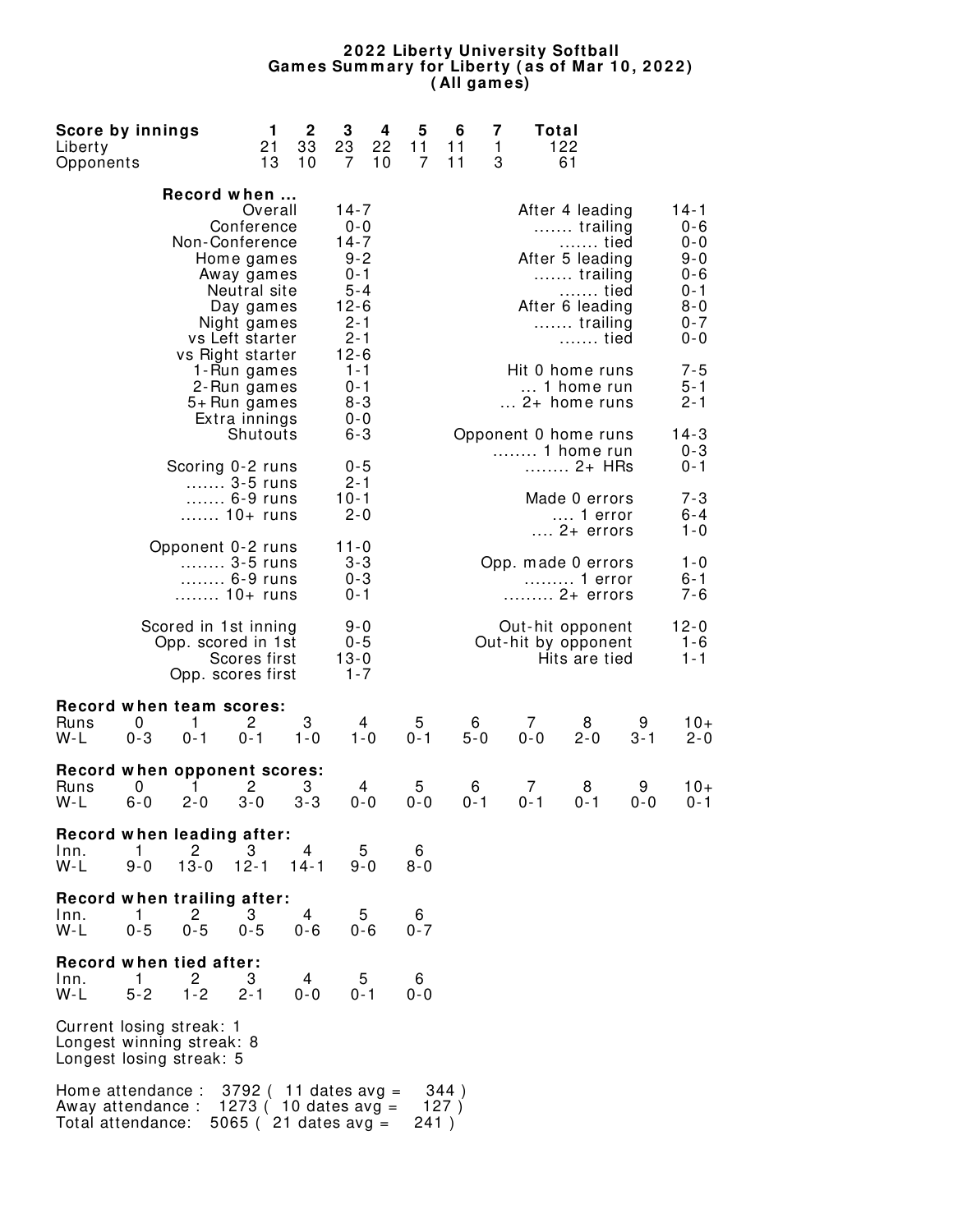# 2022 Liberty University Softball
## Games Summary for Liberty (as of Mar 10, 2022)
## (All games)

| Score by innings | 1 | 2 | 3 | 4 | 5 | 6 | 7 | Total |
|---|---|---|---|---|---|---|---|---|
| Liberty | 21 | 33 | 23 | 22 | 11 | 11 | 1 | 122 |
| Opponents | 13 | 10 | 7 | 10 | 7 | 11 | 3 | 61 |

**Record when ...**

| | | | |
|---|---|---|---|
| Overall | 14-7 | After 4 leading | 14-1 |
| Conference | 0-0 | ....... trailing | 0-6 |
| Non-Conference | 14-7 | ....... tied | 0-0 |
| Home games | 9-2 | After 5 leading | 9-0 |
| Away games | 0-1 | ....... trailing | 0-6 |
| Neutral site | 5-4 | ....... tied | 0-1 |
| Day games | 12-6 | After 6 leading | 8-0 |
| Night games | 2-1 | ....... trailing | 0-7 |
| vs Left starter | 2-1 | ....... tied | 0-0 |
| vs Right starter | 12-6 | | |
| 1-Run games | 1-1 | Hit 0 home runs | 7-5 |
| 2-Run games | 0-1 | ... 1 home run | 5-1 |
| 5+ Run games | 8-3 | ... 2+ home runs | 2-1 |
| Extra innings | 0-0 | | |
| Shutouts | 6-3 | Opponent 0 home runs | 14-3 |
| | | ........ 1 home run | 0-3 |
| Scoring 0-2 runs | 0-5 | ........ 2+ HRs | 0-1 |
| ....... 3-5 runs | 2-1 | | |
| ....... 6-9 runs | 10-1 | Made 0 errors | 7-3 |
| ....... 10+ runs | 2-0 | .... 1 error | 6-4 |
| | | .... 2+ errors | 1-0 |
| Opponent 0-2 runs | 11-0 | | |
| ........ 3-5 runs | 3-3 | Opp. made 0 errors | 1-0 |
| ........ 6-9 runs | 0-3 | ......... 1 error | 6-1 |
| ........ 10+ runs | 0-1 | ......... 2+ errors | 7-6 |
| | | | |
| Scored in 1st inning | 9-0 | Out-hit opponent | 12-0 |
| Opp. scored in 1st | 0-5 | Out-hit by opponent | 1-6 |
| Scores first | 13-0 | Hits are tied | 1-1 |
| Opp. scores first | 1-7 | | |

**Record when team scores:**

| Runs | 0 | 1 | 2 | 3 | 4 | 5 | 6 | 7 | 8 | 9 | 10+ |
|---|---|---|---|---|---|---|---|---|---|---|---|
| W-L | 0-3 | 0-1 | 0-1 | 1-0 | 1-0 | 0-1 | 5-0 | 0-0 | 2-0 | 3-1 | 2-0 |

**Record when opponent scores:**

| Runs | 0 | 1 | 2 | 3 | 4 | 5 | 6 | 7 | 8 | 9 | 10+ |
|---|---|---|---|---|---|---|---|---|---|---|---|
| W-L | 6-0 | 2-0 | 3-0 | 3-3 | 0-0 | 0-0 | 0-1 | 0-1 | 0-1 | 0-0 | 0-1 |

**Record when leading after:**

| Inn. | 1 | 2 | 3 | 4 | 5 | 6 |
|---|---|---|---|---|---|---|
| W-L | 9-0 | 13-0 | 12-1 | 14-1 | 9-0 | 8-0 |

**Record when trailing after:**

| Inn. | 1 | 2 | 3 | 4 | 5 | 6 |
|---|---|---|---|---|---|---|
| W-L | 0-5 | 0-5 | 0-5 | 0-6 | 0-6 | 0-7 |

**Record when tied after:**

| Inn. | 1 | 2 | 3 | 4 | 5 | 6 |
|---|---|---|---|---|---|---|
| W-L | 5-2 | 1-2 | 2-1 | 0-0 | 0-1 | 0-0 |

Current losing streak: 1
Longest winning streak: 8
Longest losing streak: 5

Home attendance : 3792 ( 11 dates avg = 344 )
Away attendance : 1273 ( 10 dates avg = 127 )
Total attendance: 5065 ( 21 dates avg = 241 )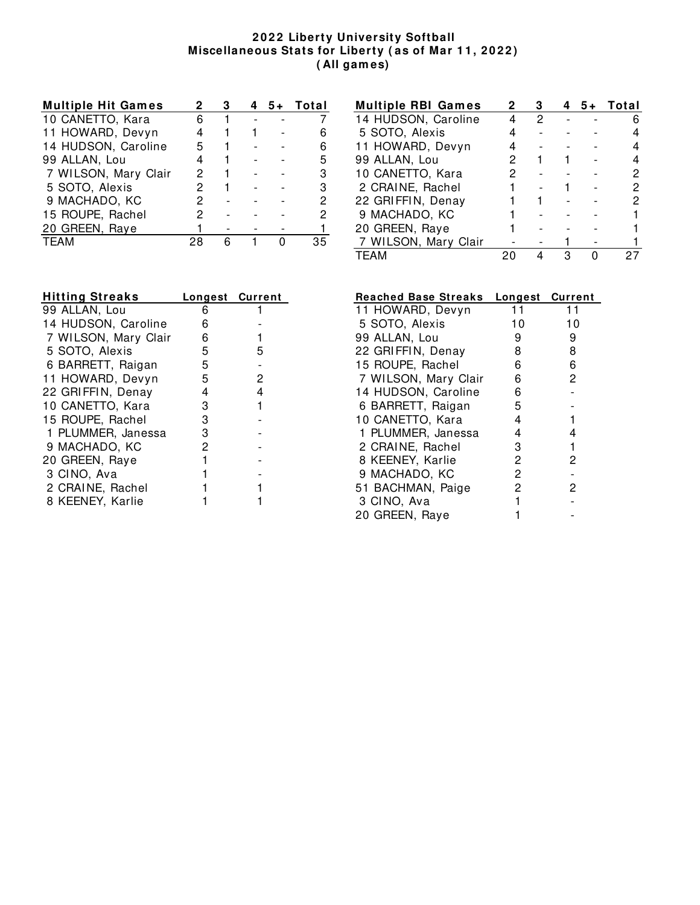# 2022 Liberty University Softball
## Miscellaneous Stats for Liberty (as of Mar 11, 2022)
### (All games)

| Multiple Hit Games | 2 | 3 | 4 | 5+ | Total |
|---|---|---|---|---|---|
| 10 CANETTO, Kara | 6 | 1 | - | - | 7 |
| 11 HOWARD, Devyn | 4 | 1 | 1 | - | 6 |
| 14 HUDSON, Caroline | 5 | 1 | - | - | 6 |
| 99 ALLAN, Lou | 4 | 1 | - | - | 5 |
| 7 WILSON, Mary Clair | 2 | 1 | - | - | 3 |
| 5 SOTO, Alexis | 2 | 1 | - | - | 3 |
| 9 MACHADO, KC | 2 | - | - | - | 2 |
| 15 ROUPE, Rachel | 2 | - | - | - | 2 |
| 20 GREEN, Raye | 1 | - | - | - | 1 |
| TEAM | 28 | 6 | 1 | 0 | 35 |

| Multiple RBI Games | 2 | 3 | 4 | 5+ | Total |
|---|---|---|---|---|---|
| 14 HUDSON, Caroline | 4 | 2 | - | - | 6 |
| 5 SOTO, Alexis | 4 | - | - | - | 4 |
| 11 HOWARD, Devyn | 4 | - | - | - | 4 |
| 99 ALLAN, Lou | 2 | 1 | 1 | - | 4 |
| 10 CANETTO, Kara | 2 | - | - | - | 2 |
| 2 CRAINE, Rachel | 1 | - | 1 | - | 2 |
| 22 GRIFFIN, Denay | 1 | 1 | - | - | 2 |
| 9 MACHADO, KC | 1 | - | - | - | 1 |
| 20 GREEN, Raye | 1 | - | - | - | 1 |
| 7 WILSON, Mary Clair | - | - | 1 | - | 1 |
| TEAM | 20 | 4 | 3 | 0 | 27 |

| Hitting Streaks | Longest | Current |
|---|---|---|
| 99 ALLAN, Lou | 6 | 1 |
| 14 HUDSON, Caroline | 6 | - |
| 7 WILSON, Mary Clair | 6 | 1 |
| 5 SOTO, Alexis | 5 | 5 |
| 6 BARRETT, Raigan | 5 | - |
| 11 HOWARD, Devyn | 5 | 2 |
| 22 GRIFFIN, Denay | 4 | 4 |
| 10 CANETTO, Kara | 3 | 1 |
| 15 ROUPE, Rachel | 3 | - |
| 1 PLUMMER, Janessa | 3 | - |
| 9 MACHADO, KC | 2 | - |
| 20 GREEN, Raye | 1 | - |
| 3 CINO, Ava | 1 | - |
| 2 CRAINE, Rachel | 1 | 1 |
| 8 KEENEY, Karlie | 1 | 1 |

| Reached Base Streaks | Longest | Current |
|---|---|---|
| 11 HOWARD, Devyn | 11 | 11 |
| 5 SOTO, Alexis | 10 | 10 |
| 99 ALLAN, Lou | 9 | 9 |
| 22 GRIFFIN, Denay | 8 | 8 |
| 15 ROUPE, Rachel | 6 | 6 |
| 7 WILSON, Mary Clair | 6 | 2 |
| 14 HUDSON, Caroline | 6 | - |
| 6 BARRETT, Raigan | 5 | - |
| 10 CANETTO, Kara | 4 | 1 |
| 1 PLUMMER, Janessa | 4 | 4 |
| 2 CRAINE, Rachel | 3 | 1 |
| 8 KEENEY, Karlie | 2 | 2 |
| 9 MACHADO, KC | 2 | - |
| 51 BACHMAN, Paige | 2 | 2 |
| 3 CINO, Ava | 1 | - |
| 20 GREEN, Raye | 1 | - |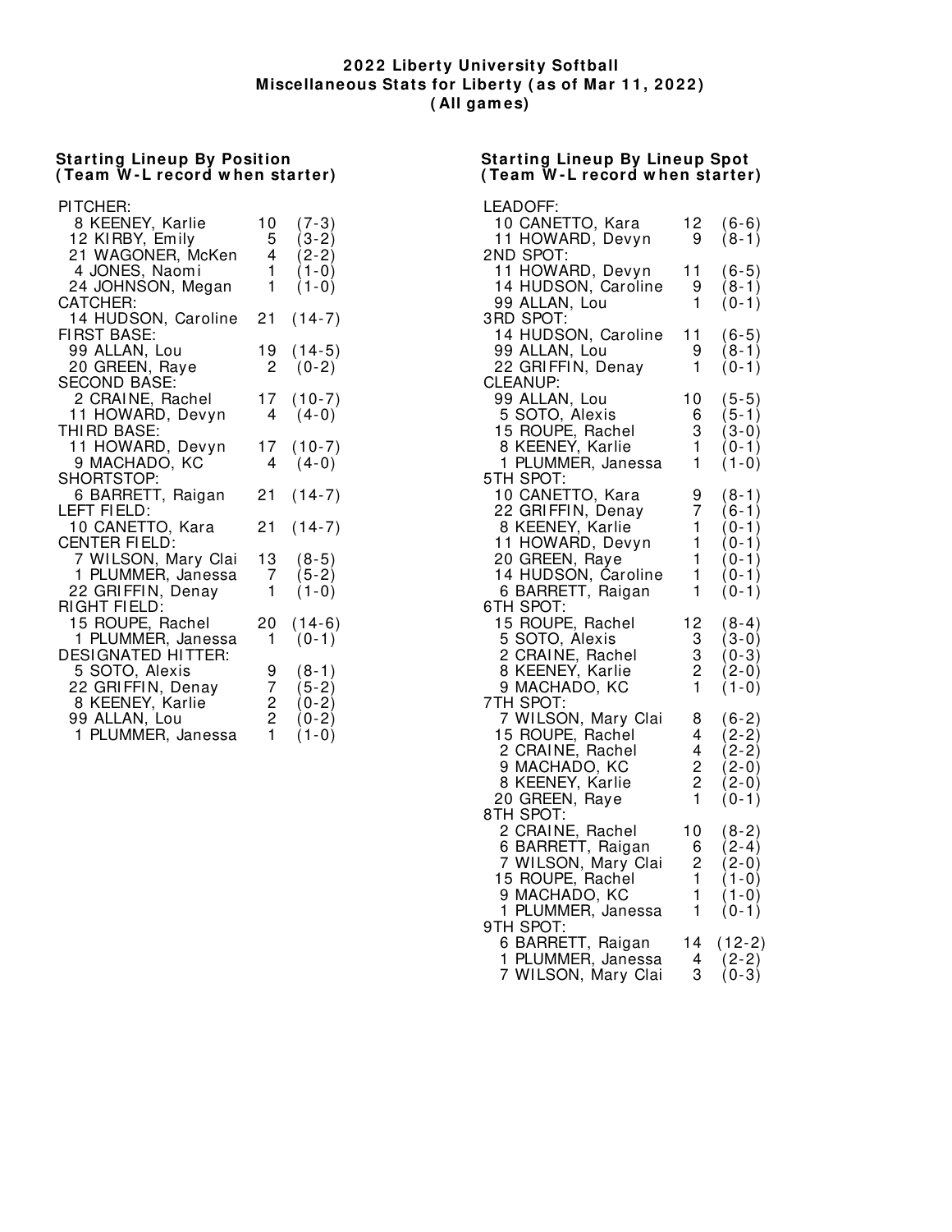# 2022 Liberty University Softball
## Miscellaneous Stats for Liberty (as of Mar 11, 2022)
## (All games)

### Starting Lineup By Position (Team W-L record when starter)

| Position / Player | GS | W-L |
|---|---|---|
| **PITCHER:** | | |
| 8 KEENEY, Karlie | 10 | (7-3) |
| 12 KIRBY, Emily | 5 | (3-2) |
| 21 WAGONER, McKen | 4 | (2-2) |
| 4 JONES, Naomi | 1 | (1-0) |
| 24 JOHNSON, Megan | 1 | (1-0) |
| **CATCHER:** | | |
| 14 HUDSON, Caroline | 21 | (14-7) |
| **FIRST BASE:** | | |
| 99 ALLAN, Lou | 19 | (14-5) |
| 20 GREEN, Raye | 2 | (0-2) |
| **SECOND BASE:** | | |
| 2 CRAINE, Rachel | 17 | (10-7) |
| 11 HOWARD, Devyn | 4 | (4-0) |
| **THIRD BASE:** | | |
| 11 HOWARD, Devyn | 17 | (10-7) |
| 9 MACHADO, KC | 4 | (4-0) |
| **SHORTSTOP:** | | |
| 6 BARRETT, Raigan | 21 | (14-7) |
| **LEFT FIELD:** | | |
| 10 CANETTO, Kara | 21 | (14-7) |
| **CENTER FIELD:** | | |
| 7 WILSON, Mary Clai | 13 | (8-5) |
| 1 PLUMMER, Janessa | 7 | (5-2) |
| 22 GRIFFIN, Denay | 1 | (1-0) |
| **RIGHT FIELD:** | | |
| 15 ROUPE, Rachel | 20 | (14-6) |
| 1 PLUMMER, Janessa | 1 | (0-1) |
| **DESIGNATED HITTER:** | | |
| 5 SOTO, Alexis | 9 | (8-1) |
| 22 GRIFFIN, Denay | 7 | (5-2) |
| 8 KEENEY, Karlie | 2 | (0-2) |
| 99 ALLAN, Lou | 2 | (0-2) |
| 1 PLUMMER, Janessa | 1 | (1-0) |

### Starting Lineup By Lineup Spot (Team W-L record when starter)

| Lineup Spot / Player | GS | W-L |
|---|---|---|
| **LEADOFF:** | | |
| 10 CANETTO, Kara | 12 | (6-6) |
| 11 HOWARD, Devyn | 9 | (8-1) |
| **2ND SPOT:** | | |
| 11 HOWARD, Devyn | 11 | (6-5) |
| 14 HUDSON, Caroline | 9 | (8-1) |
| 99 ALLAN, Lou | 1 | (0-1) |
| **3RD SPOT:** | | |
| 14 HUDSON, Caroline | 11 | (6-5) |
| 99 ALLAN, Lou | 9 | (8-1) |
| 22 GRIFFIN, Denay | 1 | (0-1) |
| **CLEANUP:** | | |
| 99 ALLAN, Lou | 10 | (5-5) |
| 5 SOTO, Alexis | 6 | (5-1) |
| 15 ROUPE, Rachel | 3 | (3-0) |
| 8 KEENEY, Karlie | 1 | (0-1) |
| 1 PLUMMER, Janessa | 1 | (1-0) |
| **5TH SPOT:** | | |
| 10 CANETTO, Kara | 9 | (8-1) |
| 22 GRIFFIN, Denay | 7 | (6-1) |
| 8 KEENEY, Karlie | 1 | (0-1) |
| 11 HOWARD, Devyn | 1 | (0-1) |
| 20 GREEN, Raye | 1 | (0-1) |
| 14 HUDSON, Caroline | 1 | (0-1) |
| 6 BARRETT, Raigan | 1 | (0-1) |
| **6TH SPOT:** | | |
| 15 ROUPE, Rachel | 12 | (8-4) |
| 5 SOTO, Alexis | 3 | (3-0) |
| 2 CRAINE, Rachel | 3 | (0-3) |
| 8 KEENEY, Karlie | 2 | (2-0) |
| 9 MACHADO, KC | 1 | (1-0) |
| **7TH SPOT:** | | |
| 7 WILSON, Mary Clai | 8 | (6-2) |
| 15 ROUPE, Rachel | 4 | (2-2) |
| 2 CRAINE, Rachel | 4 | (2-2) |
| 9 MACHADO, KC | 2 | (2-0) |
| 8 KEENEY, Karlie | 2 | (2-0) |
| 20 GREEN, Raye | 1 | (0-1) |
| **8TH SPOT:** | | |
| 2 CRAINE, Rachel | 10 | (8-2) |
| 6 BARRETT, Raigan | 6 | (2-4) |
| 7 WILSON, Mary Clai | 2 | (2-0) |
| 15 ROUPE, Rachel | 1 | (1-0) |
| 9 MACHADO, KC | 1 | (1-0) |
| 1 PLUMMER, Janessa | 1 | (0-1) |
| **9TH SPOT:** | | |
| 6 BARRETT, Raigan | 14 | (12-2) |
| 1 PLUMMER, Janessa | 4 | (2-2) |
| 7 WILSON, Mary Clai | 3 | (0-3) |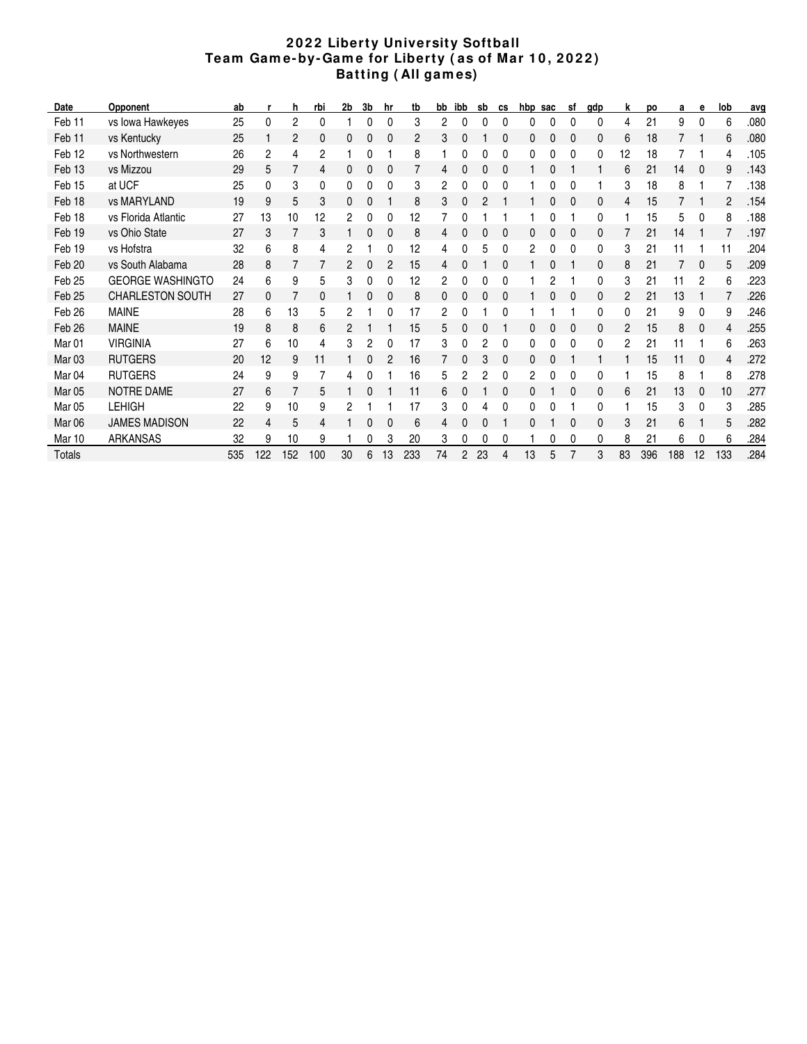# 2022 Liberty University Softball
## Team Game-by-Game for Liberty (as of Mar 10, 2022)
### Batting (All games)

| Date | Opponent | ab | r | h | rbi | 2b | 3b | hr | tb | bb | ibb | sb | cs | hbp | sac | sf | gdp | k | po | a | e | lob | avg |
|---|---|---|---|---|---|---|---|---|---|---|---|---|---|---|---|---|---|---|---|---|---|---|---|
| Feb 11 | vs Iowa Hawkeyes | 25 | 0 | 2 | 0 | 1 | 0 | 0 | 3 | 2 | 0 | 0 | 0 | 0 | 0 | 0 | 0 | 4 | 21 | 9 | 0 | 6 | .080 |
| Feb 11 | vs Kentucky | 25 | 1 | 2 | 0 | 0 | 0 | 0 | 2 | 3 | 0 | 1 | 0 | 0 | 0 | 0 | 0 | 6 | 18 | 7 | 1 | 6 | .080 |
| Feb 12 | vs Northwestern | 26 | 2 | 4 | 2 | 1 | 0 | 1 | 8 | 1 | 0 | 0 | 0 | 0 | 0 | 0 | 0 | 12 | 18 | 7 | 1 | 4 | .105 |
| Feb 13 | vs Mizzou | 29 | 5 | 7 | 4 | 0 | 0 | 0 | 7 | 4 | 0 | 0 | 0 | 1 | 0 | 1 | 1 | 6 | 21 | 14 | 0 | 9 | .143 |
| Feb 15 | at UCF | 25 | 0 | 3 | 0 | 0 | 0 | 0 | 3 | 2 | 0 | 0 | 0 | 1 | 0 | 0 | 1 | 3 | 18 | 8 | 1 | 7 | .138 |
| Feb 18 | vs MARYLAND | 19 | 9 | 5 | 3 | 0 | 0 | 1 | 8 | 3 | 0 | 2 | 1 | 1 | 0 | 0 | 0 | 4 | 15 | 7 | 1 | 2 | .154 |
| Feb 18 | vs Florida Atlantic | 27 | 13 | 10 | 12 | 2 | 0 | 0 | 12 | 7 | 0 | 1 | 1 | 1 | 0 | 1 | 0 | 1 | 15 | 5 | 0 | 8 | .188 |
| Feb 19 | vs Ohio State | 27 | 3 | 7 | 3 | 1 | 0 | 0 | 8 | 4 | 0 | 0 | 0 | 0 | 0 | 0 | 0 | 7 | 21 | 14 | 1 | 7 | .197 |
| Feb 19 | vs Hofstra | 32 | 6 | 8 | 4 | 2 | 1 | 0 | 12 | 4 | 0 | 5 | 0 | 2 | 0 | 0 | 0 | 3 | 21 | 11 | 1 | 11 | .204 |
| Feb 20 | vs South Alabama | 28 | 8 | 7 | 7 | 2 | 0 | 2 | 15 | 4 | 0 | 1 | 0 | 1 | 0 | 1 | 0 | 8 | 21 | 7 | 0 | 5 | .209 |
| Feb 25 | GEORGE WASHINGTO | 24 | 6 | 9 | 5 | 3 | 0 | 0 | 12 | 2 | 0 | 0 | 0 | 1 | 2 | 1 | 0 | 3 | 21 | 11 | 2 | 6 | .223 |
| Feb 25 | CHARLESTON SOUTH | 27 | 0 | 7 | 0 | 1 | 0 | 0 | 8 | 0 | 0 | 0 | 0 | 1 | 0 | 0 | 0 | 2 | 21 | 13 | 1 | 7 | .226 |
| Feb 26 | MAINE | 28 | 6 | 13 | 5 | 2 | 1 | 0 | 17 | 2 | 0 | 1 | 0 | 1 | 1 | 1 | 0 | 0 | 21 | 9 | 0 | 9 | .246 |
| Feb 26 | MAINE | 19 | 8 | 8 | 6 | 2 | 1 | 1 | 15 | 5 | 0 | 0 | 1 | 0 | 0 | 0 | 0 | 2 | 15 | 8 | 0 | 4 | .255 |
| Mar 01 | VIRGINIA | 27 | 6 | 10 | 4 | 3 | 2 | 0 | 17 | 3 | 0 | 2 | 0 | 0 | 0 | 0 | 0 | 2 | 21 | 11 | 1 | 6 | .263 |
| Mar 03 | RUTGERS | 20 | 12 | 9 | 11 | 1 | 0 | 2 | 16 | 7 | 0 | 3 | 0 | 0 | 0 | 1 | 1 | 1 | 15 | 11 | 0 | 4 | .272 |
| Mar 04 | RUTGERS | 24 | 9 | 9 | 7 | 4 | 0 | 1 | 16 | 5 | 2 | 2 | 0 | 2 | 0 | 0 | 0 | 1 | 15 | 8 | 1 | 8 | .278 |
| Mar 05 | NOTRE DAME | 27 | 6 | 7 | 5 | 1 | 0 | 1 | 11 | 6 | 0 | 1 | 0 | 0 | 1 | 0 | 0 | 6 | 21 | 13 | 0 | 10 | .277 |
| Mar 05 | LEHIGH | 22 | 9 | 10 | 9 | 2 | 1 | 1 | 17 | 3 | 0 | 4 | 0 | 0 | 0 | 1 | 0 | 1 | 15 | 3 | 0 | 3 | .285 |
| Mar 06 | JAMES MADISON | 22 | 4 | 5 | 4 | 1 | 0 | 0 | 6 | 4 | 0 | 0 | 1 | 0 | 1 | 0 | 0 | 3 | 21 | 6 | 1 | 5 | .282 |
| Mar 10 | ARKANSAS | 32 | 9 | 10 | 9 | 1 | 0 | 3 | 20 | 3 | 0 | 0 | 0 | 1 | 0 | 0 | 0 | 8 | 21 | 6 | 0 | 6 | .284 |
| Totals | | 535 | 122 | 152 | 100 | 30 | 6 | 13 | 233 | 74 | 2 | 23 | 4 | 13 | 5 | 7 | 3 | 83 | 396 | 188 | 12 | 133 | .284 |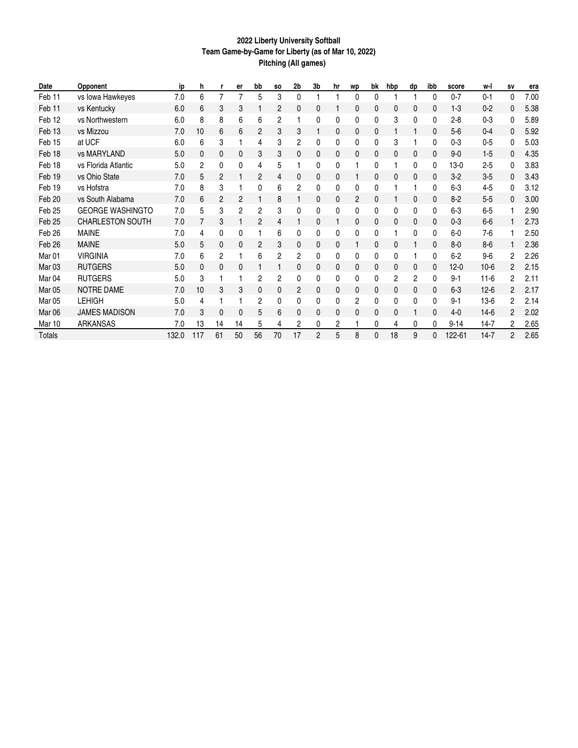# 2022 Liberty University Softball
## Team Game-by-Game for Liberty (as of Mar 10, 2022)
### Pitching (All games)

| Date | Opponent | ip | h | r | er | bb | so | 2b | 3b | hr | wp | bk | hbp | dp | ibb | score | w-l | sv | era |
|---|---|---|---|---|---|---|---|---|---|---|---|---|---|---|---|---|---|---|---|
| Feb 11 | vs Iowa Hawkeyes | 7.0 | 6 | 7 | 7 | 5 | 3 | 0 | 1 | 1 | 0 | 0 | 1 | 1 | 0 | 0-7 | 0-1 | 0 | 7.00 |
| Feb 11 | vs Kentucky | 6.0 | 6 | 3 | 3 | 1 | 2 | 0 | 0 | 1 | 0 | 0 | 0 | 0 | 0 | 1-3 | 0-2 | 0 | 5.38 |
| Feb 12 | vs Northwestern | 6.0 | 8 | 8 | 6 | 6 | 2 | 1 | 0 | 0 | 0 | 0 | 3 | 0 | 0 | 2-8 | 0-3 | 0 | 5.89 |
| Feb 13 | vs Mizzou | 7.0 | 10 | 6 | 6 | 2 | 3 | 3 | 1 | 0 | 0 | 0 | 1 | 1 | 0 | 5-6 | 0-4 | 0 | 5.92 |
| Feb 15 | at UCF | 6.0 | 6 | 3 | 1 | 4 | 3 | 2 | 0 | 0 | 0 | 0 | 3 | 1 | 0 | 0-3 | 0-5 | 0 | 5.03 |
| Feb 18 | vs MARYLAND | 5.0 | 0 | 0 | 0 | 3 | 3 | 0 | 0 | 0 | 0 | 0 | 0 | 0 | 0 | 9-0 | 1-5 | 0 | 4.35 |
| Feb 18 | vs Florida Atlantic | 5.0 | 2 | 0 | 0 | 4 | 5 | 1 | 0 | 0 | 1 | 0 | 1 | 0 | 0 | 13-0 | 2-5 | 0 | 3.83 |
| Feb 19 | vs Ohio State | 7.0 | 5 | 2 | 1 | 2 | 4 | 0 | 0 | 0 | 1 | 0 | 0 | 0 | 0 | 3-2 | 3-5 | 0 | 3.43 |
| Feb 19 | vs Hofstra | 7.0 | 8 | 3 | 1 | 0 | 6 | 2 | 0 | 0 | 0 | 0 | 1 | 1 | 0 | 6-3 | 4-5 | 0 | 3.12 |
| Feb 20 | vs South Alabama | 7.0 | 6 | 2 | 2 | 1 | 8 | 1 | 0 | 0 | 2 | 0 | 1 | 0 | 0 | 8-2 | 5-5 | 0 | 3.00 |
| Feb 25 | GEORGE WASHINGTO | 7.0 | 5 | 3 | 2 | 2 | 3 | 0 | 0 | 0 | 0 | 0 | 0 | 0 | 0 | 6-3 | 6-5 | 1 | 2.90 |
| Feb 25 | CHARLESTON SOUTH | 7.0 | 7 | 3 | 1 | 2 | 4 | 1 | 0 | 1 | 0 | 0 | 0 | 0 | 0 | 0-3 | 6-6 | 1 | 2.73 |
| Feb 26 | MAINE | 7.0 | 4 | 0 | 0 | 1 | 6 | 0 | 0 | 0 | 0 | 0 | 1 | 0 | 0 | 6-0 | 7-6 | 1 | 2.50 |
| Feb 26 | MAINE | 5.0 | 5 | 0 | 0 | 2 | 3 | 0 | 0 | 0 | 1 | 0 | 0 | 1 | 0 | 8-0 | 8-6 | 1 | 2.36 |
| Mar 01 | VIRGINIA | 7.0 | 6 | 2 | 1 | 6 | 2 | 2 | 0 | 0 | 0 | 0 | 0 | 1 | 0 | 6-2 | 9-6 | 2 | 2.26 |
| Mar 03 | RUTGERS | 5.0 | 0 | 0 | 0 | 1 | 1 | 0 | 0 | 0 | 0 | 0 | 0 | 0 | 0 | 12-0 | 10-6 | 2 | 2.15 |
| Mar 04 | RUTGERS | 5.0 | 3 | 1 | 1 | 2 | 2 | 0 | 0 | 0 | 0 | 0 | 2 | 2 | 0 | 9-1 | 11-6 | 2 | 2.11 |
| Mar 05 | NOTRE DAME | 7.0 | 10 | 3 | 3 | 0 | 0 | 2 | 0 | 0 | 0 | 0 | 0 | 0 | 0 | 6-3 | 12-6 | 2 | 2.17 |
| Mar 05 | LEHIGH | 5.0 | 4 | 1 | 1 | 2 | 0 | 0 | 0 | 0 | 2 | 0 | 0 | 0 | 0 | 9-1 | 13-6 | 2 | 2.14 |
| Mar 06 | JAMES MADISON | 7.0 | 3 | 0 | 0 | 5 | 6 | 0 | 0 | 0 | 0 | 0 | 0 | 1 | 0 | 4-0 | 14-6 | 2 | 2.02 |
| Mar 10 | ARKANSAS | 7.0 | 13 | 14 | 14 | 5 | 4 | 2 | 0 | 2 | 1 | 0 | 4 | 0 | 0 | 9-14 | 14-7 | 2 | 2.65 |
| Totals | | 132.0 | 117 | 61 | 50 | 56 | 70 | 17 | 2 | 5 | 8 | 0 | 18 | 9 | 0 | 122-61 | 14-7 | 2 | 2.65 |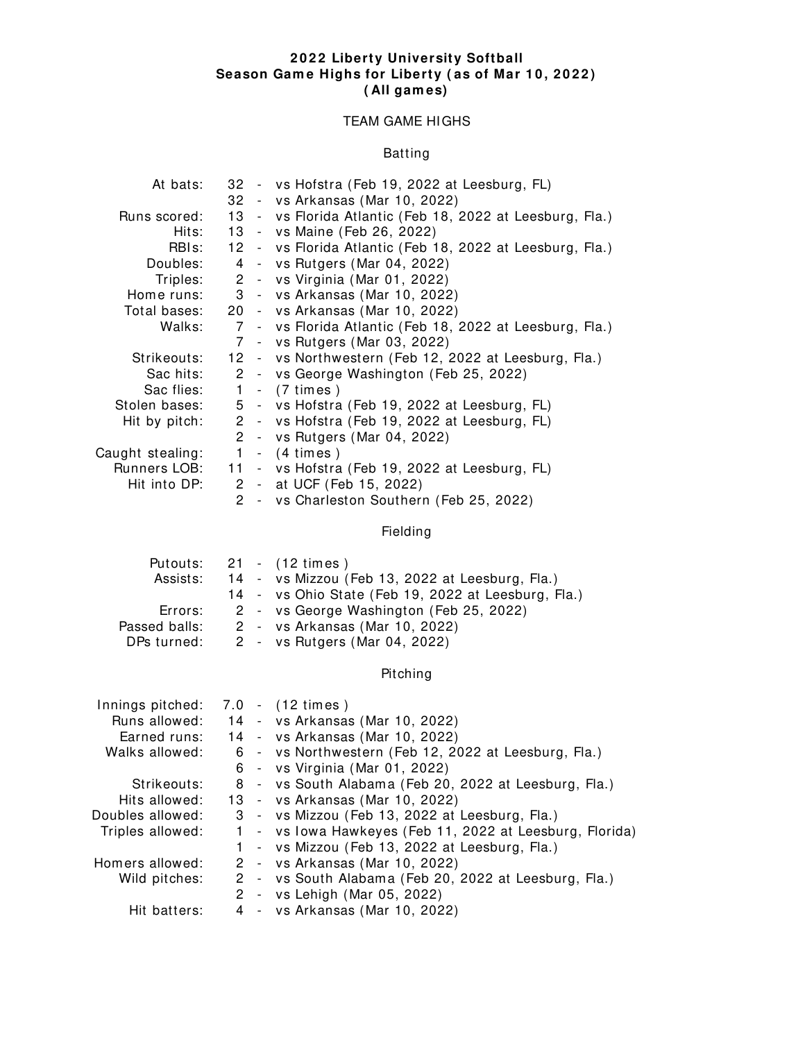**2022 Liberty University Softball**
**Season Game Highs for Liberty (as of Mar 10, 2022)**
**(All games)**

## TEAM GAME HIGHS

### Batting

| Category | Value | Game |
|---|---|---|
| At bats: | 32 | vs Hofstra (Feb 19, 2022 at Leesburg, FL) |
| | 32 | vs Arkansas (Mar 10, 2022) |
| Runs scored: | 13 | vs Florida Atlantic (Feb 18, 2022 at Leesburg, Fla.) |
| Hits: | 13 | vs Maine (Feb 26, 2022) |
| RBIs: | 12 | vs Florida Atlantic (Feb 18, 2022 at Leesburg, Fla.) |
| Doubles: | 4 | vs Rutgers (Mar 04, 2022) |
| Triples: | 2 | vs Virginia (Mar 01, 2022) |
| Home runs: | 3 | vs Arkansas (Mar 10, 2022) |
| Total bases: | 20 | vs Arkansas (Mar 10, 2022) |
| Walks: | 7 | vs Florida Atlantic (Feb 18, 2022 at Leesburg, Fla.) |
| | 7 | vs Rutgers (Mar 03, 2022) |
| Strikeouts: | 12 | vs Northwestern (Feb 12, 2022 at Leesburg, Fla.) |
| Sac hits: | 2 | vs George Washington (Feb 25, 2022) |
| Sac flies: | 1 | (7 times) |
| Stolen bases: | 5 | vs Hofstra (Feb 19, 2022 at Leesburg, FL) |
| Hit by pitch: | 2 | vs Hofstra (Feb 19, 2022 at Leesburg, FL) |
| | 2 | vs Rutgers (Mar 04, 2022) |
| Caught stealing: | 1 | (4 times) |
| Runners LOB: | 11 | vs Hofstra (Feb 19, 2022 at Leesburg, FL) |
| Hit into DP: | 2 | at UCF (Feb 15, 2022) |
| | 2 | vs Charleston Southern (Feb 25, 2022) |

### Fielding

| Category | Value | Game |
|---|---|---|
| Putouts: | 21 | (12 times) |
| Assists: | 14 | vs Mizzou (Feb 13, 2022 at Leesburg, Fla.) |
| | 14 | vs Ohio State (Feb 19, 2022 at Leesburg, Fla.) |
| Errors: | 2 | vs George Washington (Feb 25, 2022) |
| Passed balls: | 2 | vs Arkansas (Mar 10, 2022) |
| DPs turned: | 2 | vs Rutgers (Mar 04, 2022) |

### Pitching

| Category | Value | Game |
|---|---|---|
| Innings pitched: | 7.0 | (12 times) |
| Runs allowed: | 14 | vs Arkansas (Mar 10, 2022) |
| Earned runs: | 14 | vs Arkansas (Mar 10, 2022) |
| Walks allowed: | 6 | vs Northwestern (Feb 12, 2022 at Leesburg, Fla.) |
| | 6 | vs Virginia (Mar 01, 2022) |
| Strikeouts: | 8 | vs South Alabama (Feb 20, 2022 at Leesburg, Fla.) |
| Hits allowed: | 13 | vs Arkansas (Mar 10, 2022) |
| Doubles allowed: | 3 | vs Mizzou (Feb 13, 2022 at Leesburg, Fla.) |
| Triples allowed: | 1 | vs Iowa Hawkeyes (Feb 11, 2022 at Leesburg, Florida) |
| | 1 | vs Mizzou (Feb 13, 2022 at Leesburg, Fla.) |
| Homers allowed: | 2 | vs Arkansas (Mar 10, 2022) |
| Wild pitches: | 2 | vs South Alabama (Feb 20, 2022 at Leesburg, Fla.) |
| | 2 | vs Lehigh (Mar 05, 2022) |
| Hit batters: | 4 | vs Arkansas (Mar 10, 2022) |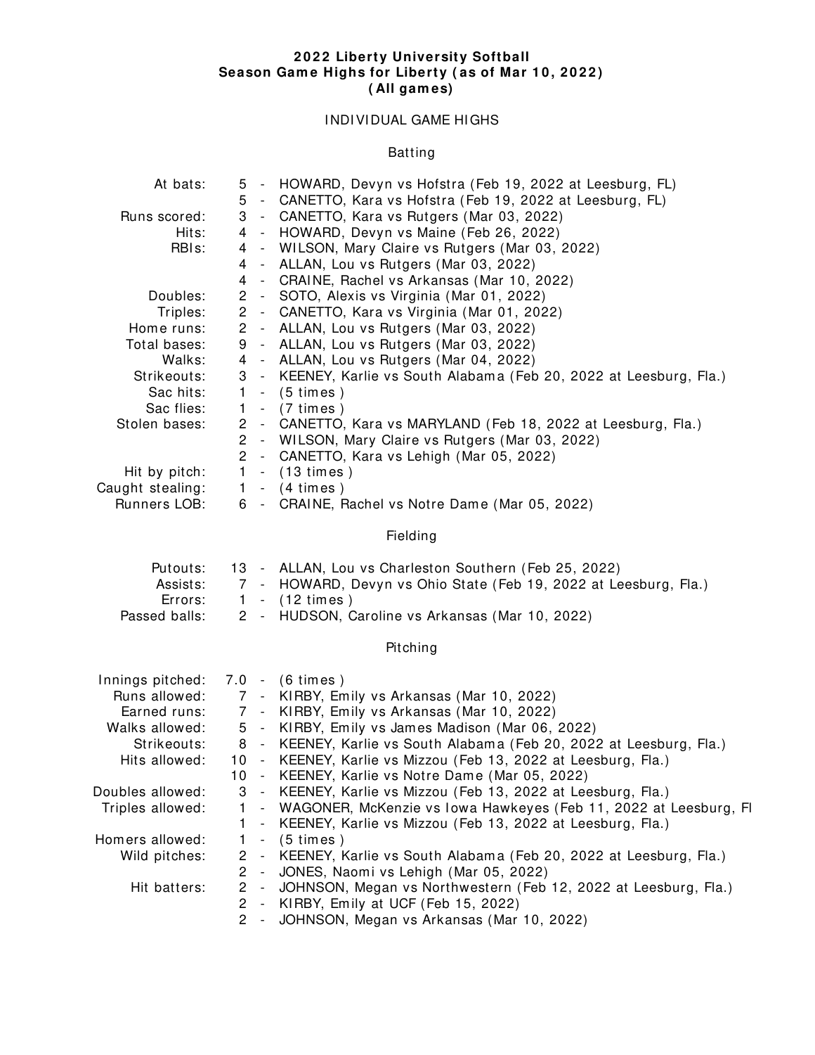**2022 Liberty University Softball**
**Season Game Highs for Liberty (as of Mar 10, 2022)**
**(All games)**

## INDIVIDUAL GAME HIGHS

### Batting

| | | |
|---|---|---|
| At bats: | 5 | HOWARD, Devyn vs Hofstra (Feb 19, 2022 at Leesburg, FL) |
| | 5 | CANETTO, Kara vs Hofstra (Feb 19, 2022 at Leesburg, FL) |
| Runs scored: | 3 | CANETTO, Kara vs Rutgers (Mar 03, 2022) |
| Hits: | 4 | HOWARD, Devyn vs Maine (Feb 26, 2022) |
| RBIs: | 4 | WILSON, Mary Claire vs Rutgers (Mar 03, 2022) |
| | 4 | ALLAN, Lou vs Rutgers (Mar 03, 2022) |
| | 4 | CRAINE, Rachel vs Arkansas (Mar 10, 2022) |
| Doubles: | 2 | SOTO, Alexis vs Virginia (Mar 01, 2022) |
| Triples: | 2 | CANETTO, Kara vs Virginia (Mar 01, 2022) |
| Home runs: | 2 | ALLAN, Lou vs Rutgers (Mar 03, 2022) |
| Total bases: | 9 | ALLAN, Lou vs Rutgers (Mar 03, 2022) |
| Walks: | 4 | ALLAN, Lou vs Rutgers (Mar 04, 2022) |
| Strikeouts: | 3 | KEENEY, Karlie vs South Alabama (Feb 20, 2022 at Leesburg, Fla.) |
| Sac hits: | 1 | (5 times) |
| Sac flies: | 1 | (7 times) |
| Stolen bases: | 2 | CANETTO, Kara vs MARYLAND (Feb 18, 2022 at Leesburg, Fla.) |
| | 2 | WILSON, Mary Claire vs Rutgers (Mar 03, 2022) |
| | 2 | CANETTO, Kara vs Lehigh (Mar 05, 2022) |
| Hit by pitch: | 1 | (13 times) |
| Caught stealing: | 1 | (4 times) |
| Runners LOB: | 6 | CRAINE, Rachel vs Notre Dame (Mar 05, 2022) |

### Fielding

| | | |
|---|---|---|
| Putouts: | 13 | ALLAN, Lou vs Charleston Southern (Feb 25, 2022) |
| Assists: | 7 | HOWARD, Devyn vs Ohio State (Feb 19, 2022 at Leesburg, Fla.) |
| Errors: | 1 | (12 times) |
| Passed balls: | 2 | HUDSON, Caroline vs Arkansas (Mar 10, 2022) |

### Pitching

| | | |
|---|---|---|
| Innings pitched: | 7.0 | (6 times) |
| Runs allowed: | 7 | KIRBY, Emily vs Arkansas (Mar 10, 2022) |
| Earned runs: | 7 | KIRBY, Emily vs Arkansas (Mar 10, 2022) |
| Walks allowed: | 5 | KIRBY, Emily vs James Madison (Mar 06, 2022) |
| Strikeouts: | 8 | KEENEY, Karlie vs South Alabama (Feb 20, 2022 at Leesburg, Fla.) |
| Hits allowed: | 10 | KEENEY, Karlie vs Mizzou (Feb 13, 2022 at Leesburg, Fla.) |
| | 10 | KEENEY, Karlie vs Notre Dame (Mar 05, 2022) |
| Doubles allowed: | 3 | KEENEY, Karlie vs Mizzou (Feb 13, 2022 at Leesburg, Fla.) |
| Triples allowed: | 1 | WAGONER, McKenzie vs Iowa Hawkeyes (Feb 11, 2022 at Leesburg, Fl |
| | 1 | KEENEY, Karlie vs Mizzou (Feb 13, 2022 at Leesburg, Fla.) |
| Homers allowed: | 1 | (5 times) |
| Wild pitches: | 2 | KEENEY, Karlie vs South Alabama (Feb 20, 2022 at Leesburg, Fla.) |
| | 2 | JONES, Naomi vs Lehigh (Mar 05, 2022) |
| Hit batters: | 2 | JOHNSON, Megan vs Northwestern (Feb 12, 2022 at Leesburg, Fla.) |
| | 2 | KIRBY, Emily at UCF (Feb 15, 2022) |
| | 2 | JOHNSON, Megan vs Arkansas (Mar 10, 2022) |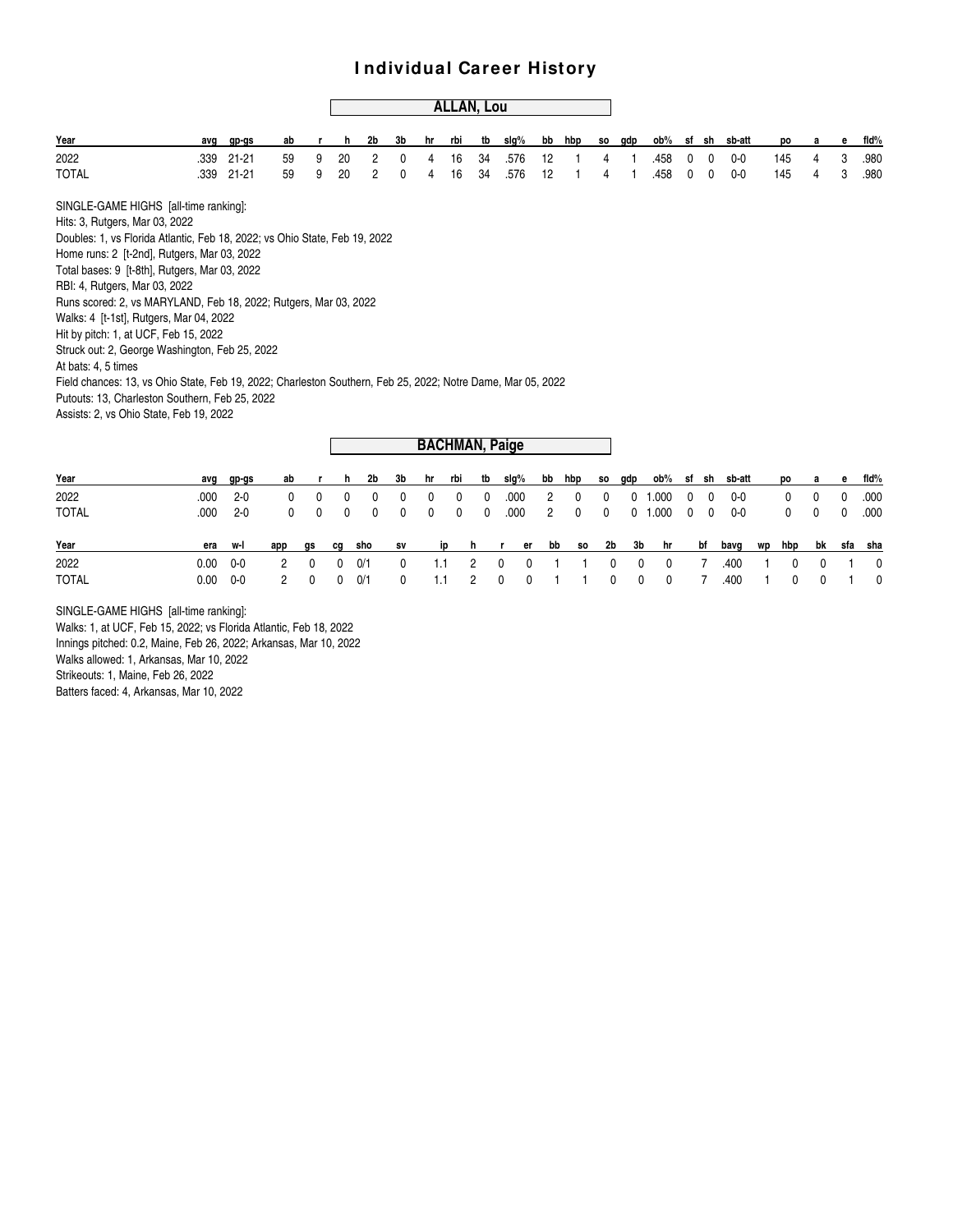# Individual Career History

## ALLAN, Lou

| Year | avg | gp-gs | ab | r | h | 2b | 3b | hr | rbi | tb | slg% | bb | hbp | so | gdp | ob% | sf | sh | sb-att | po | a | e | fld% |
|---|---|---|---|---|---|---|---|---|---|---|---|---|---|---|---|---|---|---|---|---|---|---|---|
| 2022 | .339 | 21-21 | 59 | 9 | 20 | 2 | 0 | 4 | 16 | 34 | .576 | 12 | 1 | 4 | 1 | .458 | 0 | 0 | 0-0 | 145 | 4 | 3 | .980 |
| TOTAL | .339 | 21-21 | 59 | 9 | 20 | 2 | 0 | 4 | 16 | 34 | .576 | 12 | 1 | 4 | 1 | .458 | 0 | 0 | 0-0 | 145 | 4 | 3 | .980 |

SINGLE-GAME HIGHS [all-time ranking]:
Hits: 3, Rutgers, Mar 03, 2022
Doubles: 1, vs Florida Atlantic, Feb 18, 2022; vs Ohio State, Feb 19, 2022
Home runs: 2 [t-2nd], Rutgers, Mar 03, 2022
Total bases: 9 [t-8th], Rutgers, Mar 03, 2022
RBI: 4, Rutgers, Mar 03, 2022
Runs scored: 2, vs MARYLAND, Feb 18, 2022; Rutgers, Mar 03, 2022
Walks: 4 [t-1st], Rutgers, Mar 04, 2022
Hit by pitch: 1, at UCF, Feb 15, 2022
Struck out: 2, George Washington, Feb 25, 2022
At bats: 4, 5 times
Field chances: 13, vs Ohio State, Feb 19, 2022; Charleston Southern, Feb 25, 2022; Notre Dame, Mar 05, 2022
Putouts: 13, Charleston Southern, Feb 25, 2022
Assists: 2, vs Ohio State, Feb 19, 2022

## BACHMAN, Paige

| Year | avg | gp-gs | ab | r | h | 2b | 3b | hr | rbi | tb | slg% | bb | hbp | so | gdp | ob% | sf | sh | sb-att | po | a | e | fld% |
|---|---|---|---|---|---|---|---|---|---|---|---|---|---|---|---|---|---|---|---|---|---|---|---|
| 2022 | .000 | 2-0 | 0 | 0 | 0 | 0 | 0 | 0 | 0 | 0 | .000 | 2 | 0 | 0 | 0 | 1.000 | 0 | 0 | 0-0 | 0 | 0 | 0 | .000 |
| TOTAL | .000 | 2-0 | 0 | 0 | 0 | 0 | 0 | 0 | 0 | 0 | .000 | 2 | 0 | 0 | 0 | 1.000 | 0 | 0 | 0-0 | 0 | 0 | 0 | .000 |

| Year | era | w-l | app | gs | cg | sho | sv | ip | h | r | er | bb | so | 2b | 3b | hr | bf | bavg | wp | hbp | bk | sfa | sha |
|---|---|---|---|---|---|---|---|---|---|---|---|---|---|---|---|---|---|---|---|---|---|---|---|
| 2022 | 0.00 | 0-0 | 2 | 0 | 0 | 0/1 | 0 | 1.1 | 2 | 0 | 0 | 1 | 1 | 0 | 0 | 0 | 7 | .400 | 1 | 0 | 0 | 1 | 0 |
| TOTAL | 0.00 | 0-0 | 2 | 0 | 0 | 0/1 | 0 | 1.1 | 2 | 0 | 0 | 1 | 1 | 0 | 0 | 0 | 7 | .400 | 1 | 0 | 0 | 1 | 0 |

SINGLE-GAME HIGHS [all-time ranking]:
Walks: 1, at UCF, Feb 15, 2022; vs Florida Atlantic, Feb 18, 2022
Innings pitched: 0.2, Maine, Feb 26, 2022; Arkansas, Mar 10, 2022
Walks allowed: 1, Arkansas, Mar 10, 2022
Strikeouts: 1, Maine, Feb 26, 2022
Batters faced: 4, Arkansas, Mar 10, 2022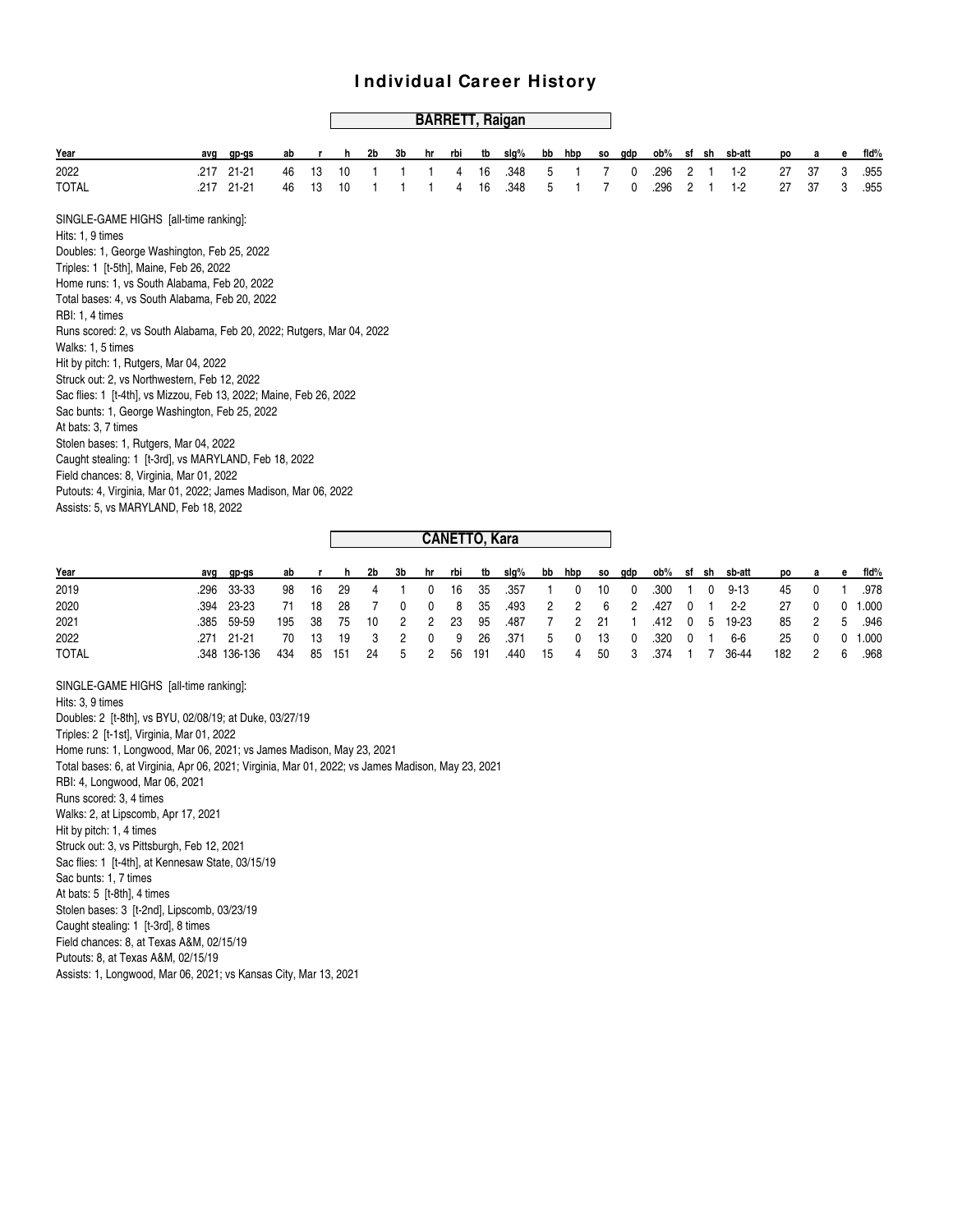# Individual Career History

## BARRETT, Raigan

| Year | avg | gp-gs | ab | r | h | 2b | 3b | hr | rbi | tb | slg% | bb | hbp | so | gdp | ob% | sf | sh | sb-att | po | a | e | fld% |
|---|---|---|---|---|---|---|---|---|---|---|---|---|---|---|---|---|---|---|---|---|---|---|---|
| 2022 | .217 | 21-21 | 46 | 13 | 10 | 1 | 1 | 1 | 4 | 16 | .348 | 5 | 1 | 7 | 0 | .296 | 2 | 1 | 1-2 | 27 | 37 | 3 | .955 |
| TOTAL | .217 | 21-21 | 46 | 13 | 10 | 1 | 1 | 1 | 4 | 16 | .348 | 5 | 1 | 7 | 0 | .296 | 2 | 1 | 1-2 | 27 | 37 | 3 | .955 |

SINGLE-GAME HIGHS [all-time ranking]:
Hits: 1, 9 times
Doubles: 1, George Washington, Feb 25, 2022
Triples: 1 [t-5th], Maine, Feb 26, 2022
Home runs: 1, vs South Alabama, Feb 20, 2022
Total bases: 4, vs South Alabama, Feb 20, 2022
RBI: 1, 4 times
Runs scored: 2, vs South Alabama, Feb 20, 2022; Rutgers, Mar 04, 2022
Walks: 1, 5 times
Hit by pitch: 1, Rutgers, Mar 04, 2022
Struck out: 2, vs Northwestern, Feb 12, 2022
Sac flies: 1 [t-4th], vs Mizzou, Feb 13, 2022; Maine, Feb 26, 2022
Sac bunts: 1, George Washington, Feb 25, 2022
At bats: 3, 7 times
Stolen bases: 1, Rutgers, Mar 04, 2022
Caught stealing: 1 [t-3rd], vs MARYLAND, Feb 18, 2022
Field chances: 8, Virginia, Mar 01, 2022
Putouts: 4, Virginia, Mar 01, 2022; James Madison, Mar 06, 2022
Assists: 5, vs MARYLAND, Feb 18, 2022

## CANETTO, Kara

| Year | avg | gp-gs | ab | r | h | 2b | 3b | hr | rbi | tb | slg% | bb | hbp | so | gdp | ob% | sf | sh | sb-att | po | a | e | fld% |
|---|---|---|---|---|---|---|---|---|---|---|---|---|---|---|---|---|---|---|---|---|---|---|---|
| 2019 | .296 | 33-33 | 98 | 16 | 29 | 4 | 1 | 0 | 16 | 35 | .357 | 1 | 0 | 10 | 0 | .300 | 1 | 0 | 9-13 | 45 | 0 | 1 | .978 |
| 2020 | .394 | 23-23 | 71 | 18 | 28 | 7 | 0 | 0 | 8 | 35 | .493 | 2 | 2 | 6 | 2 | .427 | 0 | 1 | 2-2 | 27 | 0 | 0 | 1.000 |
| 2021 | .385 | 59-59 | 195 | 38 | 75 | 10 | 2 | 2 | 23 | 95 | .487 | 7 | 2 | 21 | 1 | .412 | 0 | 5 | 19-23 | 85 | 2 | 5 | .946 |
| 2022 | .271 | 21-21 | 70 | 13 | 19 | 3 | 2 | 0 | 9 | 26 | .371 | 5 | 0 | 13 | 0 | .320 | 0 | 1 | 6-6 | 25 | 0 | 0 | 1.000 |
| TOTAL | .348 | 136-136 | 434 | 85 | 151 | 24 | 5 | 2 | 56 | 191 | .440 | 15 | 4 | 50 | 3 | .374 | 1 | 7 | 36-44 | 182 | 2 | 6 | .968 |

SINGLE-GAME HIGHS [all-time ranking]:
Hits: 3, 9 times
Doubles: 2 [t-8th], vs BYU, 02/08/19; at Duke, 03/27/19
Triples: 2 [t-1st], Virginia, Mar 01, 2022
Home runs: 1, Longwood, Mar 06, 2021; vs James Madison, May 23, 2021
Total bases: 6, at Virginia, Apr 06, 2021; Virginia, Mar 01, 2022; vs James Madison, May 23, 2021
RBI: 4, Longwood, Mar 06, 2021
Runs scored: 3, 4 times
Walks: 2, at Lipscomb, Apr 17, 2021
Hit by pitch: 1, 4 times
Struck out: 3, vs Pittsburgh, Feb 12, 2021
Sac flies: 1 [t-4th], at Kennesaw State, 03/15/19
Sac bunts: 1, 7 times
At bats: 5 [t-8th], 4 times
Stolen bases: 3 [t-2nd], Lipscomb, 03/23/19
Caught stealing: 1 [t-3rd], 8 times
Field chances: 8, at Texas A&M, 02/15/19
Putouts: 8, at Texas A&M, 02/15/19
Assists: 1, Longwood, Mar 06, 2021; vs Kansas City, Mar 13, 2021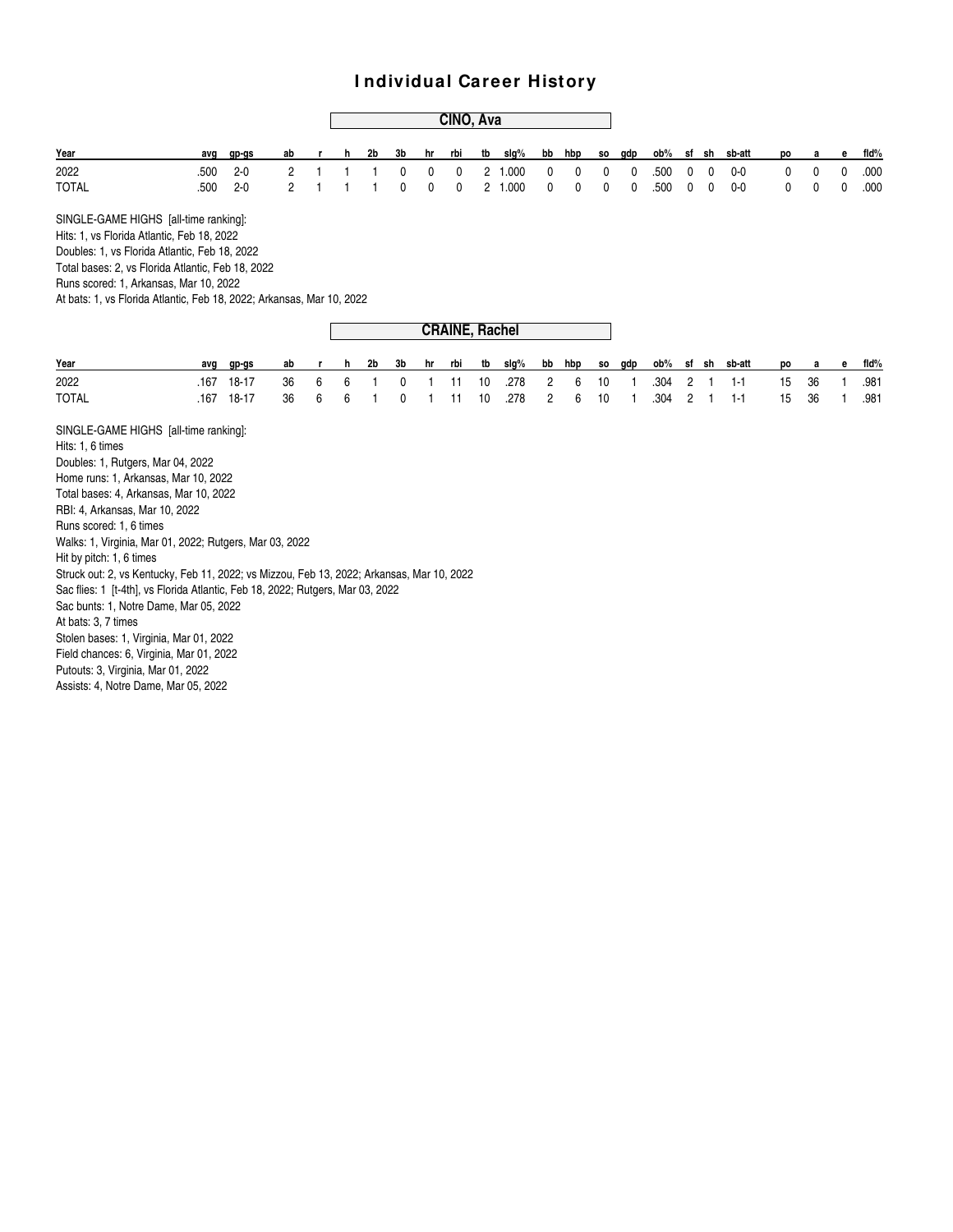# Individual Career History

## CINO, Ava

| Year | avg | gp-gs | ab | r | h | 2b | 3b | hr | rbi | tb | slg% | bb | hbp | so | gdp | ob% | sf | sh | sb-att | po | a | e | fld% |
|---|---|---|---|---|---|---|---|---|---|---|---|---|---|---|---|---|---|---|---|---|---|---|---|
| 2022 | .500 | 2-0 | 2 | 1 | 1 | 1 | 0 | 0 | 0 | 2 | 1.000 | 0 | 0 | 0 | 0 | .500 | 0 | 0 | 0-0 | 0 | 0 | 0 | .000 |
| TOTAL | .500 | 2-0 | 2 | 1 | 1 | 1 | 0 | 0 | 0 | 2 | 1.000 | 0 | 0 | 0 | 0 | .500 | 0 | 0 | 0-0 | 0 | 0 | 0 | .000 |

SINGLE-GAME HIGHS [all-time ranking]:
Hits: 1, vs Florida Atlantic, Feb 18, 2022
Doubles: 1, vs Florida Atlantic, Feb 18, 2022
Total bases: 2, vs Florida Atlantic, Feb 18, 2022
Runs scored: 1, Arkansas, Mar 10, 2022
At bats: 1, vs Florida Atlantic, Feb 18, 2022; Arkansas, Mar 10, 2022

## CRAINE, Rachel

| Year | avg | gp-gs | ab | r | h | 2b | 3b | hr | rbi | tb | slg% | bb | hbp | so | gdp | ob% | sf | sh | sb-att | po | a | e | fld% |
|---|---|---|---|---|---|---|---|---|---|---|---|---|---|---|---|---|---|---|---|---|---|---|---|
| 2022 | .167 | 18-17 | 36 | 6 | 6 | 1 | 0 | 1 | 11 | 10 | .278 | 2 | 6 | 10 | 1 | .304 | 2 | 1 | 1-1 | 15 | 36 | 1 | .981 |
| TOTAL | .167 | 18-17 | 36 | 6 | 6 | 1 | 0 | 1 | 11 | 10 | .278 | 2 | 6 | 10 | 1 | .304 | 2 | 1 | 1-1 | 15 | 36 | 1 | .981 |

SINGLE-GAME HIGHS [all-time ranking]:
Hits: 1, 6 times
Doubles: 1, Rutgers, Mar 04, 2022
Home runs: 1, Arkansas, Mar 10, 2022
Total bases: 4, Arkansas, Mar 10, 2022
RBI: 4, Arkansas, Mar 10, 2022
Runs scored: 1, 6 times
Walks: 1, Virginia, Mar 01, 2022; Rutgers, Mar 03, 2022
Hit by pitch: 1, 6 times
Struck out: 2, vs Kentucky, Feb 11, 2022; vs Mizzou, Feb 13, 2022; Arkansas, Mar 10, 2022
Sac flies: 1 [t-4th], vs Florida Atlantic, Feb 18, 2022; Rutgers, Mar 03, 2022
Sac bunts: 1, Notre Dame, Mar 05, 2022
At bats: 3, 7 times
Stolen bases: 1, Virginia, Mar 01, 2022
Field chances: 6, Virginia, Mar 01, 2022
Putouts: 3, Virginia, Mar 01, 2022
Assists: 4, Notre Dame, Mar 05, 2022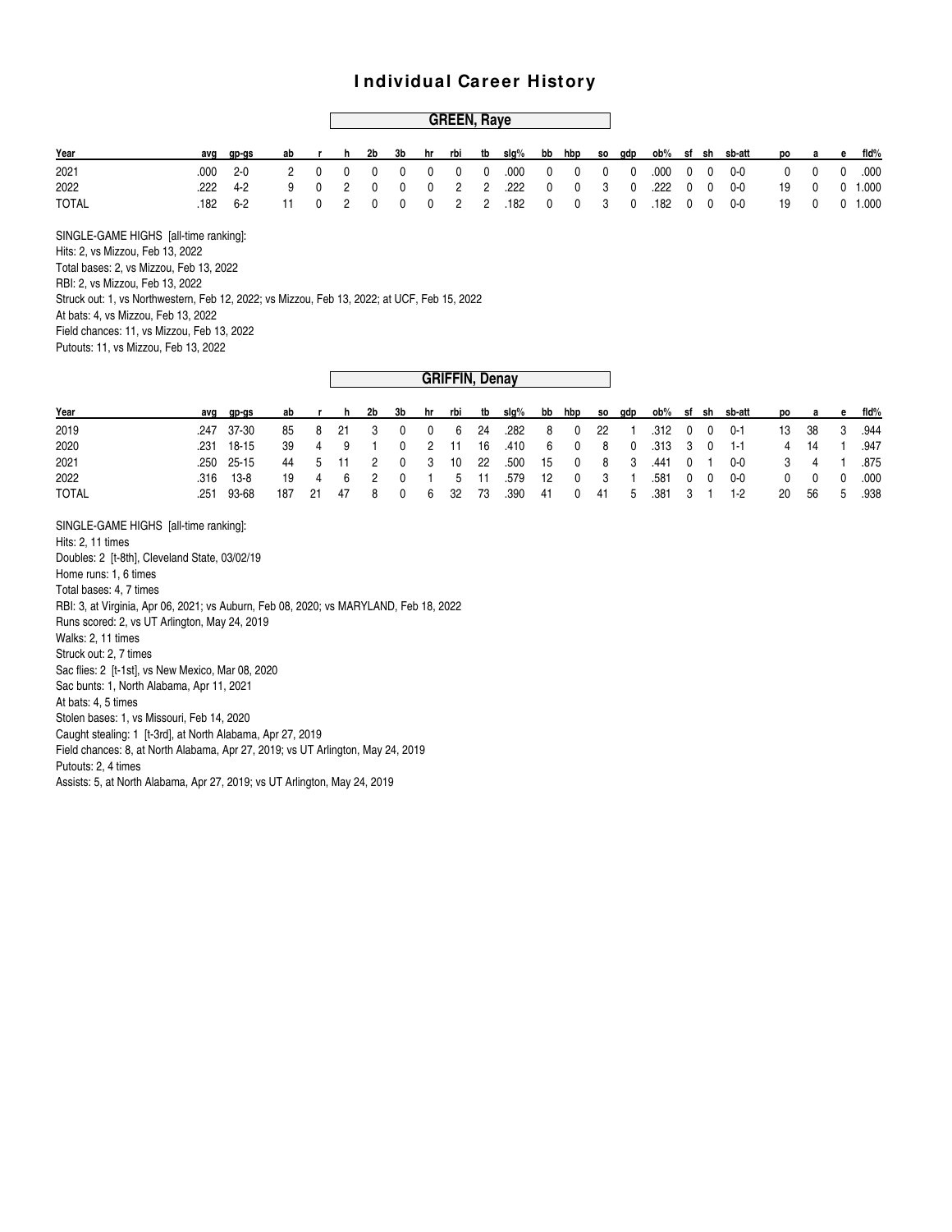# Individual Career History

## GREEN, Raye

| Year | avg | gp-gs | ab | r | h | 2b | 3b | hr | rbi | tb | slg% | bb | hbp | so | gdp | ob% | sf | sh | sb-att | po | a | e | fld% |
|---|---|---|---|---|---|---|---|---|---|---|---|---|---|---|---|---|---|---|---|---|---|---|---|
| 2021 | .000 | 2-0 | 2 | 0 | 0 | 0 | 0 | 0 | 0 | 0 | .000 | 0 | 0 | 0 | 0 | .000 | 0 | 0 | 0-0 | 0 | 0 | 0 | .000 |
| 2022 | .222 | 4-2 | 9 | 0 | 2 | 0 | 0 | 0 | 2 | 2 | .222 | 0 | 0 | 3 | 0 | .222 | 0 | 0 | 0-0 | 19 | 0 | 0 | 1.000 |
| TOTAL | .182 | 6-2 | 11 | 0 | 2 | 0 | 0 | 0 | 2 | 2 | .182 | 0 | 0 | 3 | 0 | .182 | 0 | 0 | 0-0 | 19 | 0 | 0 | 1.000 |

SINGLE-GAME HIGHS [all-time ranking]:
Hits: 2, vs Mizzou, Feb 13, 2022
Total bases: 2, vs Mizzou, Feb 13, 2022
RBI: 2, vs Mizzou, Feb 13, 2022
Struck out: 1, vs Northwestern, Feb 12, 2022; vs Mizzou, Feb 13, 2022; at UCF, Feb 15, 2022
At bats: 4, vs Mizzou, Feb 13, 2022
Field chances: 11, vs Mizzou, Feb 13, 2022
Putouts: 11, vs Mizzou, Feb 13, 2022

## GRIFFIN, Denay

| Year | avg | gp-gs | ab | r | h | 2b | 3b | hr | rbi | tb | slg% | bb | hbp | so | gdp | ob% | sf | sh | sb-att | po | a | e | fld% |
|---|---|---|---|---|---|---|---|---|---|---|---|---|---|---|---|---|---|---|---|---|---|---|---|
| 2019 | .247 | 37-30 | 85 | 8 | 21 | 3 | 0 | 0 | 6 | 24 | .282 | 8 | 0 | 22 | 1 | .312 | 0 | 0 | 0-1 | 13 | 38 | 3 | .944 |
| 2020 | .231 | 18-15 | 39 | 4 | 9 | 1 | 0 | 2 | 11 | 16 | .410 | 6 | 0 | 8 | 0 | .313 | 3 | 0 | 1-1 | 4 | 14 | 1 | .947 |
| 2021 | .250 | 25-15 | 44 | 5 | 11 | 2 | 0 | 3 | 10 | 22 | .500 | 15 | 0 | 8 | 3 | .441 | 0 | 1 | 0-0 | 3 | 4 | 1 | .875 |
| 2022 | .316 | 13-8 | 19 | 4 | 6 | 2 | 0 | 1 | 5 | 11 | .579 | 12 | 0 | 3 | 1 | .581 | 0 | 0 | 0-0 | 0 | 0 | 0 | .000 |
| TOTAL | .251 | 93-68 | 187 | 21 | 47 | 8 | 0 | 6 | 32 | 73 | .390 | 41 | 0 | 41 | 5 | .381 | 3 | 1 | 1-2 | 20 | 56 | 5 | .938 |

SINGLE-GAME HIGHS [all-time ranking]:
Hits: 2, 11 times
Doubles: 2 [t-8th], Cleveland State, 03/02/19
Home runs: 1, 6 times
Total bases: 4, 7 times
RBI: 3, at Virginia, Apr 06, 2021; vs Auburn, Feb 08, 2020; vs MARYLAND, Feb 18, 2022
Runs scored: 2, vs UT Arlington, May 24, 2019
Walks: 2, 11 times
Struck out: 2, 7 times
Sac flies: 2 [t-1st], vs New Mexico, Mar 08, 2020
Sac bunts: 1, North Alabama, Apr 11, 2021
At bats: 4, 5 times
Stolen bases: 1, vs Missouri, Feb 14, 2020
Caught stealing: 1 [t-3rd], at North Alabama, Apr 27, 2019
Field chances: 8, at North Alabama, Apr 27, 2019; vs UT Arlington, May 24, 2019
Putouts: 2, 4 times
Assists: 5, at North Alabama, Apr 27, 2019; vs UT Arlington, May 24, 2019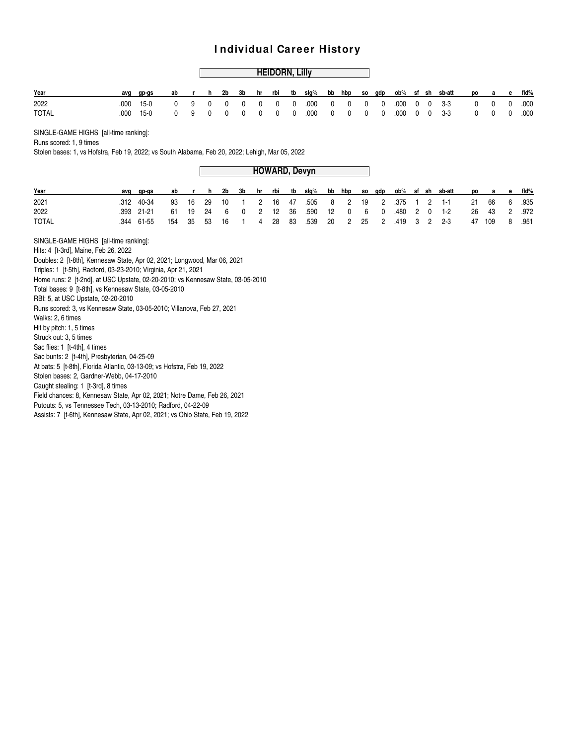# Individual Career History

## HEIDORN, Lilly

| Year | avg | gp-gs | ab | r | h | 2b | 3b | hr | rbi | tb | slg% | bb | hbp | so | gdp | ob% | sf | sh | sb-att | po | a | e | fld% |
|---|---|---|---|---|---|---|---|---|---|---|---|---|---|---|---|---|---|---|---|---|---|---|---|
| 2022 | .000 | 15-0 | 0 | 9 | 0 | 0 | 0 | 0 | 0 | 0 | .000 | 0 | 0 | 0 | 0 | .000 | 0 | 0 | 3-3 | 0 | 0 | 0 | .000 |
| TOTAL | .000 | 15-0 | 0 | 9 | 0 | 0 | 0 | 0 | 0 | 0 | .000 | 0 | 0 | 0 | 0 | .000 | 0 | 0 | 3-3 | 0 | 0 | 0 | .000 |

SINGLE-GAME HIGHS [all-time ranking]:
Runs scored: 1, 9 times
Stolen bases: 1, vs Hofstra, Feb 19, 2022; vs South Alabama, Feb 20, 2022; Lehigh, Mar 05, 2022

## HOWARD, Devyn

| Year | avg | gp-gs | ab | r | h | 2b | 3b | hr | rbi | tb | slg% | bb | hbp | so | gdp | ob% | sf | sh | sb-att | po | a | e | fld% |
|---|---|---|---|---|---|---|---|---|---|---|---|---|---|---|---|---|---|---|---|---|---|---|---|
| 2021 | .312 | 40-34 | 93 | 16 | 29 | 10 | 1 | 2 | 16 | 47 | .505 | 8 | 2 | 19 | 2 | .375 | 1 | 2 | 1-1 | 21 | 66 | 6 | .935 |
| 2022 | .393 | 21-21 | 61 | 19 | 24 | 6 | 0 | 2 | 12 | 36 | .590 | 12 | 0 | 6 | 0 | .480 | 2 | 0 | 1-2 | 26 | 43 | 2 | .972 |
| TOTAL | .344 | 61-55 | 154 | 35 | 53 | 16 | 1 | 4 | 28 | 83 | .539 | 20 | 2 | 25 | 2 | .419 | 3 | 2 | 2-3 | 47 | 109 | 8 | .951 |

SINGLE-GAME HIGHS [all-time ranking]:
Hits: 4 [t-3rd], Maine, Feb 26, 2022
Doubles: 2 [t-8th], Kennesaw State, Apr 02, 2021; Longwood, Mar 06, 2021
Triples: 1 [t-5th], Radford, 03-23-2010; Virginia, Apr 21, 2021
Home runs: 2 [t-2nd], at USC Upstate, 02-20-2010; vs Kennesaw State, 03-05-2010
Total bases: 9 [t-8th], vs Kennesaw State, 03-05-2010
RBI: 5, at USC Upstate, 02-20-2010
Runs scored: 3, vs Kennesaw State, 03-05-2010; Villanova, Feb 27, 2021
Walks: 2, 6 times
Hit by pitch: 1, 5 times
Struck out: 3, 5 times
Sac flies: 1 [t-4th], 4 times
Sac bunts: 2 [t-4th], Presbyterian, 04-25-09
At bats: 5 [t-8th], Florida Atlantic, 03-13-09; vs Hofstra, Feb 19, 2022
Stolen bases: 2, Gardner-Webb, 04-17-2010
Caught stealing: 1 [t-3rd], 8 times
Field chances: 8, Kennesaw State, Apr 02, 2021; Notre Dame, Feb 26, 2021
Putouts: 5, vs Tennessee Tech, 03-13-2010; Radford, 04-22-09
Assists: 7 [t-6th], Kennesaw State, Apr 02, 2021; vs Ohio State, Feb 19, 2022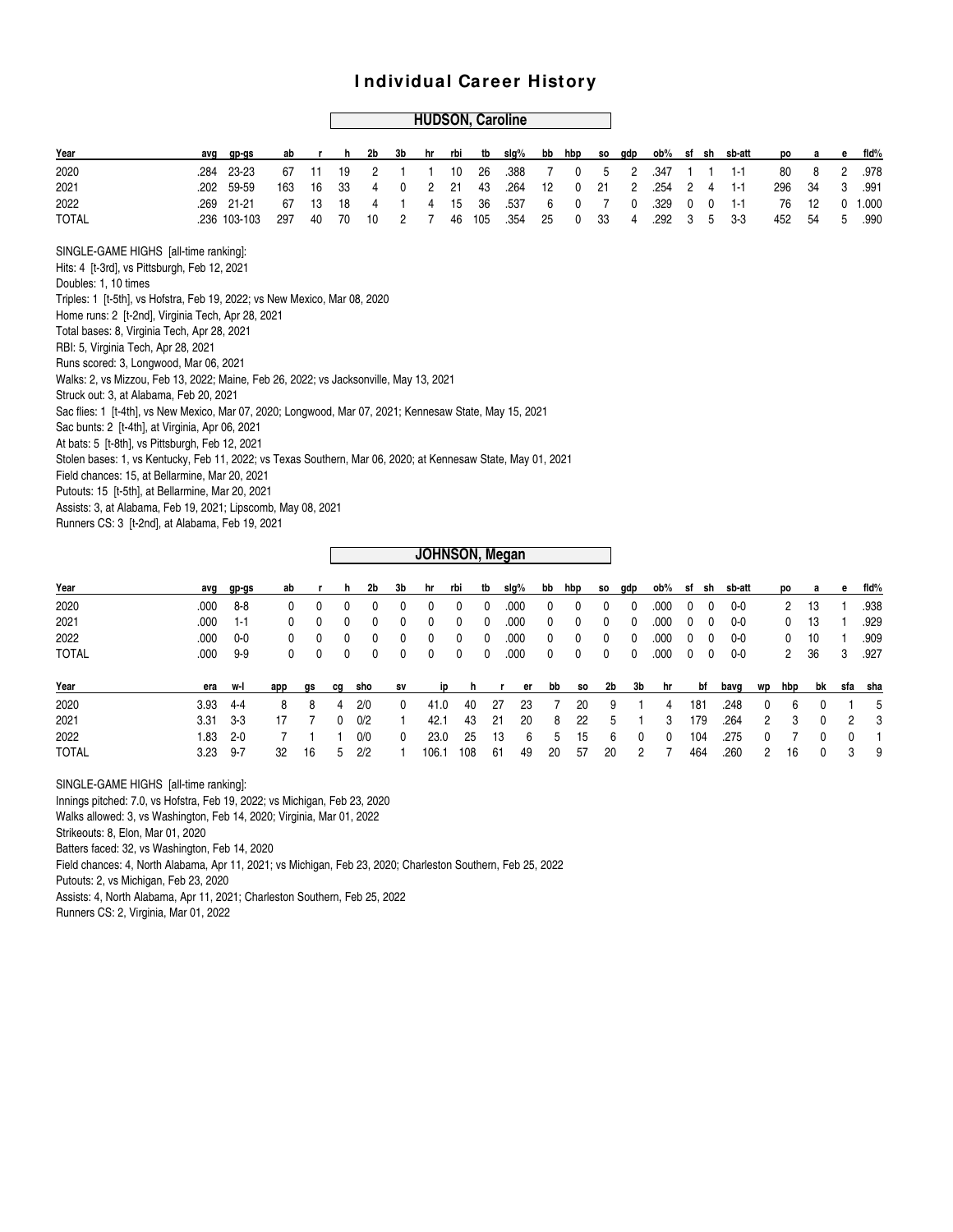# Individual Career History

## HUDSON, Caroline

| Year | avg | gp-gs | ab | r | h | 2b | 3b | hr | rbi | tb | slg% | bb | hbp | so | gdp | ob% | sf | sh | sb-att | po | a | e | fld% |
|---|---|---|---|---|---|---|---|---|---|---|---|---|---|---|---|---|---|---|---|---|---|---|---|
| 2020 | .284 | 23-23 | 67 | 11 | 19 | 2 | 1 | 1 | 10 | 26 | .388 | 7 | 0 | 5 | 2 | .347 | 1 | 1 | 1-1 | 80 | 8 | 2 | .978 |
| 2021 | .202 | 59-59 | 163 | 16 | 33 | 4 | 0 | 2 | 21 | 43 | .264 | 12 | 0 | 21 | 2 | .254 | 2 | 4 | 1-1 | 296 | 34 | 3 | .991 |
| 2022 | .269 | 21-21 | 67 | 13 | 18 | 4 | 1 | 4 | 15 | 36 | .537 | 6 | 0 | 7 | 0 | .329 | 0 | 0 | 1-1 | 76 | 12 | 0 | 1.000 |
| TOTAL | .236 | 103-103 | 297 | 40 | 70 | 10 | 2 | 7 | 46 | 105 | .354 | 25 | 0 | 33 | 4 | .292 | 3 | 5 | 3-3 | 452 | 54 | 5 | .990 |

SINGLE-GAME HIGHS [all-time ranking]:
Hits: 4 [t-3rd], vs Pittsburgh, Feb 12, 2021
Doubles: 1, 10 times
Triples: 1 [t-5th], vs Hofstra, Feb 19, 2022; vs New Mexico, Mar 08, 2020
Home runs: 2 [t-2nd], Virginia Tech, Apr 28, 2021
Total bases: 8, Virginia Tech, Apr 28, 2021
RBI: 5, Virginia Tech, Apr 28, 2021
Runs scored: 3, Longwood, Mar 06, 2021
Walks: 2, vs Mizzou, Feb 13, 2022; Maine, Feb 26, 2022; vs Jacksonville, May 13, 2021
Struck out: 3, at Alabama, Feb 20, 2021
Sac flies: 1 [t-4th], vs New Mexico, Mar 07, 2020; Longwood, Mar 07, 2021; Kennesaw State, May 15, 2021
Sac bunts: 2 [t-4th], at Virginia, Apr 06, 2021
At bats: 5 [t-8th], vs Pittsburgh, Feb 12, 2021
Stolen bases: 1, vs Kentucky, Feb 11, 2022; vs Texas Southern, Mar 06, 2020; at Kennesaw State, May 01, 2021
Field chances: 15, at Bellarmine, Mar 20, 2021
Putouts: 15 [t-5th], at Bellarmine, Mar 20, 2021
Assists: 3, at Alabama, Feb 19, 2021; Lipscomb, May 08, 2021
Runners CS: 3 [t-2nd], at Alabama, Feb 19, 2021

## JOHNSON, Megan

| Year | avg | gp-gs | ab | r | h | 2b | 3b | hr | rbi | tb | slg% | bb | hbp | so | gdp | ob% | sf | sh | sb-att | po | a | e | fld% |
|---|---|---|---|---|---|---|---|---|---|---|---|---|---|---|---|---|---|---|---|---|---|---|---|
| 2020 | .000 | 8-8 | 0 | 0 | 0 | 0 | 0 | 0 | 0 | 0 | .000 | 0 | 0 | 0 | 0 | .000 | 0 | 0 | 0-0 | 2 | 13 | 1 | .938 |
| 2021 | .000 | 1-1 | 0 | 0 | 0 | 0 | 0 | 0 | 0 | 0 | .000 | 0 | 0 | 0 | 0 | .000 | 0 | 0 | 0-0 | 0 | 13 | 1 | .929 |
| 2022 | .000 | 0-0 | 0 | 0 | 0 | 0 | 0 | 0 | 0 | 0 | .000 | 0 | 0 | 0 | 0 | .000 | 0 | 0 | 0-0 | 0 | 10 | 1 | .909 |
| TOTAL | .000 | 9-9 | 0 | 0 | 0 | 0 | 0 | 0 | 0 | 0 | .000 | 0 | 0 | 0 | 0 | .000 | 0 | 0 | 0-0 | 2 | 36 | 3 | .927 |

| Year | era | w-l | app | gs | cg | sho | sv | ip | h | r | er | bb | so | 2b | 3b | hr | bf | bavg | wp | hbp | bk | sfa | sha |
|---|---|---|---|---|---|---|---|---|---|---|---|---|---|---|---|---|---|---|---|---|---|---|---|
| 2020 | 3.93 | 4-4 | 8 | 8 | 4 | 2/0 | 0 | 41.0 | 40 | 27 | 23 | 7 | 20 | 9 | 1 | 4 | 181 | .248 | 0 | 6 | 0 | 1 | 5 |
| 2021 | 3.31 | 3-3 | 17 | 7 | 0 | 0/2 | 1 | 42.1 | 43 | 21 | 20 | 8 | 22 | 5 | 1 | 3 | 179 | .264 | 2 | 3 | 0 | 2 | 3 |
| 2022 | 1.83 | 2-0 | 7 | 1 | 1 | 0/0 | 0 | 23.0 | 25 | 13 | 6 | 5 | 15 | 6 | 0 | 0 | 104 | .275 | 0 | 7 | 0 | 0 | 1 |
| TOTAL | 3.23 | 9-7 | 32 | 16 | 5 | 2/2 | 1 | 106.1 | 108 | 61 | 49 | 20 | 57 | 20 | 2 | 7 | 464 | .260 | 2 | 16 | 0 | 3 | 9 |

SINGLE-GAME HIGHS [all-time ranking]:
Innings pitched: 7.0, vs Hofstra, Feb 19, 2022; vs Michigan, Feb 23, 2020
Walks allowed: 3, vs Washington, Feb 14, 2020; Virginia, Mar 01, 2022
Strikeouts: 8, Elon, Mar 01, 2020
Batters faced: 32, vs Washington, Feb 14, 2020
Field chances: 4, North Alabama, Apr 11, 2021; vs Michigan, Feb 23, 2020; Charleston Southern, Feb 25, 2022
Putouts: 2, vs Michigan, Feb 23, 2020
Assists: 4, North Alabama, Apr 11, 2021; Charleston Southern, Feb 25, 2022
Runners CS: 2, Virginia, Mar 01, 2022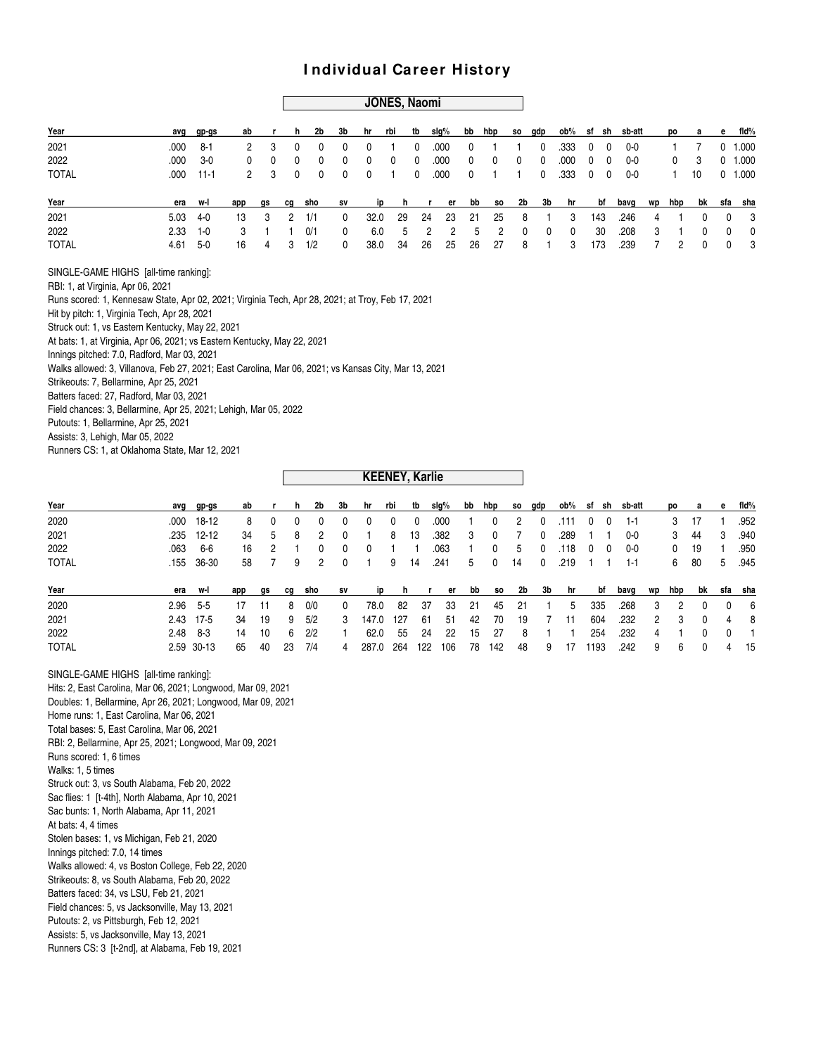# Individual Career History

## JONES, Naomi

| Year | avg | gp-gs | ab | r | h | 2b | 3b | hr | rbi | tb | slg% | bb | hbp | so | gdp | ob% | sf | sh | sb-att | po | a | e | fld% |
|---|---|---|---|---|---|---|---|---|---|---|---|---|---|---|---|---|---|---|---|---|---|---|---|
| 2021 | .000 | 8-1 | 2 | 3 | 0 | 0 | 0 | 0 | 1 | 0 | .000 | 0 | 1 | 1 | 0 | .333 | 0 | 0 | 0-0 | 1 | 7 | 0 | 1.000 |
| 2022 | .000 | 3-0 | 0 | 0 | 0 | 0 | 0 | 0 | 0 | 0 | .000 | 0 | 0 | 0 | 0 | .000 | 0 | 0 | 0-0 | 0 | 3 | 0 | 1.000 |
| TOTAL | .000 | 11-1 | 2 | 3 | 0 | 0 | 0 | 0 | 1 | 0 | .000 | 0 | 1 | 1 | 0 | .333 | 0 | 0 | 0-0 | 1 | 10 | 0 | 1.000 |

| Year | era | w-l | app | gs | cg | sho | sv | ip | h | r | er | bb | so | 2b | 3b | hr | bf | bavg | wp | hbp | bk | sfa | sha |
|---|---|---|---|---|---|---|---|---|---|---|---|---|---|---|---|---|---|---|---|---|---|---|---|
| 2021 | 5.03 | 4-0 | 13 | 3 | 2 | 1/1 | 0 | 32.0 | 29 | 24 | 23 | 21 | 25 | 8 | 1 | 3 | 143 | .246 | 4 | 1 | 0 | 0 | 3 |
| 2022 | 2.33 | 1-0 | 3 | 1 | 1 | 0/1 | 0 | 6.0 | 5 | 2 | 2 | 5 | 2 | 0 | 0 | 0 | 30 | .208 | 3 | 1 | 0 | 0 | 0 |
| TOTAL | 4.61 | 5-0 | 16 | 4 | 3 | 1/2 | 0 | 38.0 | 34 | 26 | 25 | 26 | 27 | 8 | 1 | 3 | 173 | .239 | 7 | 2 | 0 | 0 | 3 |

SINGLE-GAME HIGHS [all-time ranking]:
RBI: 1, at Virginia, Apr 06, 2021
Runs scored: 1, Kennesaw State, Apr 02, 2021; Virginia Tech, Apr 28, 2021; at Troy, Feb 17, 2021
Hit by pitch: 1, Virginia Tech, Apr 28, 2021
Struck out: 1, vs Eastern Kentucky, May 22, 2021
At bats: 1, at Virginia, Apr 06, 2021; vs Eastern Kentucky, May 22, 2021
Innings pitched: 7.0, Radford, Mar 03, 2021
Walks allowed: 3, Villanova, Feb 27, 2021; East Carolina, Mar 06, 2021; vs Kansas City, Mar 13, 2021
Strikeouts: 7, Bellarmine, Apr 25, 2021
Batters faced: 27, Radford, Mar 03, 2021
Field chances: 3, Bellarmine, Apr 25, 2021; Lehigh, Mar 05, 2022
Putouts: 1, Bellarmine, Apr 25, 2021
Assists: 3, Lehigh, Mar 05, 2022
Runners CS: 1, at Oklahoma State, Mar 12, 2021

## KEENEY, Karlie

| Year | avg | gp-gs | ab | r | h | 2b | 3b | hr | rbi | tb | slg% | bb | hbp | so | gdp | ob% | sf | sh | sb-att | po | a | e | fld% |
|---|---|---|---|---|---|---|---|---|---|---|---|---|---|---|---|---|---|---|---|---|---|---|---|
| 2020 | .000 | 18-12 | 8 | 0 | 0 | 0 | 0 | 0 | 0 | 0 | .000 | 1 | 0 | 2 | 0 | .111 | 0 | 0 | 1-1 | 3 | 17 | 1 | .952 |
| 2021 | .235 | 12-12 | 34 | 5 | 8 | 2 | 0 | 1 | 8 | 13 | .382 | 3 | 0 | 7 | 0 | .289 | 1 | 1 | 0-0 | 3 | 44 | 3 | .940 |
| 2022 | .063 | 6-6 | 16 | 2 | 1 | 0 | 0 | 0 | 1 | 1 | .063 | 1 | 0 | 5 | 0 | .118 | 0 | 0 | 0-0 | 0 | 19 | 1 | .950 |
| TOTAL | .155 | 36-30 | 58 | 7 | 9 | 2 | 0 | 1 | 9 | 14 | .241 | 5 | 0 | 14 | 0 | .219 | 1 | 1 | 1-1 | 6 | 80 | 5 | .945 |

| Year | era | w-l | app | gs | cg | sho | sv | ip | h | r | er | bb | so | 2b | 3b | hr | bf | bavg | wp | hbp | bk | sfa | sha |
|---|---|---|---|---|---|---|---|---|---|---|---|---|---|---|---|---|---|---|---|---|---|---|---|
| 2020 | 2.96 | 5-5 | 17 | 11 | 8 | 0/0 | 0 | 78.0 | 82 | 37 | 33 | 21 | 45 | 21 | 1 | 5 | 335 | .268 | 3 | 2 | 0 | 0 | 6 |
| 2021 | 2.43 | 17-5 | 34 | 19 | 9 | 5/2 | 3 | 147.0 | 127 | 61 | 51 | 42 | 70 | 19 | 7 | 11 | 604 | .232 | 2 | 3 | 0 | 4 | 8 |
| 2022 | 2.48 | 8-3 | 14 | 10 | 6 | 2/2 | 1 | 62.0 | 55 | 24 | 22 | 15 | 27 | 8 | 1 | 1 | 254 | .232 | 4 | 1 | 0 | 0 | 1 |
| TOTAL | 2.59 | 30-13 | 65 | 40 | 23 | 7/4 | 4 | 287.0 | 264 | 122 | 106 | 78 | 142 | 48 | 9 | 17 | 1193 | .242 | 9 | 6 | 0 | 4 | 15 |

SINGLE-GAME HIGHS [all-time ranking]:
Hits: 2, East Carolina, Mar 06, 2021; Longwood, Mar 09, 2021
Doubles: 1, Bellarmine, Apr 26, 2021; Longwood, Mar 09, 2021
Home runs: 1, East Carolina, Mar 06, 2021
Total bases: 5, East Carolina, Mar 06, 2021
RBI: 2, Bellarmine, Apr 25, 2021; Longwood, Mar 09, 2021
Runs scored: 1, 6 times
Walks: 1, 5 times
Struck out: 3, vs South Alabama, Feb 20, 2022
Sac flies: 1 [t-4th], North Alabama, Apr 10, 2021
Sac bunts: 1, North Alabama, Apr 11, 2021
At bats: 4, 4 times
Stolen bases: 1, vs Michigan, Feb 21, 2020
Innings pitched: 7.0, 14 times
Walks allowed: 4, vs Boston College, Feb 22, 2020
Strikeouts: 8, vs South Alabama, Feb 20, 2022
Batters faced: 34, vs LSU, Feb 21, 2021
Field chances: 5, vs Jacksonville, May 13, 2021
Putouts: 2, vs Pittsburgh, Feb 12, 2021
Assists: 5, vs Jacksonville, May 13, 2021
Runners CS: 3 [t-2nd], at Alabama, Feb 19, 2021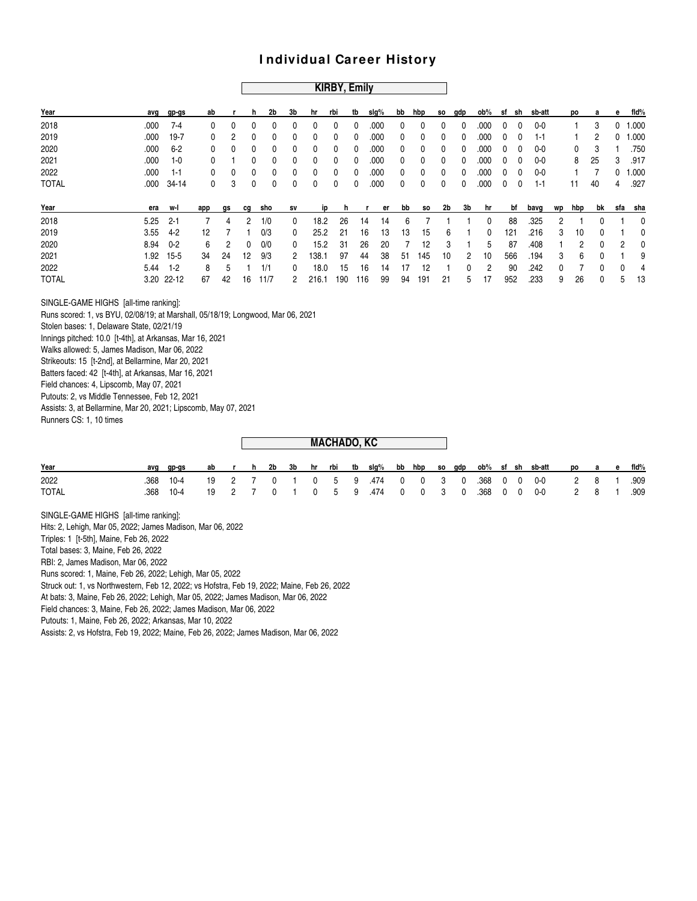# Individual Career History

## KIRBY, Emily

| Year | avg | gp-gs | ab | r | h | 2b | 3b | hr | rbi | tb | slg% | bb | hbp | so | gdp | ob% | sf | sh | sb-att | po | a | e | fld% |
|---|---|---|---|---|---|---|---|---|---|---|---|---|---|---|---|---|---|---|---|---|---|---|---|
| 2018 | .000 | 7-4 | 0 | 0 | 0 | 0 | 0 | 0 | 0 | 0 | .000 | 0 | 0 | 0 | 0 | .000 | 0 | 0 | 0-0 | 1 | 3 | 0 | 1.000 |
| 2019 | .000 | 19-7 | 0 | 2 | 0 | 0 | 0 | 0 | 0 | 0 | .000 | 0 | 0 | 0 | 0 | .000 | 0 | 0 | 1-1 | 1 | 2 | 0 | 1.000 |
| 2020 | .000 | 6-2 | 0 | 0 | 0 | 0 | 0 | 0 | 0 | 0 | .000 | 0 | 0 | 0 | 0 | .000 | 0 | 0 | 0-0 | 0 | 3 | 1 | .750 |
| 2021 | .000 | 1-0 | 0 | 1 | 0 | 0 | 0 | 0 | 0 | 0 | .000 | 0 | 0 | 0 | 0 | .000 | 0 | 0 | 0-0 | 8 | 25 | 3 | .917 |
| 2022 | .000 | 1-1 | 0 | 0 | 0 | 0 | 0 | 0 | 0 | 0 | .000 | 0 | 0 | 0 | 0 | .000 | 0 | 0 | 0-0 | 1 | 7 | 0 | 1.000 |
| TOTAL | .000 | 34-14 | 0 | 3 | 0 | 0 | 0 | 0 | 0 | 0 | .000 | 0 | 0 | 0 | 0 | .000 | 0 | 0 | 1-1 | 11 | 40 | 4 | .927 |

| Year | era | w-l | app | gs | cg | sho | sv | ip | h | r | er | bb | so | 2b | 3b | hr | bf | bavg | wp | hbp | bk | sfa | sha |
|---|---|---|---|---|---|---|---|---|---|---|---|---|---|---|---|---|---|---|---|---|---|---|---|
| 2018 | 5.25 | 2-1 | 7 | 4 | 2 | 1/0 | 0 | 18.2 | 26 | 14 | 14 | 6 | 7 | 1 | 1 | 0 | 88 | .325 | 2 | 1 | 0 | 1 | 0 |
| 2019 | 3.55 | 4-2 | 12 | 7 | 1 | 0/3 | 0 | 25.2 | 21 | 16 | 13 | 13 | 15 | 6 | 1 | 0 | 121 | .216 | 3 | 10 | 0 | 1 | 0 |
| 2020 | 8.94 | 0-2 | 6 | 2 | 0 | 0/0 | 0 | 15.2 | 31 | 26 | 20 | 7 | 12 | 3 | 1 | 5 | 87 | .408 | 1 | 2 | 0 | 2 | 0 |
| 2021 | 1.92 | 15-5 | 34 | 24 | 12 | 9/3 | 2 | 138.1 | 97 | 44 | 38 | 51 | 145 | 10 | 2 | 10 | 566 | .194 | 3 | 6 | 0 | 1 | 9 |
| 2022 | 5.44 | 1-2 | 8 | 5 | 1 | 1/1 | 0 | 18.0 | 15 | 16 | 14 | 17 | 12 | 1 | 0 | 2 | 90 | .242 | 0 | 7 | 0 | 0 | 4 |
| TOTAL | 3.20 | 22-12 | 67 | 42 | 16 | 11/7 | 2 | 216.1 | 190 | 116 | 99 | 94 | 191 | 21 | 5 | 17 | 952 | .233 | 9 | 26 | 0 | 5 | 13 |

SINGLE-GAME HIGHS [all-time ranking]:
Runs scored: 1, vs BYU, 02/08/19; at Marshall, 05/18/19; Longwood, Mar 06, 2021
Stolen bases: 1, Delaware State, 02/21/19
Innings pitched: 10.0 [t-4th], at Arkansas, Mar 16, 2021
Walks allowed: 5, James Madison, Mar 06, 2022
Strikeouts: 15 [t-2nd], at Bellarmine, Mar 20, 2021
Batters faced: 42 [t-4th], at Arkansas, Mar 16, 2021
Field chances: 4, Lipscomb, May 07, 2021
Putouts: 2, vs Middle Tennessee, Feb 12, 2021
Assists: 3, at Bellarmine, Mar 20, 2021; Lipscomb, May 07, 2021
Runners CS: 1, 10 times

## MACHADO, KC

| Year | avg | gp-gs | ab | r | h | 2b | 3b | hr | rbi | tb | slg% | bb | hbp | so | gdp | ob% | sf | sh | sb-att | po | a | e | fld% |
|---|---|---|---|---|---|---|---|---|---|---|---|---|---|---|---|---|---|---|---|---|---|---|---|
| 2022 | .368 | 10-4 | 19 | 2 | 7 | 0 | 1 | 0 | 5 | 9 | .474 | 0 | 0 | 3 | 0 | .368 | 0 | 0 | 0-0 | 2 | 8 | 1 | .909 |
| TOTAL | .368 | 10-4 | 19 | 2 | 7 | 0 | 1 | 0 | 5 | 9 | .474 | 0 | 0 | 3 | 0 | .368 | 0 | 0 | 0-0 | 2 | 8 | 1 | .909 |

SINGLE-GAME HIGHS [all-time ranking]:
Hits: 2, Lehigh, Mar 05, 2022; James Madison, Mar 06, 2022
Triples: 1 [t-5th], Maine, Feb 26, 2022
Total bases: 3, Maine, Feb 26, 2022
RBI: 2, James Madison, Mar 06, 2022
Runs scored: 1, Maine, Feb 26, 2022; Lehigh, Mar 05, 2022
Struck out: 1, vs Northwestern, Feb 12, 2022; vs Hofstra, Feb 19, 2022; Maine, Feb 26, 2022
At bats: 3, Maine, Feb 26, 2022; Lehigh, Mar 05, 2022; James Madison, Mar 06, 2022
Field chances: 3, Maine, Feb 26, 2022; James Madison, Mar 06, 2022
Putouts: 1, Maine, Feb 26, 2022; Arkansas, Mar 10, 2022
Assists: 2, vs Hofstra, Feb 19, 2022; Maine, Feb 26, 2022; James Madison, Mar 06, 2022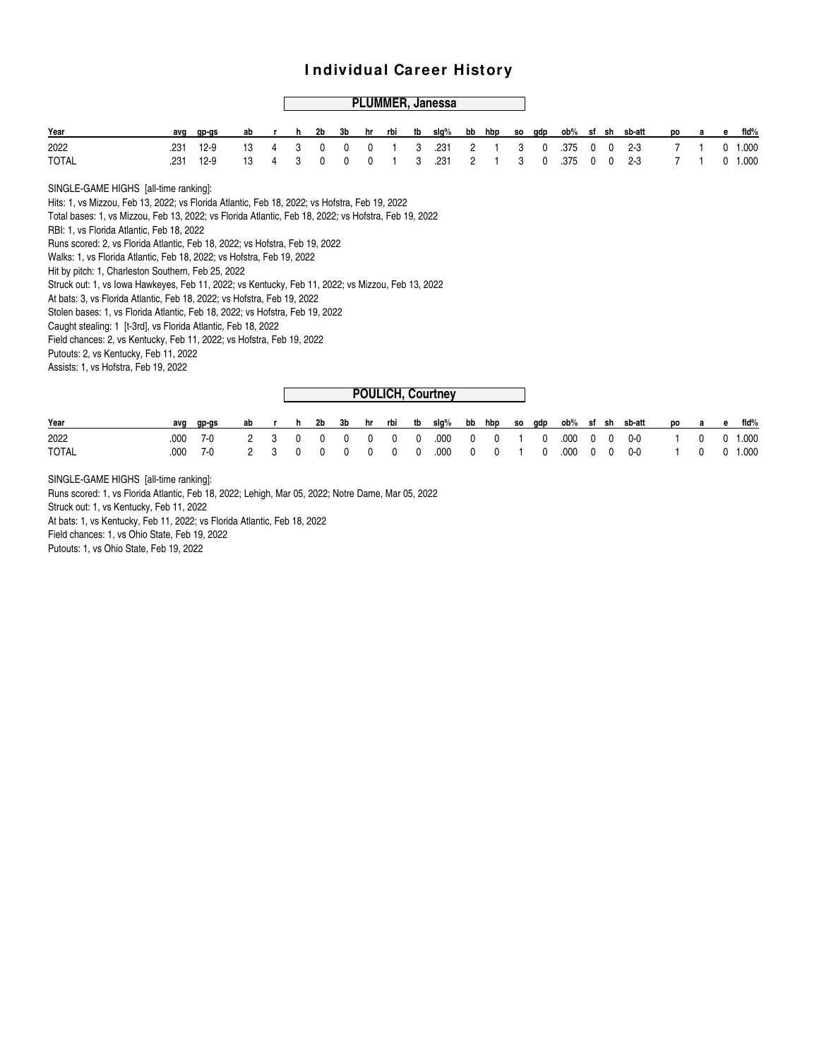# Individual Career History

## PLUMMER, Janessa

| Year | avg | gp-gs | ab | r | h | 2b | 3b | hr | rbi | tb | slg% | bb | hbp | so | gdp | ob% | sf | sh | sb-att | po | a | e | fld% |
|---|---|---|---|---|---|---|---|---|---|---|---|---|---|---|---|---|---|---|---|---|---|---|---|
| 2022 | .231 | 12-9 | 13 | 4 | 3 | 0 | 0 | 0 | 1 | 3 | .231 | 2 | 1 | 3 | 0 | .375 | 0 | 0 | 2-3 | 7 | 1 | 0 | 1.000 |
| TOTAL | .231 | 12-9 | 13 | 4 | 3 | 0 | 0 | 0 | 1 | 3 | .231 | 2 | 1 | 3 | 0 | .375 | 0 | 0 | 2-3 | 7 | 1 | 0 | 1.000 |

SINGLE-GAME HIGHS [all-time ranking]:

Hits: 1, vs Mizzou, Feb 13, 2022; vs Florida Atlantic, Feb 18, 2022; vs Hofstra, Feb 19, 2022
Total bases: 1, vs Mizzou, Feb 13, 2022; vs Florida Atlantic, Feb 18, 2022; vs Hofstra, Feb 19, 2022
RBI: 1, vs Florida Atlantic, Feb 18, 2022
Runs scored: 2, vs Florida Atlantic, Feb 18, 2022; vs Hofstra, Feb 19, 2022
Walks: 1, vs Florida Atlantic, Feb 18, 2022; vs Hofstra, Feb 19, 2022
Hit by pitch: 1, Charleston Southern, Feb 25, 2022
Struck out: 1, vs Iowa Hawkeyes, Feb 11, 2022; vs Kentucky, Feb 11, 2022; vs Mizzou, Feb 13, 2022
At bats: 3, vs Florida Atlantic, Feb 18, 2022; vs Hofstra, Feb 19, 2022
Stolen bases: 1, vs Florida Atlantic, Feb 18, 2022; vs Hofstra, Feb 19, 2022
Caught stealing: 1 [t-3rd], vs Florida Atlantic, Feb 18, 2022
Field chances: 2, vs Kentucky, Feb 11, 2022; vs Hofstra, Feb 19, 2022
Putouts: 2, vs Kentucky, Feb 11, 2022
Assists: 1, vs Hofstra, Feb 19, 2022

## POULICH, Courtney

| Year | avg | gp-gs | ab | r | h | 2b | 3b | hr | rbi | tb | slg% | bb | hbp | so | gdp | ob% | sf | sh | sb-att | po | a | e | fld% |
|---|---|---|---|---|---|---|---|---|---|---|---|---|---|---|---|---|---|---|---|---|---|---|---|
| 2022 | .000 | 7-0 | 2 | 3 | 0 | 0 | 0 | 0 | 0 | 0 | .000 | 0 | 0 | 1 | 0 | .000 | 0 | 0 | 0-0 | 1 | 0 | 0 | 1.000 |
| TOTAL | .000 | 7-0 | 2 | 3 | 0 | 0 | 0 | 0 | 0 | 0 | .000 | 0 | 0 | 1 | 0 | .000 | 0 | 0 | 0-0 | 1 | 0 | 0 | 1.000 |

SINGLE-GAME HIGHS [all-time ranking]:

Runs scored: 1, vs Florida Atlantic, Feb 18, 2022; Lehigh, Mar 05, 2022; Notre Dame, Mar 05, 2022
Struck out: 1, vs Kentucky, Feb 11, 2022
At bats: 1, vs Kentucky, Feb 11, 2022; vs Florida Atlantic, Feb 18, 2022
Field chances: 1, vs Ohio State, Feb 19, 2022
Putouts: 1, vs Ohio State, Feb 19, 2022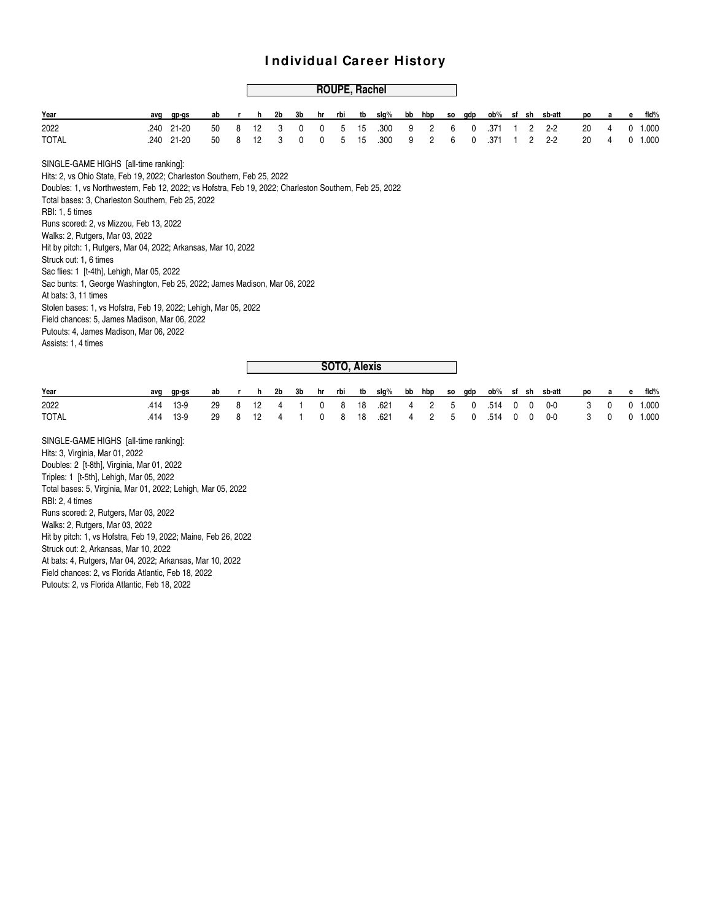# Individual Career History

## ROUPE, Rachel

| Year | avg | gp-gs | ab | r | h | 2b | 3b | hr | rbi | tb | slg% | bb | hbp | so | gdp | ob% | sf | sh | sb-att | po | a | e | fld% |
|---|---|---|---|---|---|---|---|---|---|---|---|---|---|---|---|---|---|---|---|---|---|---|---|
| 2022 | .240 | 21-20 | 50 | 8 | 12 | 3 | 0 | 0 | 5 | 15 | .300 | 9 | 2 | 6 | 0 | .371 | 1 | 2 | 2-2 | 20 | 4 | 0 | 1.000 |
| TOTAL | .240 | 21-20 | 50 | 8 | 12 | 3 | 0 | 0 | 5 | 15 | .300 | 9 | 2 | 6 | 0 | .371 | 1 | 2 | 2-2 | 20 | 4 | 0 | 1.000 |

SINGLE-GAME HIGHS [all-time ranking]:
Hits: 2, vs Ohio State, Feb 19, 2022; Charleston Southern, Feb 25, 2022
Doubles: 1, vs Northwestern, Feb 12, 2022; vs Hofstra, Feb 19, 2022; Charleston Southern, Feb 25, 2022
Total bases: 3, Charleston Southern, Feb 25, 2022
RBI: 1, 5 times
Runs scored: 2, vs Mizzou, Feb 13, 2022
Walks: 2, Rutgers, Mar 03, 2022
Hit by pitch: 1, Rutgers, Mar 04, 2022; Arkansas, Mar 10, 2022
Struck out: 1, 6 times
Sac flies: 1 [t-4th], Lehigh, Mar 05, 2022
Sac bunts: 1, George Washington, Feb 25, 2022; James Madison, Mar 06, 2022
At bats: 3, 11 times
Stolen bases: 1, vs Hofstra, Feb 19, 2022; Lehigh, Mar 05, 2022
Field chances: 5, James Madison, Mar 06, 2022
Putouts: 4, James Madison, Mar 06, 2022
Assists: 1, 4 times

## SOTO, Alexis

| Year | avg | gp-gs | ab | r | h | 2b | 3b | hr | rbi | tb | slg% | bb | hbp | so | gdp | ob% | sf | sh | sb-att | po | a | e | fld% |
|---|---|---|---|---|---|---|---|---|---|---|---|---|---|---|---|---|---|---|---|---|---|---|---|
| 2022 | .414 | 13-9 | 29 | 8 | 12 | 4 | 1 | 0 | 8 | 18 | .621 | 4 | 2 | 5 | 0 | .514 | 0 | 0 | 0-0 | 3 | 0 | 0 | 1.000 |
| TOTAL | .414 | 13-9 | 29 | 8 | 12 | 4 | 1 | 0 | 8 | 18 | .621 | 4 | 2 | 5 | 0 | .514 | 0 | 0 | 0-0 | 3 | 0 | 0 | 1.000 |

SINGLE-GAME HIGHS [all-time ranking]:
Hits: 3, Virginia, Mar 01, 2022
Doubles: 2 [t-8th], Virginia, Mar 01, 2022
Triples: 1 [t-5th], Lehigh, Mar 05, 2022
Total bases: 5, Virginia, Mar 01, 2022; Lehigh, Mar 05, 2022
RBI: 2, 4 times
Runs scored: 2, Rutgers, Mar 03, 2022
Walks: 2, Rutgers, Mar 03, 2022
Hit by pitch: 1, vs Hofstra, Feb 19, 2022; Maine, Feb 26, 2022
Struck out: 2, Arkansas, Mar 10, 2022
At bats: 4, Rutgers, Mar 04, 2022; Arkansas, Mar 10, 2022
Field chances: 2, vs Florida Atlantic, Feb 18, 2022
Putouts: 2, vs Florida Atlantic, Feb 18, 2022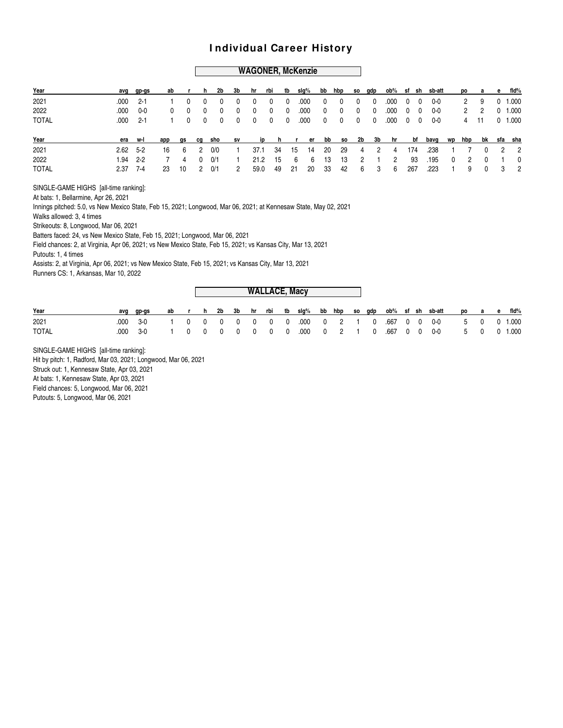# Individual Career History

## WAGONER, McKenzie

| Year | avg | gp-gs | ab | r | h | 2b | 3b | hr | rbi | tb | slg% | bb | hbp | so | gdp | ob% | sf | sh | sb-att | po | a | e | fld% |
|---|---|---|---|---|---|---|---|---|---|---|---|---|---|---|---|---|---|---|---|---|---|---|---|
| 2021 | .000 | 2-1 | 1 | 0 | 0 | 0 | 0 | 0 | 0 | 0 | .000 | 0 | 0 | 0 | 0 | .000 | 0 | 0 | 0-0 | 2 | 9 | 0 | 1.000 |
| 2022 | .000 | 0-0 | 0 | 0 | 0 | 0 | 0 | 0 | 0 | 0 | .000 | 0 | 0 | 0 | 0 | .000 | 0 | 0 | 0-0 | 2 | 2 | 0 | 1.000 |
| TOTAL | .000 | 2-1 | 1 | 0 | 0 | 0 | 0 | 0 | 0 | 0 | .000 | 0 | 0 | 0 | 0 | .000 | 0 | 0 | 0-0 | 4 | 11 | 0 | 1.000 |

| Year | era | w-l | app | gs | cg | sho | sv | ip | h | r | er | bb | so | 2b | 3b | hr | bf | bavg | wp | hbp | bk | sfa | sha |
|---|---|---|---|---|---|---|---|---|---|---|---|---|---|---|---|---|---|---|---|---|---|---|---|
| 2021 | 2.62 | 5-2 | 16 | 6 | 2 | 0/0 | 1 | 37.1 | 34 | 15 | 14 | 20 | 29 | 4 | 2 | 4 | 174 | .238 | 1 | 7 | 0 | 2 | 2 |
| 2022 | 1.94 | 2-2 | 7 | 4 | 0 | 0/1 | 1 | 21.2 | 15 | 6 | 6 | 13 | 13 | 2 | 1 | 2 | 93 | .195 | 0 | 2 | 0 | 1 | 0 |
| TOTAL | 2.37 | 7-4 | 23 | 10 | 2 | 0/1 | 2 | 59.0 | 49 | 21 | 20 | 33 | 42 | 6 | 3 | 6 | 267 | .223 | 1 | 9 | 0 | 3 | 2 |

SINGLE-GAME HIGHS [all-time ranking]:
At bats: 1, Bellarmine, Apr 26, 2021
Innings pitched: 5.0, vs New Mexico State, Feb 15, 2021; Longwood, Mar 06, 2021; at Kennesaw State, May 02, 2021
Walks allowed: 3, 4 times
Strikeouts: 8, Longwood, Mar 06, 2021
Batters faced: 24, vs New Mexico State, Feb 15, 2021; Longwood, Mar 06, 2021
Field chances: 2, at Virginia, Apr 06, 2021; vs New Mexico State, Feb 15, 2021; vs Kansas City, Mar 13, 2021
Putouts: 1, 4 times
Assists: 2, at Virginia, Apr 06, 2021; vs New Mexico State, Feb 15, 2021; vs Kansas City, Mar 13, 2021
Runners CS: 1, Arkansas, Mar 10, 2022

## WALLACE, Macy

| Year | avg | gp-gs | ab | r | h | 2b | 3b | hr | rbi | tb | slg% | bb | hbp | so | gdp | ob% | sf | sh | sb-att | po | a | e | fld% |
|---|---|---|---|---|---|---|---|---|---|---|---|---|---|---|---|---|---|---|---|---|---|---|---|
| 2021 | .000 | 3-0 | 1 | 0 | 0 | 0 | 0 | 0 | 0 | 0 | .000 | 0 | 2 | 1 | 0 | .667 | 0 | 0 | 0-0 | 5 | 0 | 0 | 1.000 |
| TOTAL | .000 | 3-0 | 1 | 0 | 0 | 0 | 0 | 0 | 0 | 0 | .000 | 0 | 2 | 1 | 0 | .667 | 0 | 0 | 0-0 | 5 | 0 | 0 | 1.000 |

SINGLE-GAME HIGHS [all-time ranking]:
Hit by pitch: 1, Radford, Mar 03, 2021; Longwood, Mar 06, 2021
Struck out: 1, Kennesaw State, Apr 03, 2021
At bats: 1, Kennesaw State, Apr 03, 2021
Field chances: 5, Longwood, Mar 06, 2021
Putouts: 5, Longwood, Mar 06, 2021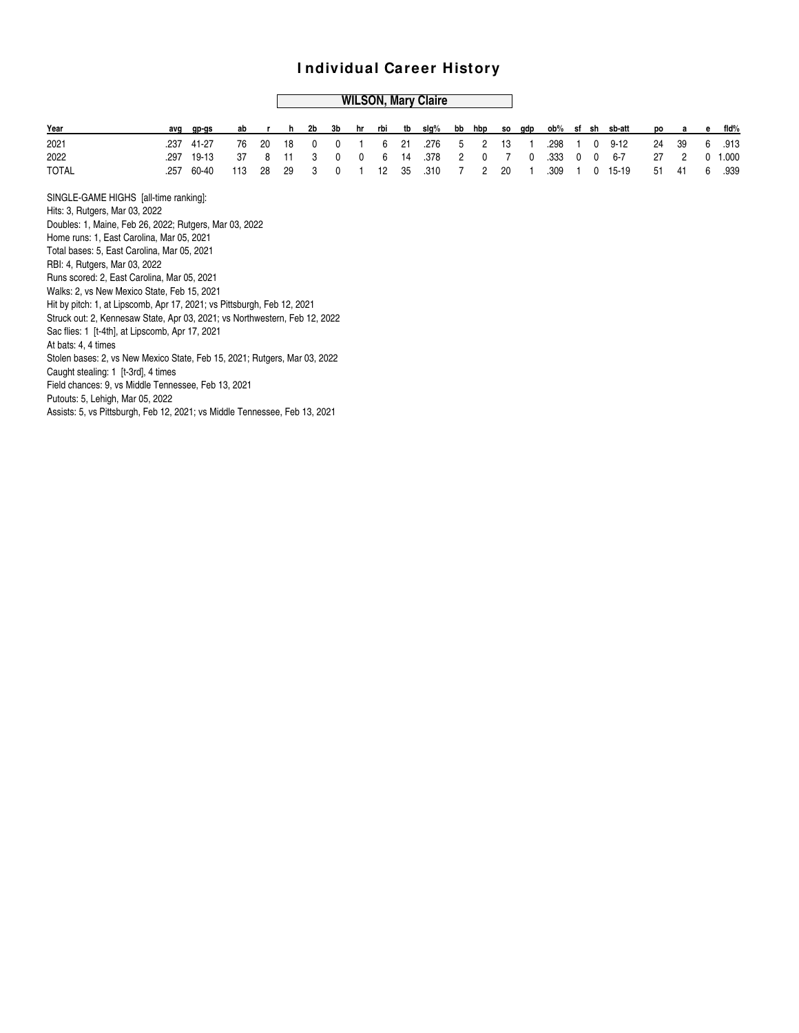# Individual Career History

## WILSON, Mary Claire

| Year | avg | gp-gs | ab | r | h | 2b | 3b | hr | rbi | tb | slg% | bb | hbp | so | gdp | ob% | sf | sh | sb-att | po | a | e | fld% |
|---|---|---|---|---|---|---|---|---|---|---|---|---|---|---|---|---|---|---|---|---|---|---|---|
| 2021 | .237 | 41-27 | 76 | 20 | 18 | 0 | 0 | 1 | 6 | 21 | .276 | 5 | 2 | 13 | 1 | .298 | 1 | 0 | 9-12 | 24 | 39 | 6 | .913 |
| 2022 | .297 | 19-13 | 37 | 8 | 11 | 3 | 0 | 0 | 6 | 14 | .378 | 2 | 0 | 7 | 0 | .333 | 0 | 0 | 6-7 | 27 | 2 | 0 | 1.000 |
| TOTAL | .257 | 60-40 | 113 | 28 | 29 | 3 | 0 | 1 | 12 | 35 | .310 | 7 | 2 | 20 | 1 | .309 | 1 | 0 | 15-19 | 51 | 41 | 6 | .939 |

SINGLE-GAME HIGHS [all-time ranking]:
Hits: 3, Rutgers, Mar 03, 2022
Doubles: 1, Maine, Feb 26, 2022; Rutgers, Mar 03, 2022
Home runs: 1, East Carolina, Mar 05, 2021
Total bases: 5, East Carolina, Mar 05, 2021
RBI: 4, Rutgers, Mar 03, 2022
Runs scored: 2, East Carolina, Mar 05, 2021
Walks: 2, vs New Mexico State, Feb 15, 2021
Hit by pitch: 1, at Lipscomb, Apr 17, 2021; vs Pittsburgh, Feb 12, 2021
Struck out: 2, Kennesaw State, Apr 03, 2021; vs Northwestern, Feb 12, 2022
Sac flies: 1 [t-4th], at Lipscomb, Apr 17, 2021
At bats: 4, 4 times
Stolen bases: 2, vs New Mexico State, Feb 15, 2021; Rutgers, Mar 03, 2022
Caught stealing: 1 [t-3rd], 4 times
Field chances: 9, vs Middle Tennessee, Feb 13, 2021
Putouts: 5, Lehigh, Mar 05, 2022
Assists: 5, vs Pittsburgh, Feb 12, 2021; vs Middle Tennessee, Feb 13, 2021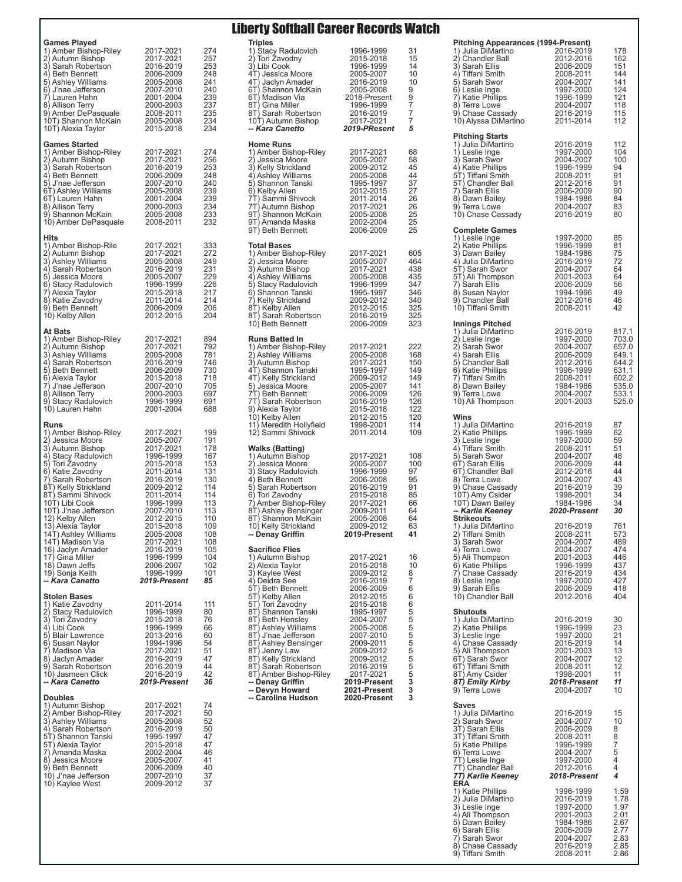# Liberty Softball Career Records Watch

### Games Played

| | | |
|---|---|---|
| 1) Amber Bishop-Riley | 2017-2021 | 274 |
| 2) Autumn Bishop | 2017-2021 | 257 |
| 3) Sarah Robertson | 2016-2019 | 253 |
| 4) Beth Bennett | 2006-2009 | 248 |
| 5) Ashley Williams | 2005-2008 | 241 |
| 6) J'nae Jefferson | 2007-2010 | 240 |
| 7) Lauren Hahn | 2001-2004 | 239 |
| 8) Allison Terry | 2000-2003 | 237 |
| 9) Amber DePasquale | 2008-2011 | 235 |
| 10T) Shannon McKain | 2005-2008 | 234 |
| 10T) Alexia Taylor | 2015-2018 | 234 |

### Games Started

| | | |
|---|---|---|
| 1) Amber Bishop-Riley | 2017-2021 | 274 |
| 2) Autumn Bishop | 2017-2021 | 256 |
| 3) Sarah Robertson | 2016-2019 | 253 |
| 4) Beth Bennett | 2006-2009 | 248 |
| 5) J'nae Jefferson | 2007-2010 | 240 |
| 6T) Ashley Williams | 2005-2008 | 239 |
| 6T) Lauren Hahn | 2001-2004 | 239 |
| 8) Allison Terry | 2000-2003 | 234 |
| 9) Shannon McKain | 2005-2008 | 233 |
| 10) Amber DePasquale | 2008-2011 | 232 |

### Hits

| | | |
|---|---|---|
| 1) Amber Bishop-Rile | 2017-2021 | 333 |
| 2) Autumn Bishop | 2017-2021 | 272 |
| 3) Ashley Williams | 2005-2008 | 249 |
| 4) Sarah Robertson | 2016-2019 | 231 |
| 5) Jessica Moore | 2005-2007 | 229 |
| 6) Stacy Radulovich | 1996-1999 | 226 |
| 7) Alexia Taylor | 2015-2018 | 217 |
| 8) Katie Zavodny | 2011-2014 | 214 |
| 9) Beth Bennett | 2006-2009 | 206 |
| 10) Kelby Allen | 2012-2015 | 204 |

### At Bats

| | | |
|---|---|---|
| 1) Amber Bishop-Riley | 2017-2021 | 894 |
| 2) Autumn Bishop | 2017-2021 | 792 |
| 3) Ashley Williams | 2005-2008 | 781 |
| 4) Sarah Robertson | 2016-2019 | 746 |
| 5) Beth Bennett | 2006-2009 | 730 |
| 6) Alexia Taylor | 2015-2018 | 718 |
| 7) J'nae Jefferson | 2007-2010 | 705 |
| 8) Allison Terry | 2000-2003 | 697 |
| 9) Stacy Radulovich | 1996-1999 | 691 |
| 10) Lauren Hahn | 2001-2004 | 688 |

### Runs

| | | |
|---|---|---|
| 1) Amber Bishop-Riley | 2017-2021 | 199 |
| 2) Jessica Moore | 2005-2007 | 191 |
| 3) Autumn Bishop | 2017-2021 | 178 |
| 4) Stacy Radulovich | 1996-1999 | 167 |
| 5) Tori Zavodny | 2015-2018 | 153 |
| 6) Katie Zavodny | 2011-2014 | 131 |
| 7) Sarah Robertson | 2016-2019 | 130 |
| 8T) Kelly Strickland | 2009-2012 | 114 |
| 8T) Sammi Shivock | 2011-2014 | 114 |
| 10T) Libi Cook | 1996-1999 | 113 |
| 10T) J'nae Jefferson | 2007-2010 | 113 |
| 12) Kelby Allen | 2012-2015 | 110 |
| 13) Alexia Taylor | 2015-2018 | 109 |
| 14T) Ashley Williams | 2005-2008 | 108 |
| 14T) Madison Via | 2017-2021 | 108 |
| 16) Jaclyn Amader | 2016-2019 | 105 |
| 17) Gina Miller | 1996-1999 | 104 |
| 18) Dawn Jeffs | 2006-2007 | 102 |
| 19) Sonja Keith | 1996-1999 | 101 |
| ***-- Kara Canetto*** | ***2019-Present*** | ***85*** |

### Stolen Bases

| | | |
|---|---|---|
| 1) Katie Zavodny | 2011-2014 | 111 |
| 2) Stacy Radulovich | 1996-1999 | 80 |
| 3) Tori Zavodny | 2015-2018 | 76 |
| 4) Libi Cook | 1996-1999 | 66 |
| 5) Blair Lawrence | 2013-2016 | 60 |
| 6) Susan Naylor | 1994-1996 | 54 |
| 7) Madison Via | 2017-2021 | 51 |
| 8) Jaclyn Amader | 2016-2019 | 47 |
| 9) Sarah Robertson | 2016-2019 | 44 |
| 10) Jasmeen Click | 2016-2019 | 42 |
| ***-- Kara Canetto*** | ***2019-Present*** | ***36*** |

### Doubles

| | | |
|---|---|---|
| 1) Autumn Bishop | 2017-2021 | 74 |
| 2) Amber Bishop-Riley | 2017-2021 | 50 |
| 3) Ashley Williams | 2005-2008 | 52 |
| 4) Sarah Robertson | 2016-2019 | 50 |
| 5T) Shannon Tanski | 1995-1997 | 47 |
| 5T) Alexia Taylor | 2015-2018 | 47 |
| 7) Amanda Maska | 2002-2004 | 46 |
| 8) Jessica Moore | 2005-2007 | 41 |
| 9) Beth Bennett | 2006-2009 | 40 |
| 10) J'nae Jefferson | 2007-2010 | 37 |
| 10) Kaylee West | 2009-2012 | 37 |

### Triples

| | | |
|---|---|---|
| 1) Stacy Radulovich | 1996-1999 | 31 |
| 2) Tori Zavodny | 2015-2018 | 15 |
| 3) Libi Cook | 1996-1999 | 14 |
| 4T) Jessica Moore | 2005-2007 | 10 |
| 4T) Jaclyn Amader | 2016-2019 | 10 |
| 6T) Shannon McKain | 2005-2008 | 9 |
| 6T) Madison Via | 2018-Present | 9 |
| 8T) Gina Miller | 1996-1999 | 7 |
| 8T) Sarah Robertson | 2016-2019 | 7 |
| 10T) Autumn Bishop | 2017-2021 | 7 |
| ***-- Kara Canetto*** | ***2019-PResent*** | ***5*** |

### Home Runs

| | | |
|---|---|---|
| 1) Amber Bishop-Riley | 2017-2021 | 68 |
| 2) Jessica Moore | 2005-2007 | 58 |
| 3) Kelly Strickland | 2009-2012 | 45 |
| 4) Ashley Williams | 2005-2008 | 44 |
| 5) Shannon Tanski | 1995-1997 | 37 |
| 6) Kelby Allen | 2012-2015 | 27 |
| 7T) Sammi Shivock | 2011-2014 | 26 |
| 7T) Autumn Bishop | 2017-2021 | 26 |
| 9T) Shannon McKain | 2005-2008 | 25 |
| 9T) Amanda Maska | 2002-2004 | 25 |
| 9T) Beth Bennett | 2006-2009 | 25 |

### Total Bases

| | | |
|---|---|---|
| 1) Amber Bishop-Riley | 2017-2021 | 605 |
| 2) Jessica Moore | 2005-2007 | 464 |
| 3) Autumn Bishop | 2017-2021 | 438 |
| 4) Ashley Williams | 2005-2008 | 435 |
| 5) Stacy Radulovich | 1996-1999 | 347 |
| 6) Shannon Tanski | 1995-1997 | 346 |
| 7) Kelly Strickland | 2009-2012 | 340 |
| 8T) Kelby Allen | 2012-2015 | 325 |
| 8T) Sarah Robertson | 2016-2019 | 325 |
| 10) Beth Bennett | 2006-2009 | 323 |

### Runs Batted In

| | | |
|---|---|---|
| 1) Amber Bishop-Riley | 2017-2021 | 222 |
| 2) Ashley Williams | 2005-2008 | 168 |
| 3) Autumn Bishop | 2017-2021 | 150 |
| 4T) Shannon Tanski | 1995-1997 | 149 |
| 4T) Kelly Strickland | 2009-2012 | 149 |
| 5) Jessica Moore | 2005-2007 | 141 |
| 7T) Beth Bennett | 2006-2009 | 126 |
| 7T) Sarah Robertson | 2016-2019 | 126 |
| 9) Alexia Taylor | 2015-2018 | 122 |
| 10) Kelby Allen | 2012-2015 | 120 |
| 11) Meredith Hollyfield | 1998-2001 | 114 |
| 12) Sammi Shivock | 2011-2014 | 109 |

### Walks (Batting)

| | | |
|---|---|---|
| 1) Autumn Bishop | 2017-2021 | 108 |
| 2) Jessica Moore | 2005-2007 | 100 |
| 3) Stacy Radulovich | 1996-1999 | 97 |
| 4) Beth Bennett | 2006-2008 | 95 |
| 5) Sarah Robertson | 2016-2019 | 91 |
| 6) Tori Zavodny | 2015-2018 | 85 |
| 7) Amber Bishop-Riley | 2017-2021 | 66 |
| 8T) Ashley Bensinger | 2009-2011 | 64 |
| 8T) Shannon McKain | 2005-2008 | 64 |
| 10) Kelly Strickland | 2009-2012 | 63 |
| **-- Denay Griffin** | **2019-Present** | **41** |

### Sacrifice Flies

| | | |
|---|---|---|
| 1) Autumn Bishop | 2017-2021 | 16 |
| 2) Alexia Taylor | 2015-2018 | 10 |
| 3) Kaylee West | 2009-2012 | 8 |
| 4) Deidra See | 2016-2019 | 7 |
| 5T) Beth Bennett | 2006-2009 | 6 |
| 5T) Kelby Allen | 2012-2015 | 6 |
| 5T) Tori Zavodny | 2015-2018 | 6 |
| 8T) Shannon Tanski | 1995-1997 | 5 |
| 8T) Beth Hensley | 2004-2007 | 5 |
| 8T) Ashley Williams | 2005-2008 | 5 |
| 8T) J'nae Jefferson | 2007-2010 | 5 |
| 8T) Ashley Bensinger | 2009-2011 | 5 |
| 8T) Jenny Law | 2009-2012 | 5 |
| 8T) Kelly Strickland | 2009-2012 | 5 |
| 8T) Sarah Robertson | 2016-2019 | 5 |
| 8T) Amber Bishop-Riley | 2017-2021 | 5 |
| **-- Denay Griffin** | **2019-Present** | **3** |
| **-- Devyn Howard** | **2021-Present** | **3** |
| **-- Caroline Hudson** | **2020-Present** | **3** |

### Pitching Appearances (1994-Present)

| | | |
|---|---|---|
| 1) Julia DiMartino | 2016-2019 | 178 |
| 2) Chandler Ball | 2012-2016 | 162 |
| 3) Sarah Ellis | 2006-2009 | 151 |
| 4) Tiffani Smith | 2008-2011 | 144 |
| 5) Sarah Swor | 2004-2007 | 141 |
| 6) Leslie Inge | 1997-2000 | 124 |
| 7) Katie Phillips | 1996-1999 | 121 |
| 8) Terra Lowe | 2004-2007 | 118 |
| 9) Chase Cassady | 2016-2019 | 115 |
| 10) Alyssa DiMartino | 2011-2014 | 112 |

### Pitching Starts

| | | |
|---|---|---|
| 1) Julia DiMartino | 2016-2019 | 112 |
| 2) Leslie Inge | 1997-2000 | 104 |
| 3) Sarah Swor | 2004-2007 | 100 |
| 4) Katie Phillips | 1996-1999 | 94 |
| 5T) Tiffani Smith | 2008-2011 | 91 |
| 5T) Chandler Ball | 2012-2016 | 91 |
| 7) Sarah Ellis | 2006-2009 | 90 |
| 8) Dawn Bailey | 1984-1986 | 84 |
| 9) Terra Lowe | 2004-2007 | 83 |
| 10) Chase Cassady | 2016-2019 | 80 |

### Complete Games

| | | |
|---|---|---|
| 1) Leslie Inge | 1997-2000 | 85 |
| 2) Katie Phillips | 1996-1999 | 81 |
| 3) Dawn Bailey | 1984-1986 | 75 |
| 4) Julia DiMartino | 2016-2019 | 72 |
| 5T) Sarah Swor | 2004-2007 | 64 |
| 5T) Ali Thompson | 2001-2003 | 64 |
| 7) Sarah Ellis | 2006-2009 | 56 |
| 8) Susan Naylor | 1994-1996 | 49 |
| 9) Chandler Ball | 2012-2016 | 46 |
| 10) Tiffani Smith | 2008-2011 | 42 |

### Innings Pitched

| | | |
|---|---|---|
| 1) Julia DiMartino | 2016-2019 | 817.1 |
| 2) Leslie Inge | 1997-2000 | 703.0 |
| 3) Sarah Swor | 2004-2007 | 657.0 |
| 4) Sarah Ellis | 2006-2009 | 649.1 |
| 5) Chandler Ball | 2012-2016 | 644.2 |
| 6) Katie Phillips | 1996-1999 | 631.1 |
| 7) Tiffani Smith | 2008-2011 | 602.2 |
| 8) Dawn Bailey | 1984-1986 | 535.0 |
| 9) Terra Lowe | 2004-2007 | 533.1 |
| 10) Ali Thompson | 2001-2003 | 525.0 |

### Wins

| | | |
|---|---|---|
| 1) Julia DiMartino | 2016-2019 | 87 |
| 2) Katie Phillips | 1996-1999 | 62 |
| 3) Leslie Inge | 1997-2000 | 59 |
| 4) Tiffani Smith | 2008-2011 | 51 |
| 5) Sarah Swor | 2004-2007 | 48 |
| 6T) Sarah Ellis | 2006-2009 | 44 |
| 6T) Chandler Ball | 2012-2016 | 44 |
| 8) Terra Lowe | 2004-2007 | 43 |
| 9) Chase Cassady | 2016-2019 | 39 |
| 10T) Amy Csider | 1998-2001 | 34 |
| 10T) Dawn Bailey | 1984-1986 | 34 |
| ***-- Karlie Keeney*** | ***2020-Present*** | ***30*** |

### Strikeouts

| | | |
|---|---|---|
| 1) Julia DiMartino | 2016-2019 | 761 |
| 2) Tiffani Smith | 2008-2011 | 573 |
| 3) Sarah Swor | 2004-2007 | 489 |
| 4) Terra Lowe | 2004-2007 | 474 |
| 5) Ali Thompson | 2001-2003 | 446 |
| 6) Katie Phillips | 1996-1999 | 437 |
| 7) Chase Cassady | 2016-2019 | 434 |
| 8) Leslie Inge | 1997-2000 | 427 |
| 9) Sarah Ellis | 2006-2009 | 418 |
| 10) Chandler Ball | 2012-2016 | 404 |

### Shutouts

| | | |
|---|---|---|
| 1) Julia DiMartino | 2016-2019 | 30 |
| 2) Katie Phillips | 1996-1999 | 23 |
| 3) Leslie Inge | 1997-2000 | 21 |
| 4) Chase Cassady | 2016-2019 | 14 |
| 5) Ali Thompson | 2001-2003 | 13 |
| 6T) Sarah Swor | 2004-2007 | 12 |
| 6T) Tiffani Smith | 2008-2011 | 12 |
| 8T) Amy Csider | 1998-2001 | 11 |
| ***8T) Emily Kirby*** | ***2018-Present*** | ***11*** |
| 9) Terra Lowe | 2004-2007 | 10 |

### Saves

| | | |
|---|---|---|
| 1) Julia DiMartino | 2016-2019 | 15 |
| 2) Sarah Swor | 2004-2007 | 10 |
| 3T) Sarah Ellis | 2006-2009 | 8 |
| 3T) Tiffani Smith | 2008-2011 | 8 |
| 5) Katie Phillips | 1996-1999 | 7 |
| 6) Terra Lowe | 2004-2007 | 5 |
| 7T) Leslie Inge | 1997-2000 | 4 |
| 7T) Chandler Ball | 2012-2016 | 4 |
| ***7T) Karlie Keeney*** | ***2018-Present*** | ***4*** |

### ERA

| | | |
|---|---|---|
| 1) Katie Phillips | 1996-1999 | 1.59 |
| 2) Julia DiMartino | 2016-2019 | 1.78 |
| 3) Leslie Inge | 1997-2000 | 1.97 |
| 4) Ali Thompson | 2001-2003 | 2.01 |
| 5) Dawn Bailey | 1984-1986 | 2.67 |
| 6) Sarah Ellis | 2006-2009 | 2.77 |
| 7) Sarah Swor | 2004-2007 | 2.83 |
| 8) Chase Cassady | 2016-2019 | 2.85 |
| 9) Tiffani Smith | 2008-2011 | 2.86 |